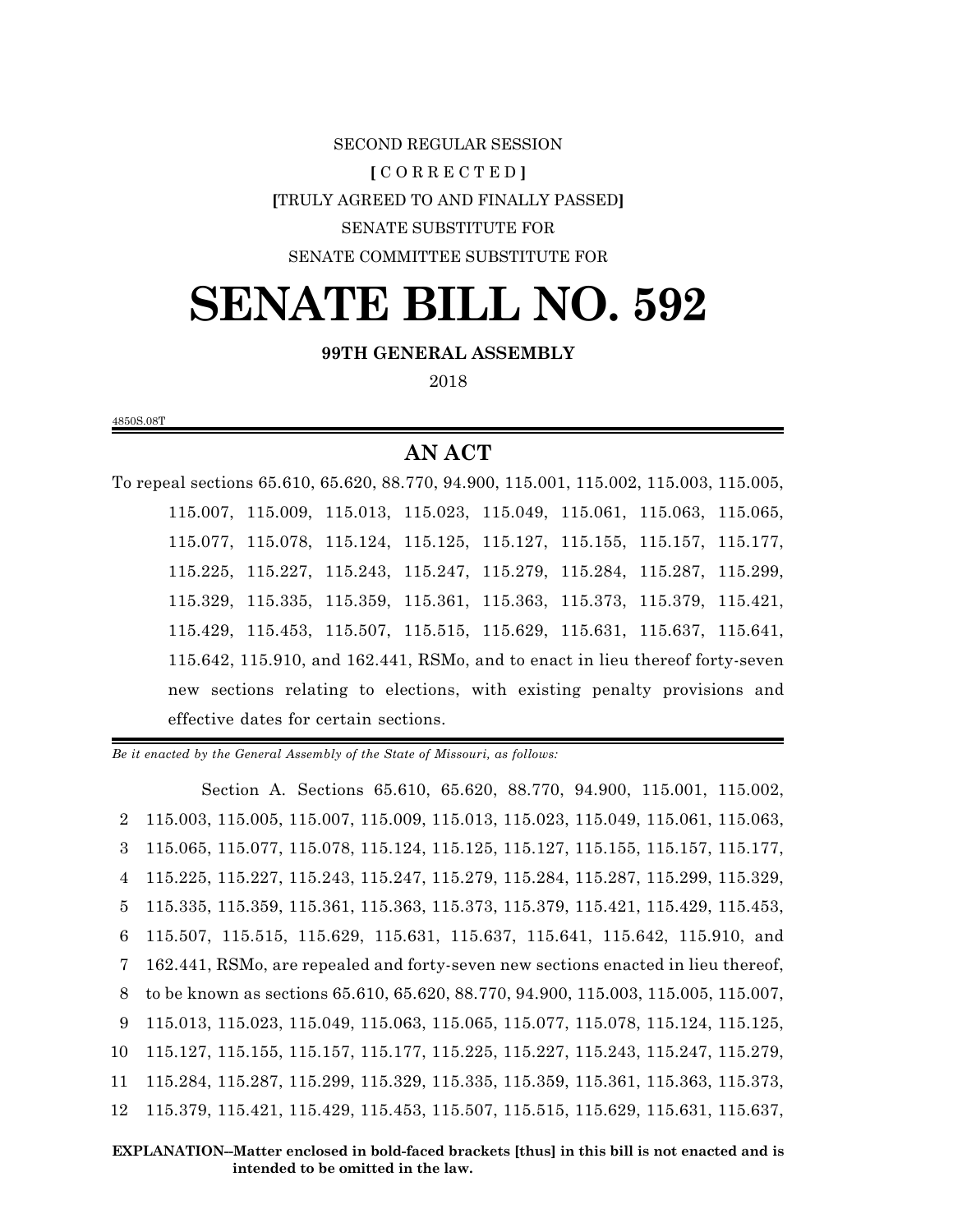SECOND REGULAR SESSION

**[** C O R R E C T E D **]**

**[**TRULY AGREED TO AND FINALLY PASSED**]**

SENATE SUBSTITUTE FOR

SENATE COMMITTEE SUBSTITUTE FOR

# SENATE BILL NO. 592

**99TH GENERAL ASSEMBLY**

2018

4850S.08T

## AN ACT

To repeal sections 65.610, 65.620, 88.770, 94.900, 115.001, 115.002, 115.003, 115.005, 115.007, 115.009, 115.013, 115.023, 115.049, 115.061, 115.063, 115.065, 115.077, 115.078, 115.124, 115.125, 115.127, 115.155, 115.157, 115.177, 115.225, 115.227, 115.243, 115.247, 115.279, 115.284, 115.287, 115.299, 115.329, 115.335, 115.359, 115.361, 115.363, 115.373, 115.379, 115.421, 115.429, 115.453, 115.507, 115.515, 115.629, 115.631, 115.637, 115.641, 115.642, 115.910, and 162.441, RSMo, and to enact in lieu thereof forty-seven new sections relating to elections, with existing penalty provisions and effective dates for certain sections.

*Be it enacted by the General Assembly of the State of Missouri, as follows:*

Section A. Sections 65.610, 65.620, 88.770, 94.900, 115.001, 115.002, 115.003, 115.005, 115.007, 115.009, 115.013, 115.023, 115.049, 115.061, 115.063, 115.065, 115.077, 115.078, 115.124, 115.125, 115.127, 115.155, 115.157, 115.177, 115.225, 115.227, 115.243, 115.247, 115.279, 115.284, 115.287, 115.299, 115.329, 115.335, 115.359, 115.361, 115.363, 115.373, 115.379, 115.421, 115.429, 115.453, 115.507, 115.515, 115.629, 115.631, 115.637, 115.641, 115.642, 115.910, and 162.441, RSMo, are repealed and forty-seven new sections enacted in lieu thereof, to be known as sections 65.610, 65.620, 88.770, 94.900, 115.003, 115.005, 115.007, 115.013, 115.023, 115.049, 115.063, 115.065, 115.077, 115.078, 115.124, 115.125, 115.127, 115.155, 115.157, 115.177, 115.225, 115.227, 115.243, 115.247, 115.279, 115.284, 115.287, 115.299, 115.329, 115.335, 115.359, 115.361, 115.363, 115.373, 115.379, 115.421, 115.429, 115.453, 115.507, 115.515, 115.629, 115.631, 115.637,

**EXPLANATION--Matter enclosed in bold-faced brackets [thus] in this bill is not enacted and is intended to be omitted in the law.**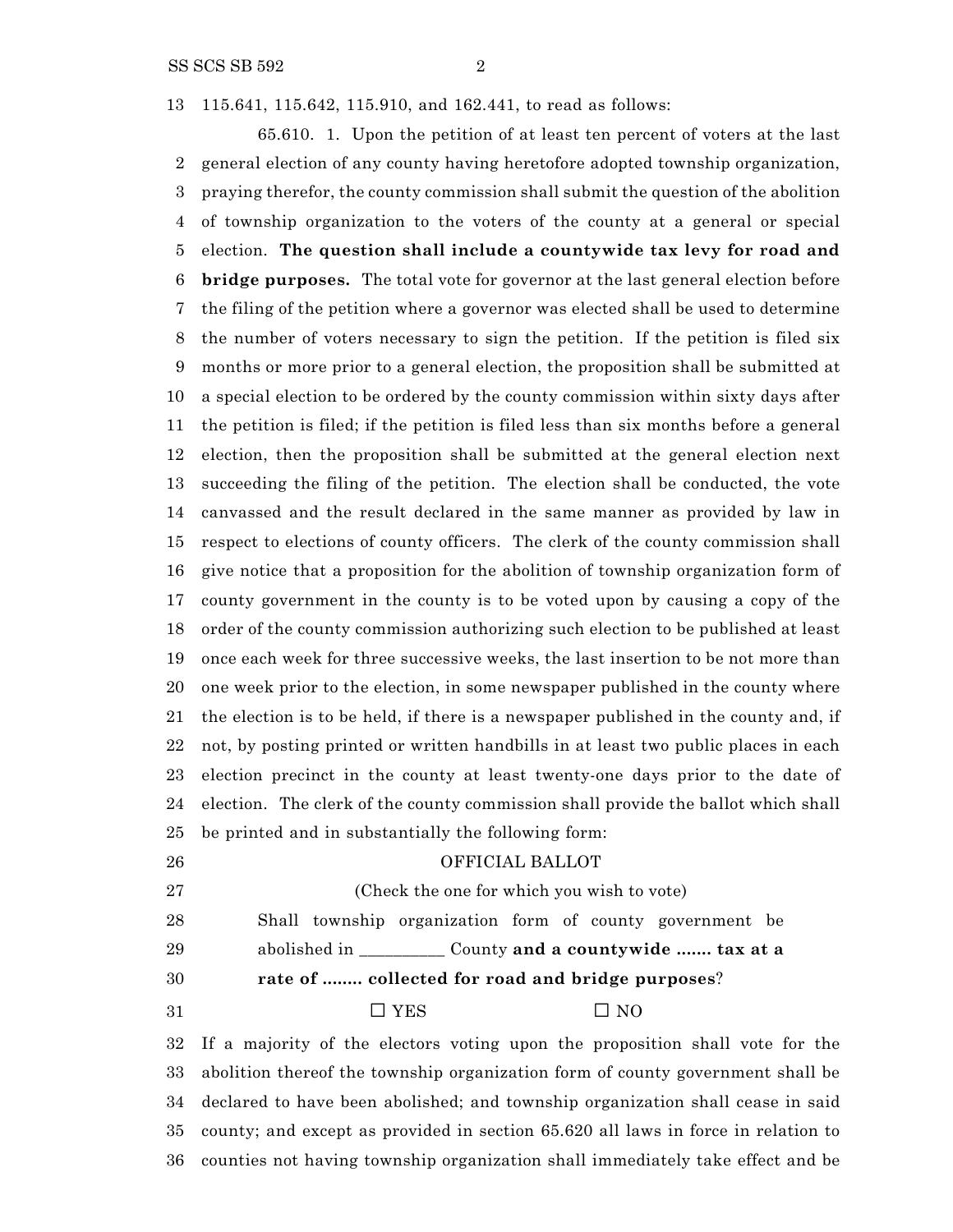115.641, 115.642, 115.910, and 162.441, to read as follows:

65.610. 1. Upon the petition of at least ten percent of voters at the last general election of any county having heretofore adopted township organization, praying therefor, the county commission shall submit the question of the abolition of township organization to the voters of the county at a general or special election. **The question shall include a countywide tax levy for road and bridge purposes.** The total vote for governor at the last general election before the filing of the petition where a governor was elected shall be used to determine the number of voters necessary to sign the petition. If the petition is filed six months or more prior to a general election, the proposition shall be submitted at a special election to be ordered by the county commission within sixty days after the petition is filed; if the petition is filed less than six months before a general election, then the proposition shall be submitted at the general election next succeeding the filing of the petition. The election shall be conducted, the vote canvassed and the result declared in the same manner as provided by law in respect to elections of county officers. The clerk of the county commission shall give notice that a proposition for the abolition of township organization form of county government in the county is to be voted upon by causing a copy of the order of the county commission authorizing such election to be published at least once each week for three successive weeks, the last insertion to be not more than one week prior to the election, in some newspaper published in the county where the election is to be held, if there is a newspaper published in the county and, if not, by posting printed or written handbills in at least two public places in each election precinct in the county at least twenty-one days prior to the date of election. The clerk of the county commission shall provide the ballot which shall be printed and in substantially the following form:

OFFICIAL BALLOT

(Check the one for which you wish to vote)

Shall township organization form of county government be abolished in __________ County **and a countywide ....... tax at a rate of ........ collected for road and bridge purposes**?

☐ YES ☐ NO

If a majority of the electors voting upon the proposition shall vote for the abolition thereof the township organization form of county government shall be declared to have been abolished; and township organization shall cease in said county; and except as provided in section 65.620 all laws in force in relation to counties not having township organization shall immediately take effect and be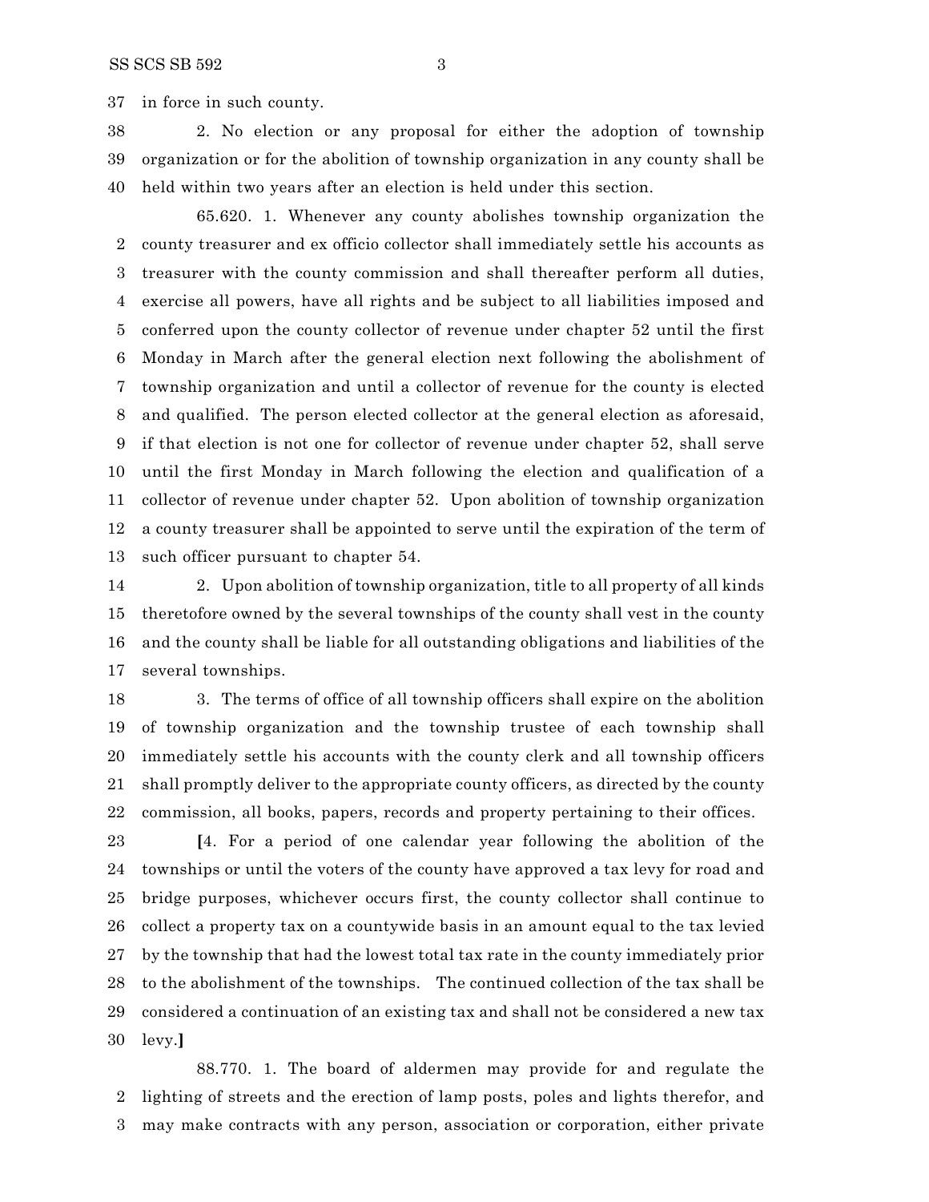in force in such county.

2. No election or any proposal for either the adoption of township organization or for the abolition of township organization in any county shall be held within two years after an election is held under this section.

65.620. 1. Whenever any county abolishes township organization the county treasurer and ex officio collector shall immediately settle his accounts as treasurer with the county commission and shall thereafter perform all duties, exercise all powers, have all rights and be subject to all liabilities imposed and conferred upon the county collector of revenue under chapter 52 until the first Monday in March after the general election next following the abolishment of township organization and until a collector of revenue for the county is elected and qualified. The person elected collector at the general election as aforesaid, if that election is not one for collector of revenue under chapter 52, shall serve until the first Monday in March following the election and qualification of a collector of revenue under chapter 52. Upon abolition of township organization a county treasurer shall be appointed to serve until the expiration of the term of such officer pursuant to chapter 54.

2. Upon abolition of township organization, title to all property of all kinds theretofore owned by the several townships of the county shall vest in the county and the county shall be liable for all outstanding obligations and liabilities of the several townships.

3. The terms of office of all township officers shall expire on the abolition of township organization and the township trustee of each township shall immediately settle his accounts with the county clerk and all township officers shall promptly deliver to the appropriate county officers, as directed by the county commission, all books, papers, records and property pertaining to their offices.

**[**4. For a period of one calendar year following the abolition of the townships or until the voters of the county have approved a tax levy for road and bridge purposes, whichever occurs first, the county collector shall continue to collect a property tax on a countywide basis in an amount equal to the tax levied by the township that had the lowest total tax rate in the county immediately prior to the abolishment of the townships. The continued collection of the tax shall be considered a continuation of an existing tax and shall not be considered a new tax levy.**]**

88.770. 1. The board of aldermen may provide for and regulate the lighting of streets and the erection of lamp posts, poles and lights therefor, and may make contracts with any person, association or corporation, either private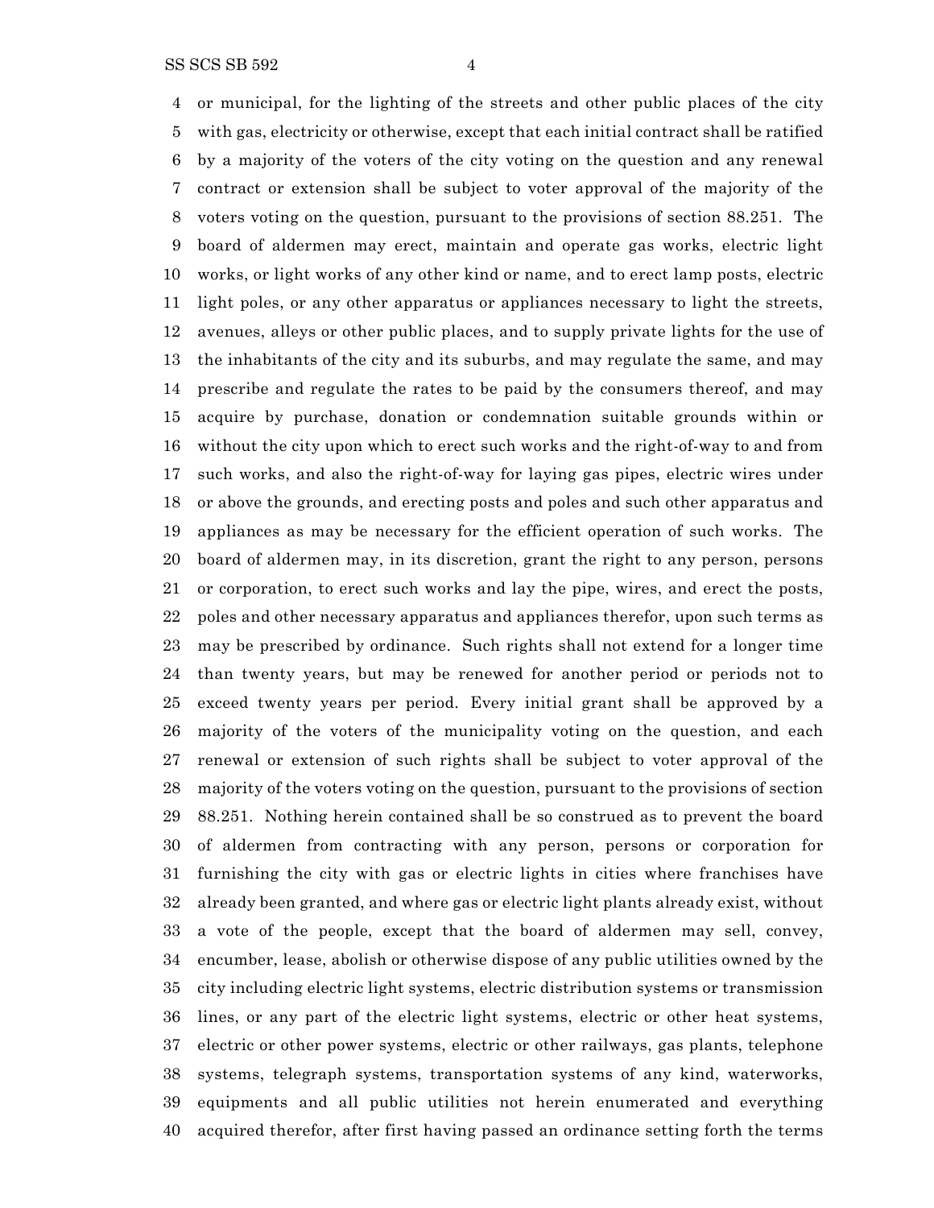or municipal, for the lighting of the streets and other public places of the city with gas, electricity or otherwise, except that each initial contract shall be ratified by a majority of the voters of the city voting on the question and any renewal contract or extension shall be subject to voter approval of the majority of the voters voting on the question, pursuant to the provisions of section 88.251. The board of aldermen may erect, maintain and operate gas works, electric light works, or light works of any other kind or name, and to erect lamp posts, electric light poles, or any other apparatus or appliances necessary to light the streets, avenues, alleys or other public places, and to supply private lights for the use of the inhabitants of the city and its suburbs, and may regulate the same, and may prescribe and regulate the rates to be paid by the consumers thereof, and may acquire by purchase, donation or condemnation suitable grounds within or without the city upon which to erect such works and the right-of-way to and from such works, and also the right-of-way for laying gas pipes, electric wires under or above the grounds, and erecting posts and poles and such other apparatus and appliances as may be necessary for the efficient operation of such works. The board of aldermen may, in its discretion, grant the right to any person, persons or corporation, to erect such works and lay the pipe, wires, and erect the posts, poles and other necessary apparatus and appliances therefor, upon such terms as may be prescribed by ordinance. Such rights shall not extend for a longer time than twenty years, but may be renewed for another period or periods not to exceed twenty years per period. Every initial grant shall be approved by a majority of the voters of the municipality voting on the question, and each renewal or extension of such rights shall be subject to voter approval of the majority of the voters voting on the question, pursuant to the provisions of section 88.251. Nothing herein contained shall be so construed as to prevent the board of aldermen from contracting with any person, persons or corporation for furnishing the city with gas or electric lights in cities where franchises have already been granted, and where gas or electric light plants already exist, without a vote of the people, except that the board of aldermen may sell, convey, encumber, lease, abolish or otherwise dispose of any public utilities owned by the city including electric light systems, electric distribution systems or transmission lines, or any part of the electric light systems, electric or other heat systems, electric or other power systems, electric or other railways, gas plants, telephone systems, telegraph systems, transportation systems of any kind, waterworks, equipments and all public utilities not herein enumerated and everything acquired therefor, after first having passed an ordinance setting forth the terms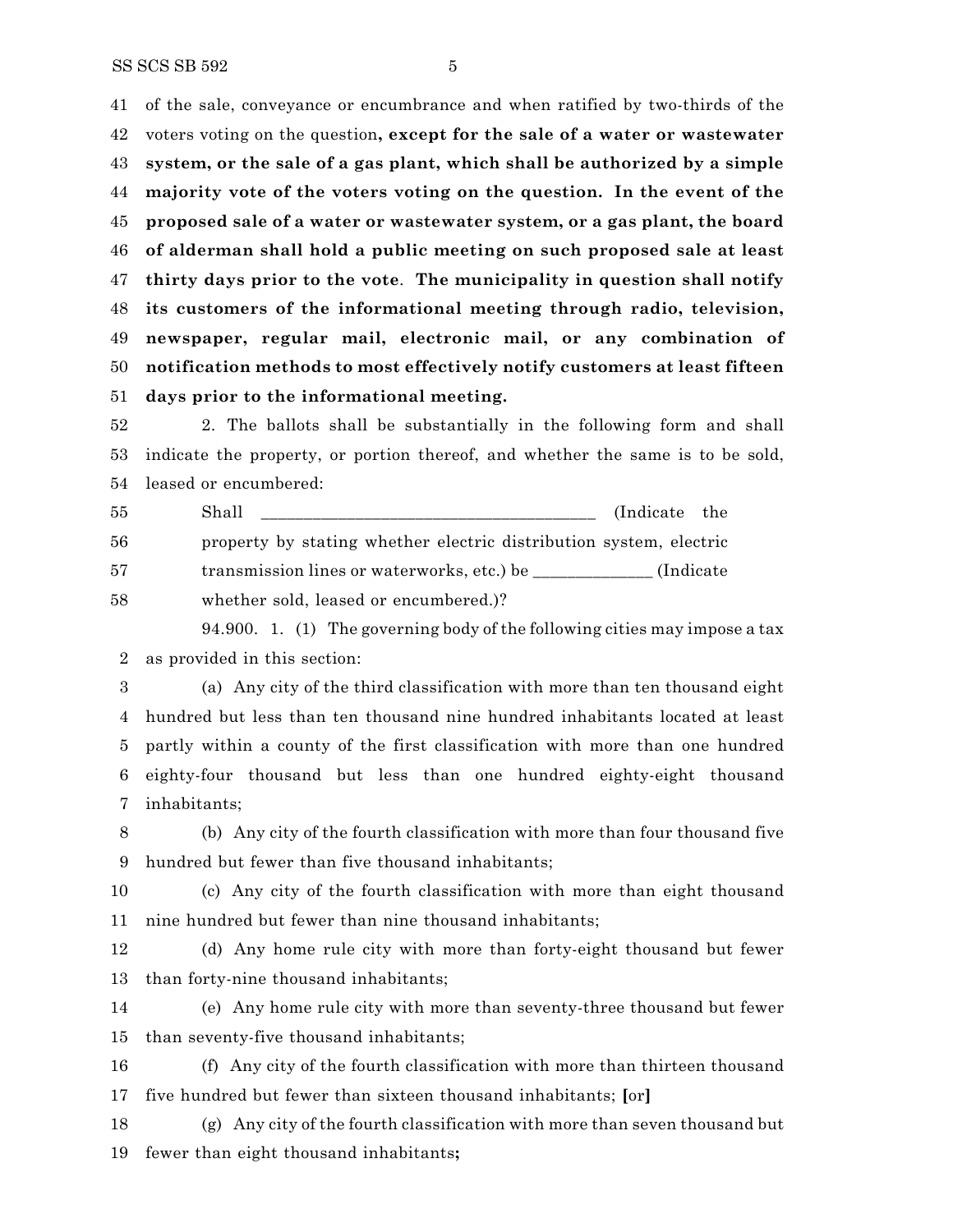of the sale, conveyance or encumbrance and when ratified by two-thirds of the voters voting on the question**, except for the sale of a water or wastewater system, or the sale of a gas plant, which shall be authorized by a simple majority vote of the voters voting on the question. In the event of the proposed sale of a water or wastewater system, or a gas plant, the board of alderman shall hold a public meeting on such proposed sale at least thirty days prior to the vote**. **The municipality in question shall notify its customers of the informational meeting through radio, television, newspaper, regular mail, electronic mail, or any combination of notification methods to most effectively notify customers at least fifteen days prior to the informational meeting.**

2. The ballots shall be substantially in the following form and shall indicate the property, or portion thereof, and whether the same is to be sold, leased or encumbered:

> Shall ________________________________________ (Indicate the property by stating whether electric distribution system, electric transmission lines or waterworks, etc.) be ______________ (Indicate whether sold, leased or encumbered.)?

94.900. 1. (1) The governing body of the following cities may impose a tax as provided in this section:

(a) Any city of the third classification with more than ten thousand eight hundred but less than ten thousand nine hundred inhabitants located at least partly within a county of the first classification with more than one hundred eighty-four thousand but less than one hundred eighty-eight thousand inhabitants;

(b) Any city of the fourth classification with more than four thousand five hundred but fewer than five thousand inhabitants;

(c) Any city of the fourth classification with more than eight thousand nine hundred but fewer than nine thousand inhabitants;

(d) Any home rule city with more than forty-eight thousand but fewer than forty-nine thousand inhabitants;

(e) Any home rule city with more than seventy-three thousand but fewer than seventy-five thousand inhabitants;

(f) Any city of the fourth classification with more than thirteen thousand five hundred but fewer than sixteen thousand inhabitants; **[**or**]**

(g) Any city of the fourth classification with more than seven thousand but fewer than eight thousand inhabitants**;**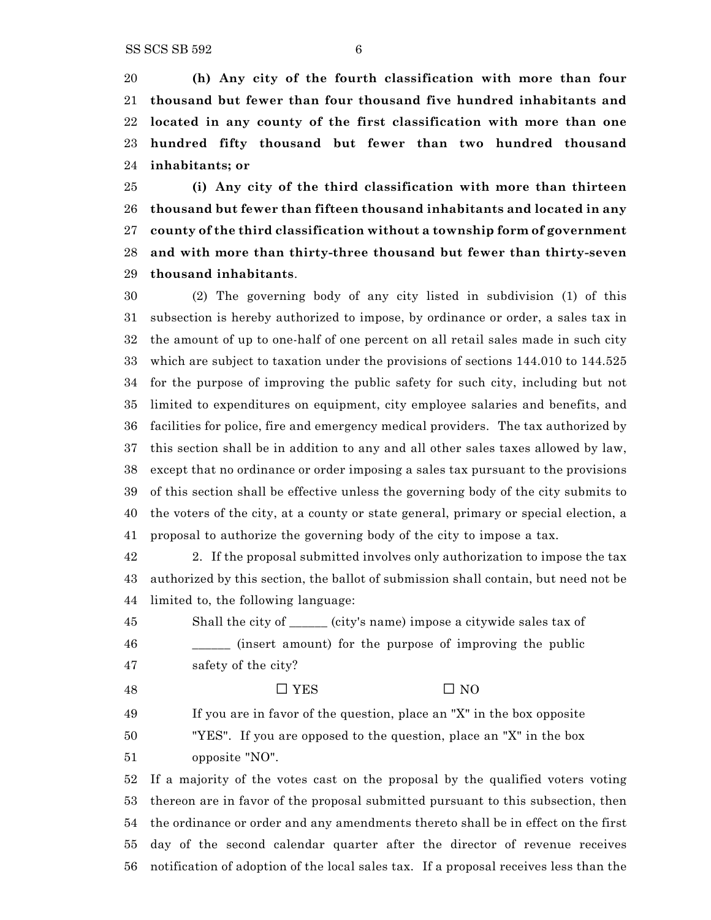**(h) Any city of the fourth classification with more than four thousand but fewer than four thousand five hundred inhabitants and located in any county of the first classification with more than one hundred fifty thousand but fewer than two hundred thousand inhabitants; or**

**(i) Any city of the third classification with more than thirteen thousand but fewer than fifteen thousand inhabitants and located in any county of the third classification without a township form of government and with more than thirty-three thousand but fewer than thirty-seven thousand inhabitants**.

(2) The governing body of any city listed in subdivision (1) of this subsection is hereby authorized to impose, by ordinance or order, a sales tax in the amount of up to one-half of one percent on all retail sales made in such city which are subject to taxation under the provisions of sections 144.010 to 144.525 for the purpose of improving the public safety for such city, including but not limited to expenditures on equipment, city employee salaries and benefits, and facilities for police, fire and emergency medical providers. The tax authorized by this section shall be in addition to any and all other sales taxes allowed by law, except that no ordinance or order imposing a sales tax pursuant to the provisions of this section shall be effective unless the governing body of the city submits to the voters of the city, at a county or state general, primary or special election, a proposal to authorize the governing body of the city to impose a tax.

2. If the proposal submitted involves only authorization to impose the tax authorized by this section, the ballot of submission shall contain, but need not be limited to, the following language:

> Shall the city of ______ (city's name) impose a citywide sales tax of ______ (insert amount) for the purpose of improving the public safety of the city?
>
> ☐ YES ☐ NO
>
> If you are in favor of the question, place an "X" in the box opposite "YES". If you are opposed to the question, place an "X" in the box opposite "NO".

If a majority of the votes cast on the proposal by the qualified voters voting thereon are in favor of the proposal submitted pursuant to this subsection, then the ordinance or order and any amendments thereto shall be in effect on the first day of the second calendar quarter after the director of revenue receives notification of adoption of the local sales tax. If a proposal receives less than the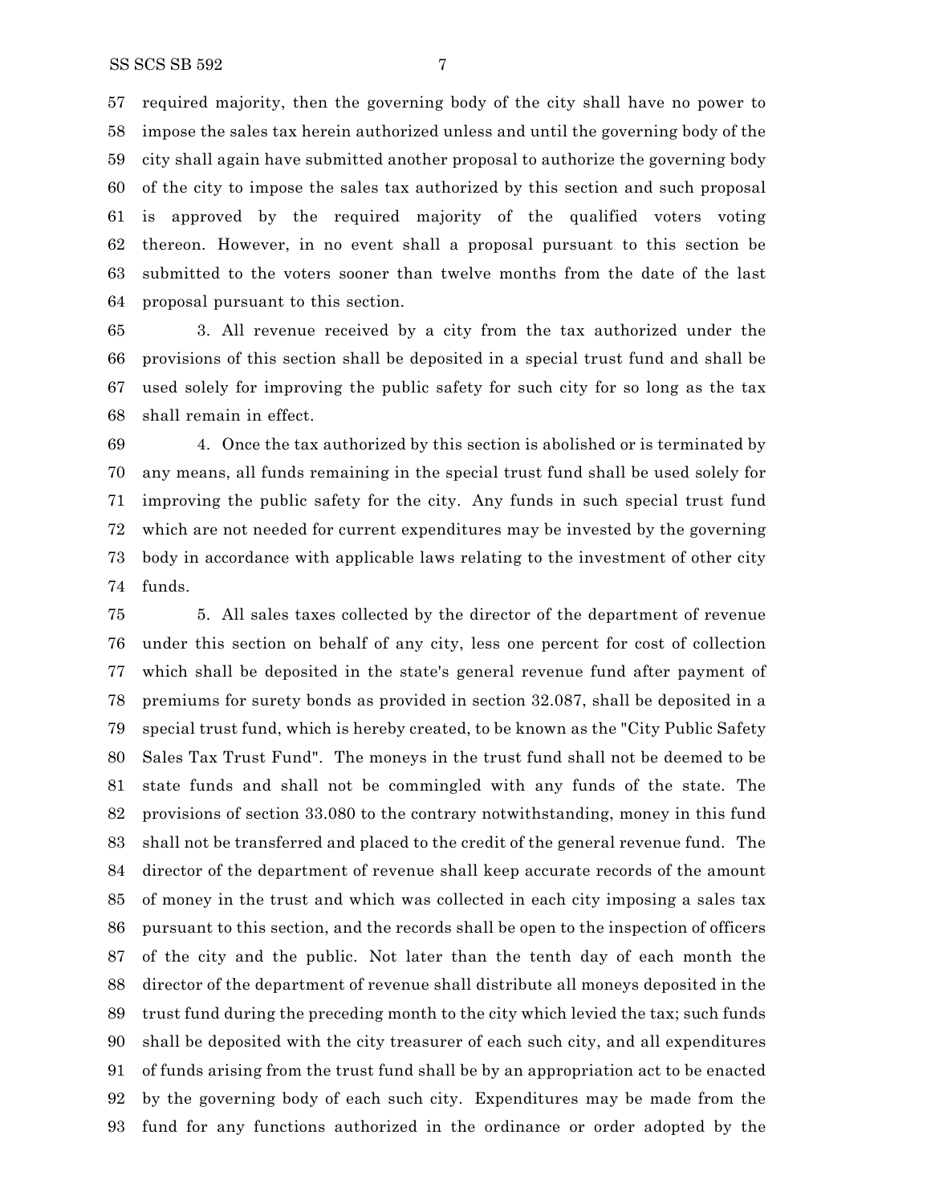57 required majority, then the governing body of the city shall have no power to
58 impose the sales tax herein authorized unless and until the governing body of the
59 city shall again have submitted another proposal to authorize the governing body
60 of the city to impose the sales tax authorized by this section and such proposal
61 is approved by the required majority of the qualified voters voting
62 thereon. However, in no event shall a proposal pursuant to this section be
63 submitted to the voters sooner than twelve months from the date of the last
64 proposal pursuant to this section.

65 3. All revenue received by a city from the tax authorized under the
66 provisions of this section shall be deposited in a special trust fund and shall be
67 used solely for improving the public safety for such city for so long as the tax
68 shall remain in effect.

69 4. Once the tax authorized by this section is abolished or is terminated by
70 any means, all funds remaining in the special trust fund shall be used solely for
71 improving the public safety for the city. Any funds in such special trust fund
72 which are not needed for current expenditures may be invested by the governing
73 body in accordance with applicable laws relating to the investment of other city
74 funds.

75 5. All sales taxes collected by the director of the department of revenue
76 under this section on behalf of any city, less one percent for cost of collection
77 which shall be deposited in the state's general revenue fund after payment of
78 premiums for surety bonds as provided in section 32.087, shall be deposited in a
79 special trust fund, which is hereby created, to be known as the "City Public Safety
80 Sales Tax Trust Fund". The moneys in the trust fund shall not be deemed to be
81 state funds and shall not be commingled with any funds of the state. The
82 provisions of section 33.080 to the contrary notwithstanding, money in this fund
83 shall not be transferred and placed to the credit of the general revenue fund. The
84 director of the department of revenue shall keep accurate records of the amount
85 of money in the trust and which was collected in each city imposing a sales tax
86 pursuant to this section, and the records shall be open to the inspection of officers
87 of the city and the public. Not later than the tenth day of each month the
88 director of the department of revenue shall distribute all moneys deposited in the
89 trust fund during the preceding month to the city which levied the tax; such funds
90 shall be deposited with the city treasurer of each such city, and all expenditures
91 of funds arising from the trust fund shall be by an appropriation act to be enacted
92 by the governing body of each such city. Expenditures may be made from the
93 fund for any functions authorized in the ordinance or order adopted by the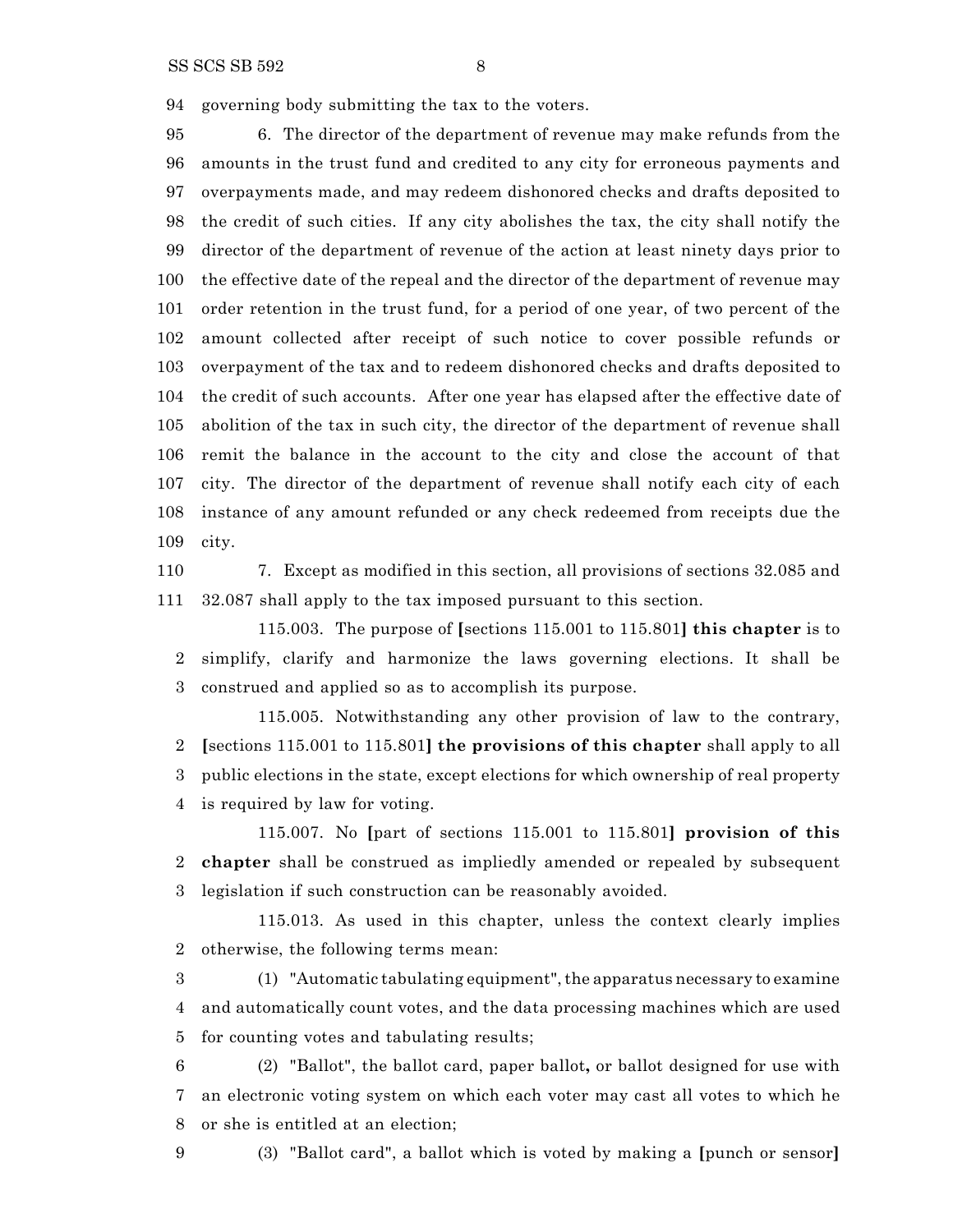governing body submitting the tax to the voters.

6. The director of the department of revenue may make refunds from the amounts in the trust fund and credited to any city for erroneous payments and overpayments made, and may redeem dishonored checks and drafts deposited to the credit of such cities. If any city abolishes the tax, the city shall notify the director of the department of revenue of the action at least ninety days prior to the effective date of the repeal and the director of the department of revenue may order retention in the trust fund, for a period of one year, of two percent of the amount collected after receipt of such notice to cover possible refunds or overpayment of the tax and to redeem dishonored checks and drafts deposited to the credit of such accounts. After one year has elapsed after the effective date of abolition of the tax in such city, the director of the department of revenue shall remit the balance in the account to the city and close the account of that city. The director of the department of revenue shall notify each city of each instance of any amount refunded or any check redeemed from receipts due the city.

7. Except as modified in this section, all provisions of sections 32.085 and 32.087 shall apply to the tax imposed pursuant to this section.

115.003. The purpose of **[**sections 115.001 to 115.801**] this chapter** is to simplify, clarify and harmonize the laws governing elections. It shall be construed and applied so as to accomplish its purpose.

115.005. Notwithstanding any other provision of law to the contrary, **[**sections 115.001 to 115.801**] the provisions of this chapter** shall apply to all public elections in the state, except elections for which ownership of real property is required by law for voting.

115.007. No **[**part of sections 115.001 to 115.801**] provision of this chapter** shall be construed as impliedly amended or repealed by subsequent legislation if such construction can be reasonably avoided.

115.013. As used in this chapter, unless the context clearly implies otherwise, the following terms mean:

(1) "Automatic tabulating equipment", the apparatus necessary to examine and automatically count votes, and the data processing machines which are used for counting votes and tabulating results;

(2) "Ballot", the ballot card, paper ballot**,** or ballot designed for use with an electronic voting system on which each voter may cast all votes to which he or she is entitled at an election;

(3) "Ballot card", a ballot which is voted by making a **[**punch or sensor**]**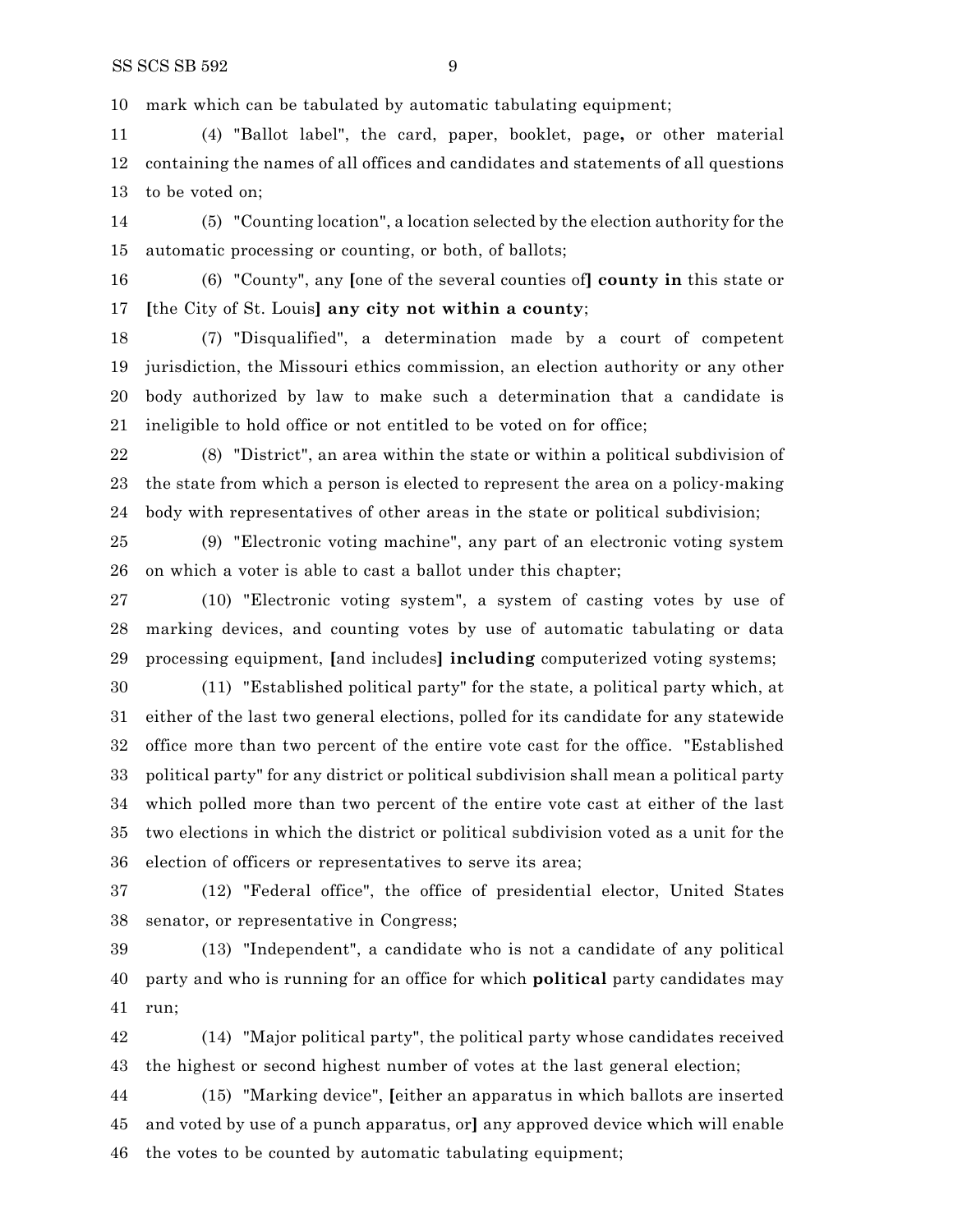mark which can be tabulated by automatic tabulating equipment;

(4) "Ballot label", the card, paper, booklet, page**,** or other material containing the names of all offices and candidates and statements of all questions to be voted on;

(5) "Counting location", a location selected by the election authority for the automatic processing or counting, or both, of ballots;

(6) "County", any **[**one of the several counties of**]** **county in** this state or **[**the City of St. Louis**]** **any city not within a county**;

(7) "Disqualified", a determination made by a court of competent jurisdiction, the Missouri ethics commission, an election authority or any other body authorized by law to make such a determination that a candidate is ineligible to hold office or not entitled to be voted on for office;

(8) "District", an area within the state or within a political subdivision of the state from which a person is elected to represent the area on a policy-making body with representatives of other areas in the state or political subdivision;

(9) "Electronic voting machine", any part of an electronic voting system on which a voter is able to cast a ballot under this chapter;

(10) "Electronic voting system", a system of casting votes by use of marking devices, and counting votes by use of automatic tabulating or data processing equipment, **[**and includes**]** **including** computerized voting systems;

(11) "Established political party" for the state, a political party which, at either of the last two general elections, polled for its candidate for any statewide office more than two percent of the entire vote cast for the office. "Established political party" for any district or political subdivision shall mean a political party which polled more than two percent of the entire vote cast at either of the last two elections in which the district or political subdivision voted as a unit for the election of officers or representatives to serve its area;

(12) "Federal office", the office of presidential elector, United States senator, or representative in Congress;

(13) "Independent", a candidate who is not a candidate of any political party and who is running for an office for which **political** party candidates may run;

(14) "Major political party", the political party whose candidates received the highest or second highest number of votes at the last general election;

(15) "Marking device", **[**either an apparatus in which ballots are inserted and voted by use of a punch apparatus, or**]** any approved device which will enable the votes to be counted by automatic tabulating equipment;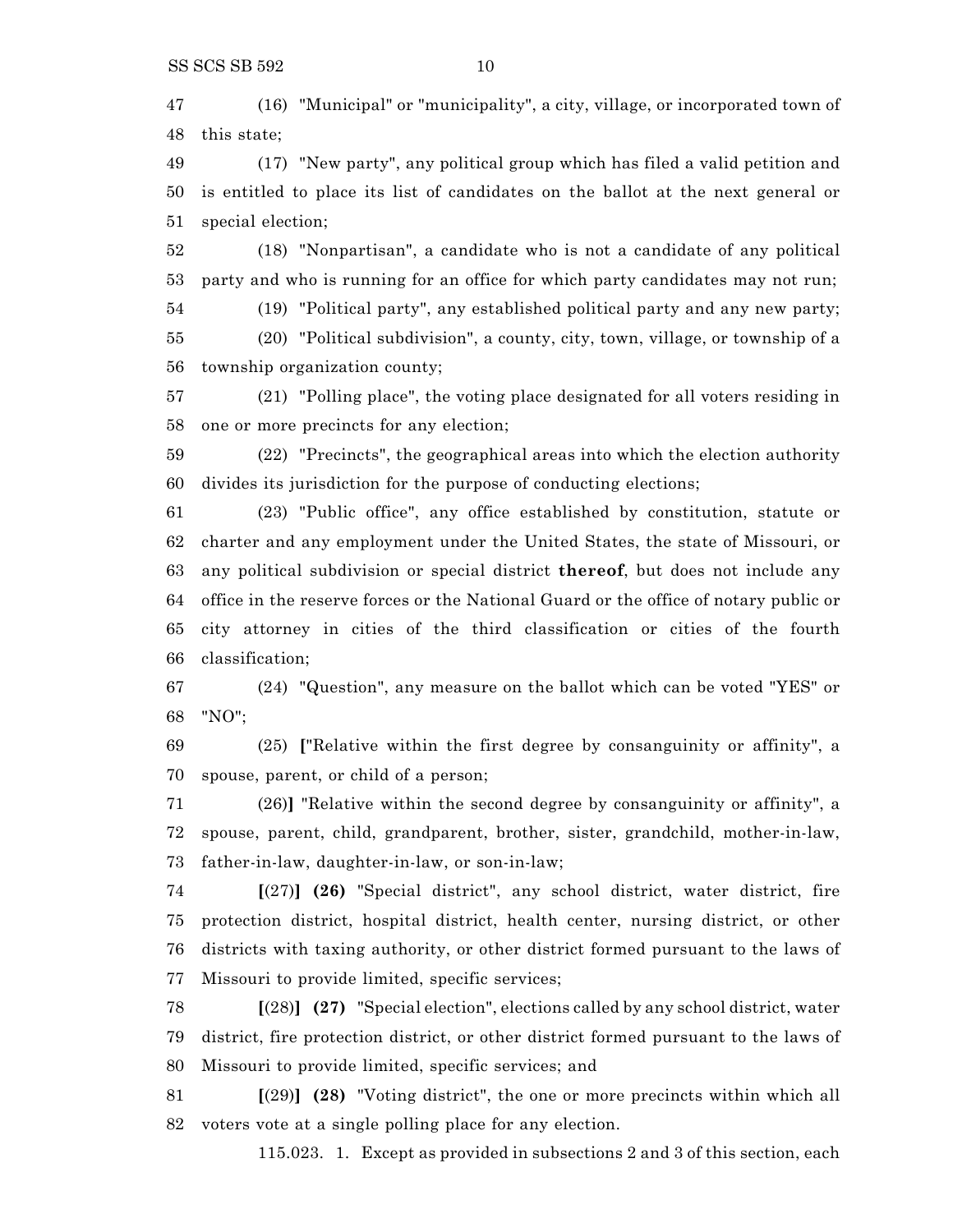(16) "Municipal" or "municipality", a city, village, or incorporated town of this state;

(17) "New party", any political group which has filed a valid petition and is entitled to place its list of candidates on the ballot at the next general or special election;

(18) "Nonpartisan", a candidate who is not a candidate of any political party and who is running for an office for which party candidates may not run;

(19) "Political party", any established political party and any new party;

(20) "Political subdivision", a county, city, town, village, or township of a township organization county;

(21) "Polling place", the voting place designated for all voters residing in one or more precincts for any election;

(22) "Precincts", the geographical areas into which the election authority divides its jurisdiction for the purpose of conducting elections;

(23) "Public office", any office established by constitution, statute or charter and any employment under the United States, the state of Missouri, or any political subdivision or special district **thereof**, but does not include any office in the reserve forces or the National Guard or the office of notary public or city attorney in cities of the third classification or cities of the fourth classification;

(24) "Question", any measure on the ballot which can be voted "YES" or "NO";

(25) **[**"Relative within the first degree by consanguinity or affinity", a spouse, parent, or child of a person;

(26)**]** "Relative within the second degree by consanguinity or affinity", a spouse, parent, child, grandparent, brother, sister, grandchild, mother-in-law, father-in-law, daughter-in-law, or son-in-law;

**[**(27)**]** **(26)** "Special district", any school district, water district, fire protection district, hospital district, health center, nursing district, or other districts with taxing authority, or other district formed pursuant to the laws of Missouri to provide limited, specific services;

**[**(28)**]** **(27)** "Special election", elections called by any school district, water district, fire protection district, or other district formed pursuant to the laws of Missouri to provide limited, specific services; and

**[**(29)**]** **(28)** "Voting district", the one or more precincts within which all voters vote at a single polling place for any election.

115.023. 1. Except as provided in subsections 2 and 3 of this section, each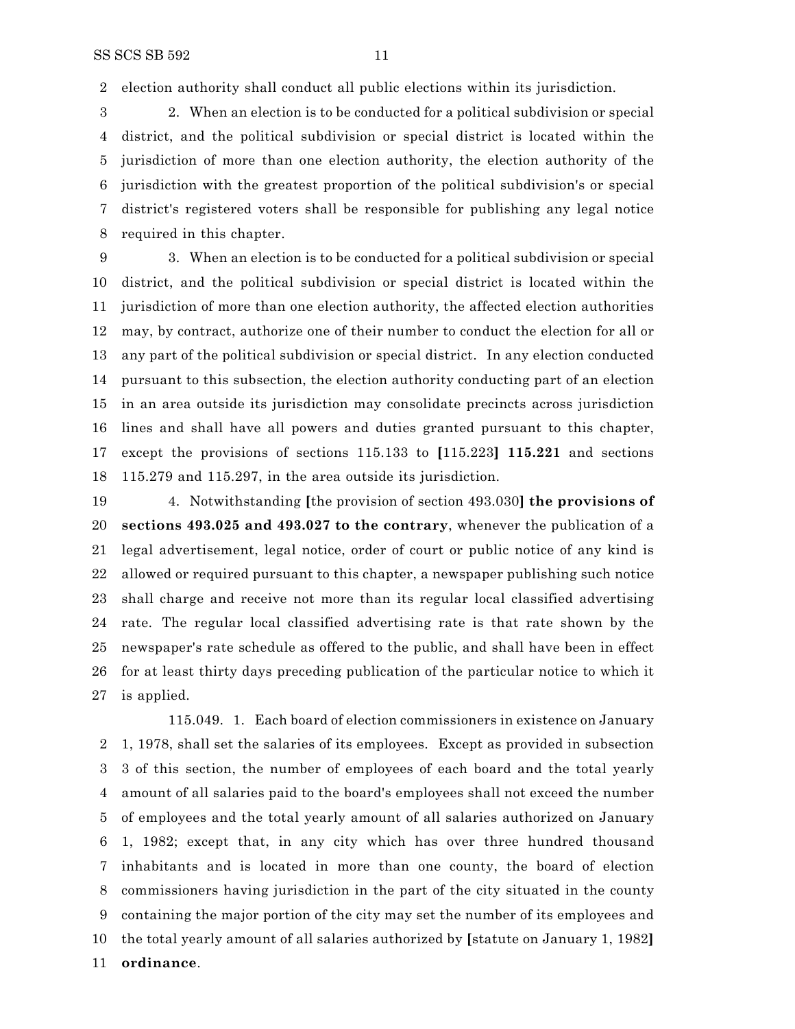election authority shall conduct all public elections within its jurisdiction.

2. When an election is to be conducted for a political subdivision or special district, and the political subdivision or special district is located within the jurisdiction of more than one election authority, the election authority of the jurisdiction with the greatest proportion of the political subdivision's or special district's registered voters shall be responsible for publishing any legal notice required in this chapter.

3. When an election is to be conducted for a political subdivision or special district, and the political subdivision or special district is located within the jurisdiction of more than one election authority, the affected election authorities may, by contract, authorize one of their number to conduct the election for all or any part of the political subdivision or special district. In any election conducted pursuant to this subsection, the election authority conducting part of an election in an area outside its jurisdiction may consolidate precincts across jurisdiction lines and shall have all powers and duties granted pursuant to this chapter, except the provisions of sections 115.133 to **[**115.223**] 115.221** and sections 115.279 and 115.297, in the area outside its jurisdiction.

4. Notwithstanding **[**the provision of section 493.030**] the provisions of sections 493.025 and 493.027 to the contrary**, whenever the publication of a legal advertisement, legal notice, order of court or public notice of any kind is allowed or required pursuant to this chapter, a newspaper publishing such notice shall charge and receive not more than its regular local classified advertising rate. The regular local classified advertising rate is that rate shown by the newspaper's rate schedule as offered to the public, and shall have been in effect for at least thirty days preceding publication of the particular notice to which it is applied.

115.049. 1. Each board of election commissioners in existence on January 1, 1978, shall set the salaries of its employees. Except as provided in subsection 3 of this section, the number of employees of each board and the total yearly amount of all salaries paid to the board's employees shall not exceed the number of employees and the total yearly amount of all salaries authorized on January 1, 1982; except that, in any city which has over three hundred thousand inhabitants and is located in more than one county, the board of election commissioners having jurisdiction in the part of the city situated in the county containing the major portion of the city may set the number of its employees and the total yearly amount of all salaries authorized by **[**statute on January 1, 1982**] ordinance**.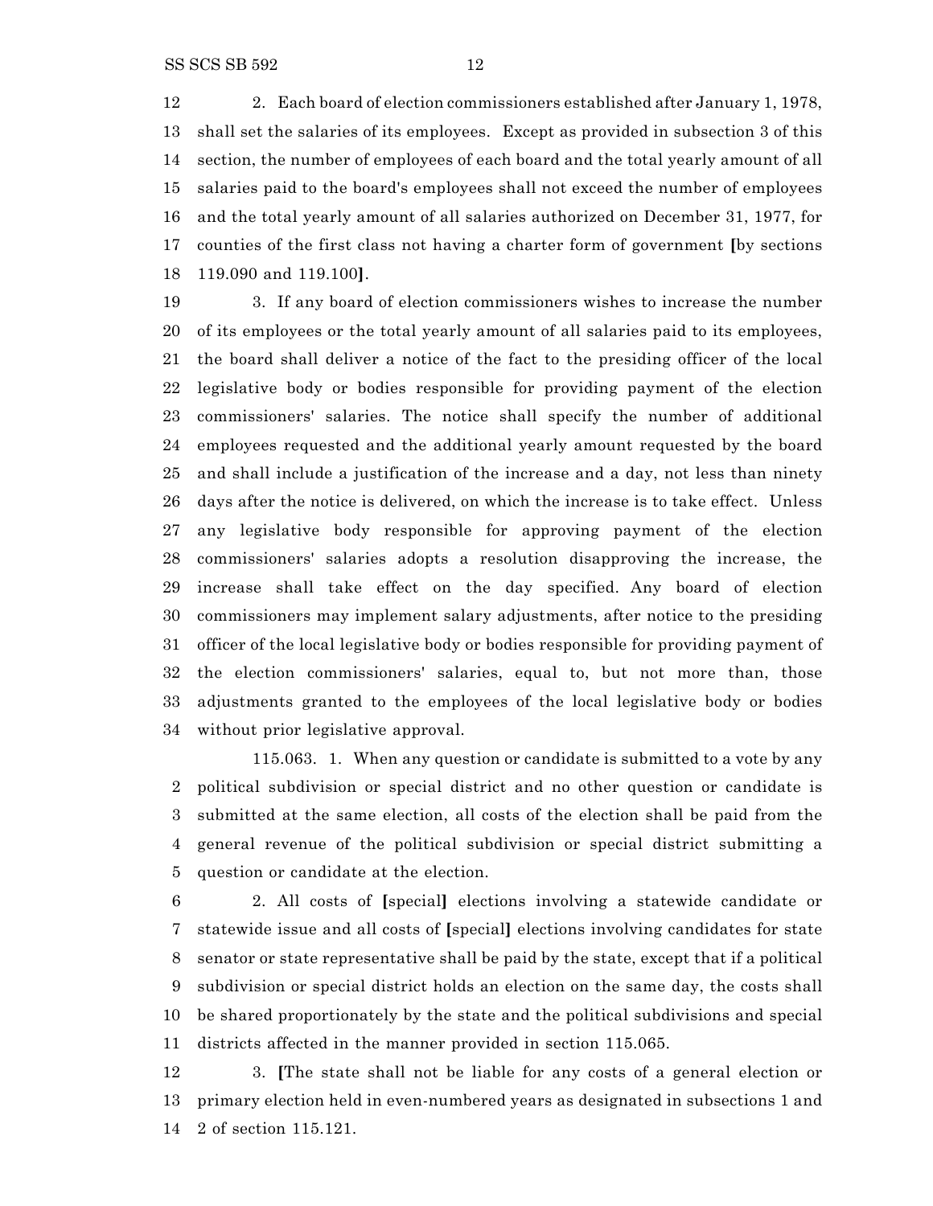2. Each board of election commissioners established after January 1, 1978, shall set the salaries of its employees. Except as provided in subsection 3 of this section, the number of employees of each board and the total yearly amount of all salaries paid to the board's employees shall not exceed the number of employees and the total yearly amount of all salaries authorized on December 31, 1977, for counties of the first class not having a charter form of government **[**by sections 119.090 and 119.100**]**.

3. If any board of election commissioners wishes to increase the number of its employees or the total yearly amount of all salaries paid to its employees, the board shall deliver a notice of the fact to the presiding officer of the local legislative body or bodies responsible for providing payment of the election commissioners' salaries. The notice shall specify the number of additional employees requested and the additional yearly amount requested by the board and shall include a justification of the increase and a day, not less than ninety days after the notice is delivered, on which the increase is to take effect. Unless any legislative body responsible for approving payment of the election commissioners' salaries adopts a resolution disapproving the increase, the increase shall take effect on the day specified. Any board of election commissioners may implement salary adjustments, after notice to the presiding officer of the local legislative body or bodies responsible for providing payment of the election commissioners' salaries, equal to, but not more than, those adjustments granted to the employees of the local legislative body or bodies without prior legislative approval.

115.063. 1. When any question or candidate is submitted to a vote by any political subdivision or special district and no other question or candidate is submitted at the same election, all costs of the election shall be paid from the general revenue of the political subdivision or special district submitting a question or candidate at the election.

2. All costs of **[**special**]** elections involving a statewide candidate or statewide issue and all costs of **[**special**]** elections involving candidates for state senator or state representative shall be paid by the state, except that if a political subdivision or special district holds an election on the same day, the costs shall be shared proportionately by the state and the political subdivisions and special districts affected in the manner provided in section 115.065.

3. **[**The state shall not be liable for any costs of a general election or primary election held in even-numbered years as designated in subsections 1 and 2 of section 115.121.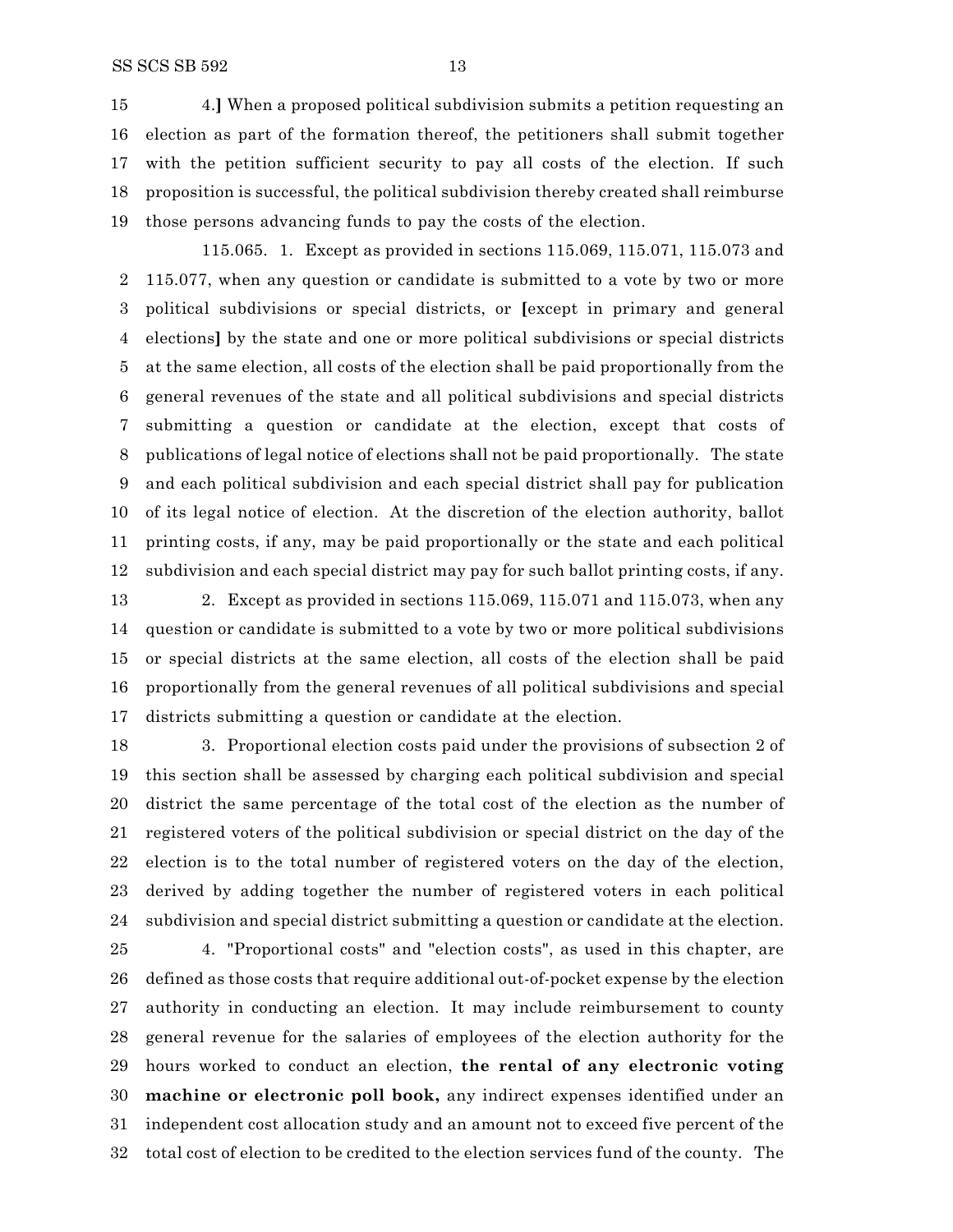4.] When a proposed political subdivision submits a petition requesting an election as part of the formation thereof, the petitioners shall submit together with the petition sufficient security to pay all costs of the election. If such proposition is successful, the political subdivision thereby created shall reimburse those persons advancing funds to pay the costs of the election.

115.065. 1. Except as provided in sections 115.069, 115.071, 115.073 and 115.077, when any question or candidate is submitted to a vote by two or more political subdivisions or special districts, or [except in primary and general elections] by the state and one or more political subdivisions or special districts at the same election, all costs of the election shall be paid proportionally from the general revenues of the state and all political subdivisions and special districts submitting a question or candidate at the election, except that costs of publications of legal notice of elections shall not be paid proportionally. The state and each political subdivision and each special district shall pay for publication of its legal notice of election. At the discretion of the election authority, ballot printing costs, if any, may be paid proportionally or the state and each political subdivision and each special district may pay for such ballot printing costs, if any.

2. Except as provided in sections 115.069, 115.071 and 115.073, when any question or candidate is submitted to a vote by two or more political subdivisions or special districts at the same election, all costs of the election shall be paid proportionally from the general revenues of all political subdivisions and special districts submitting a question or candidate at the election.

3. Proportional election costs paid under the provisions of subsection 2 of this section shall be assessed by charging each political subdivision and special district the same percentage of the total cost of the election as the number of registered voters of the political subdivision or special district on the day of the election is to the total number of registered voters on the day of the election, derived by adding together the number of registered voters in each political subdivision and special district submitting a question or candidate at the election.

4. "Proportional costs" and "election costs", as used in this chapter, are defined as those costs that require additional out-of-pocket expense by the election authority in conducting an election. It may include reimbursement to county general revenue for the salaries of employees of the election authority for the hours worked to conduct an election, **the rental of any electronic voting machine or electronic poll book,** any indirect expenses identified under an independent cost allocation study and an amount not to exceed five percent of the total cost of election to be credited to the election services fund of the county. The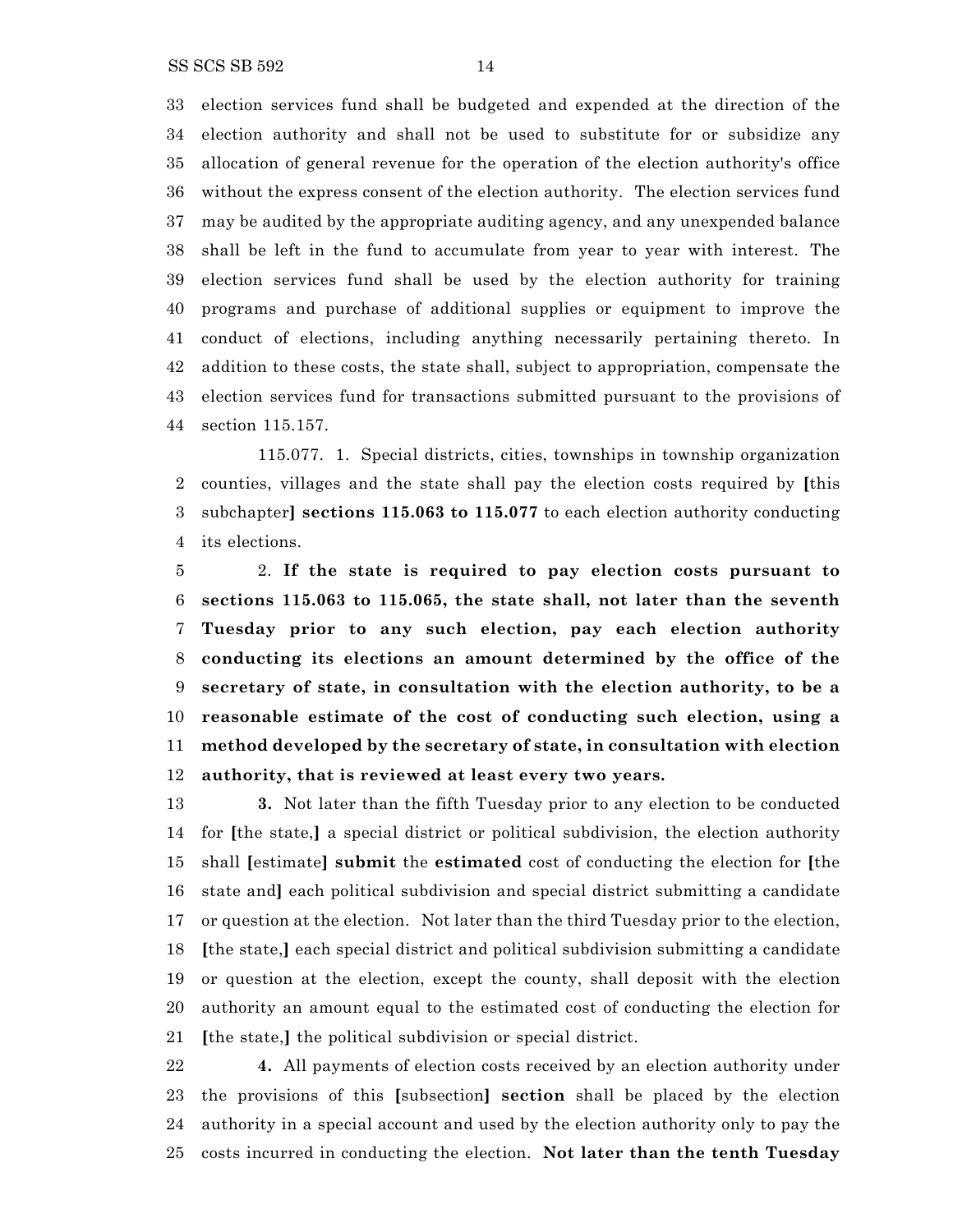election services fund shall be budgeted and expended at the direction of the election authority and shall not be used to substitute for or subsidize any allocation of general revenue for the operation of the election authority's office without the express consent of the election authority. The election services fund may be audited by the appropriate auditing agency, and any unexpended balance shall be left in the fund to accumulate from year to year with interest. The election services fund shall be used by the election authority for training programs and purchase of additional supplies or equipment to improve the conduct of elections, including anything necessarily pertaining thereto. In addition to these costs, the state shall, subject to appropriation, compensate the election services fund for transactions submitted pursuant to the provisions of section 115.157.

115.077. 1. Special districts, cities, townships in township organization counties, villages and the state shall pay the election costs required by **[**this subchapter**]** **sections 115.063 to 115.077** to each election authority conducting its elections.

2. **If the state is required to pay election costs pursuant to sections 115.063 to 115.065, the state shall, not later than the seventh Tuesday prior to any such election, pay each election authority conducting its elections an amount determined by the office of the secretary of state, in consultation with the election authority, to be a reasonable estimate of the cost of conducting such election, using a method developed by the secretary of state, in consultation with election authority, that is reviewed at least every two years.**

**3.** Not later than the fifth Tuesday prior to any election to be conducted for **[**the state,**]** a special district or political subdivision, the election authority shall **[**estimate**]** **submit** the **estimated** cost of conducting the election for **[**the state and**]** each political subdivision and special district submitting a candidate or question at the election. Not later than the third Tuesday prior to the election, **[**the state,**]** each special district and political subdivision submitting a candidate or question at the election, except the county, shall deposit with the election authority an amount equal to the estimated cost of conducting the election for **[**the state,**]** the political subdivision or special district.

**4.** All payments of election costs received by an election authority under the provisions of this **[**subsection**]** **section** shall be placed by the election authority in a special account and used by the election authority only to pay the costs incurred in conducting the election. **Not later than the tenth Tuesday**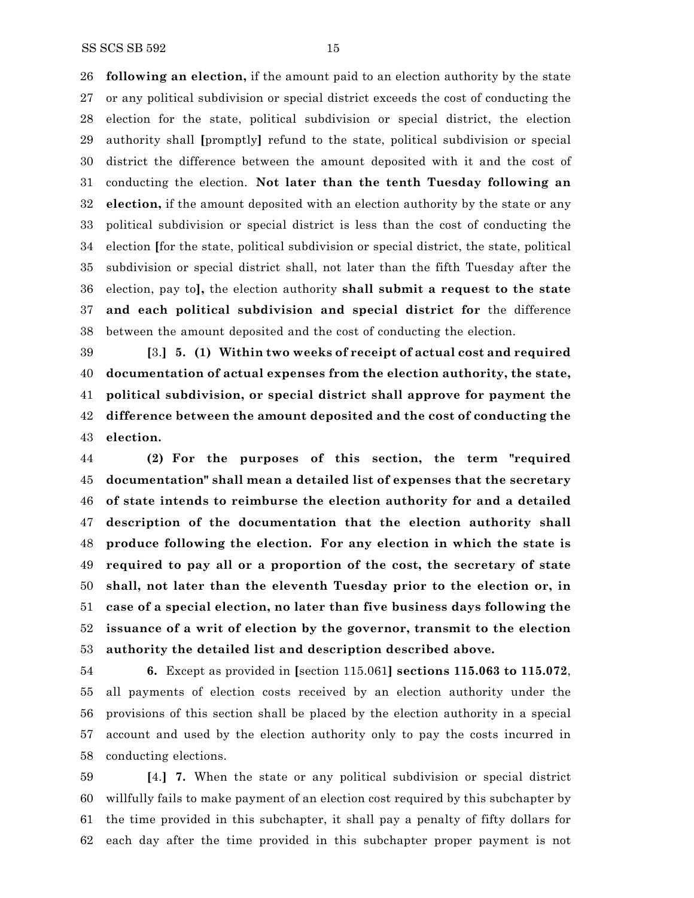**following an election,** if the amount paid to an election authority by the state or any political subdivision or special district exceeds the cost of conducting the election for the state, political subdivision or special district, the election authority shall **[**promptly**]** refund to the state, political subdivision or special district the difference between the amount deposited with it and the cost of conducting the election. **Not later than the tenth Tuesday following an election,** if the amount deposited with an election authority by the state or any political subdivision or special district is less than the cost of conducting the election **[**for the state, political subdivision or special district, the state, political subdivision or special district shall, not later than the fifth Tuesday after the election, pay to**],** the election authority **shall submit a request to the state and each political subdivision and special district for** the difference between the amount deposited and the cost of conducting the election.

**[**3.**] 5. (1) Within two weeks of receipt of actual cost and required documentation of actual expenses from the election authority, the state, political subdivision, or special district shall approve for payment the difference between the amount deposited and the cost of conducting the election.**

**(2) For the purposes of this section, the term "required documentation" shall mean a detailed list of expenses that the secretary of state intends to reimburse the election authority for and a detailed description of the documentation that the election authority shall produce following the election. For any election in which the state is required to pay all or a proportion of the cost, the secretary of state shall, not later than the eleventh Tuesday prior to the election or, in case of a special election, no later than five business days following the issuance of a writ of election by the governor, transmit to the election authority the detailed list and description described above.**

**6.** Except as provided in **[**section 115.061**] sections 115.063 to 115.072**, all payments of election costs received by an election authority under the provisions of this section shall be placed by the election authority in a special account and used by the election authority only to pay the costs incurred in conducting elections.

**[**4.**] 7.** When the state or any political subdivision or special district willfully fails to make payment of an election cost required by this subchapter by the time provided in this subchapter, it shall pay a penalty of fifty dollars for each day after the time provided in this subchapter proper payment is not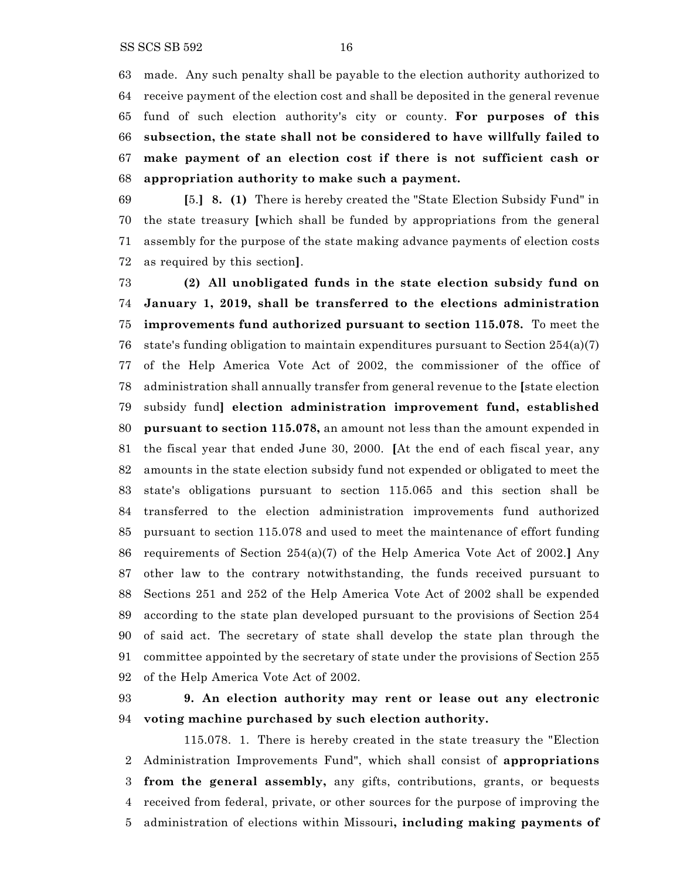63 made. Any such penalty shall be payable to the election authority authorized to
64 receive payment of the election cost and shall be deposited in the general revenue
65 fund of such election authority's city or county. **For purposes of this**
66 **subsection, the state shall not be considered to have willfully failed to**
67 **make payment of an election cost if there is not sufficient cash or**
68 **appropriation authority to make such a payment.**

69 **[**5.**]** **8. (1)** There is hereby created the "State Election Subsidy Fund" in
70 the state treasury **[**which shall be funded by appropriations from the general
71 assembly for the purpose of the state making advance payments of election costs
72 as required by this section**]**.

73 **(2) All unobligated funds in the state election subsidy fund on**
74 **January 1, 2019, shall be transferred to the elections administration**
75 **improvements fund authorized pursuant to section 115.078.** To meet the
76 state's funding obligation to maintain expenditures pursuant to Section 254(a)(7)
77 of the Help America Vote Act of 2002, the commissioner of the office of
78 administration shall annually transfer from general revenue to the **[**state election
79 subsidy fund**]** **election administration improvement fund, established**
80 **pursuant to section 115.078,** an amount not less than the amount expended in
81 the fiscal year that ended June 30, 2000. **[**At the end of each fiscal year, any
82 amounts in the state election subsidy fund not expended or obligated to meet the
83 state's obligations pursuant to section 115.065 and this section shall be
84 transferred to the election administration improvements fund authorized
85 pursuant to section 115.078 and used to meet the maintenance of effort funding
86 requirements of Section 254(a)(7) of the Help America Vote Act of 2002.**]** Any
87 other law to the contrary notwithstanding, the funds received pursuant to
88 Sections 251 and 252 of the Help America Vote Act of 2002 shall be expended
89 according to the state plan developed pursuant to the provisions of Section 254
90 of said act. The secretary of state shall develop the state plan through the
91 committee appointed by the secretary of state under the provisions of Section 255
92 of the Help America Vote Act of 2002.

93 **9. An election authority may rent or lease out any electronic**
94 **voting machine purchased by such election authority.**

115.078. 1. There is hereby created in the state treasury the "Election
2 Administration Improvements Fund", which shall consist of **appropriations**
3 **from the general assembly,** any gifts, contributions, grants, or bequests
4 received from federal, private, or other sources for the purpose of improving the
5 administration of elections within Missouri**, including making payments of**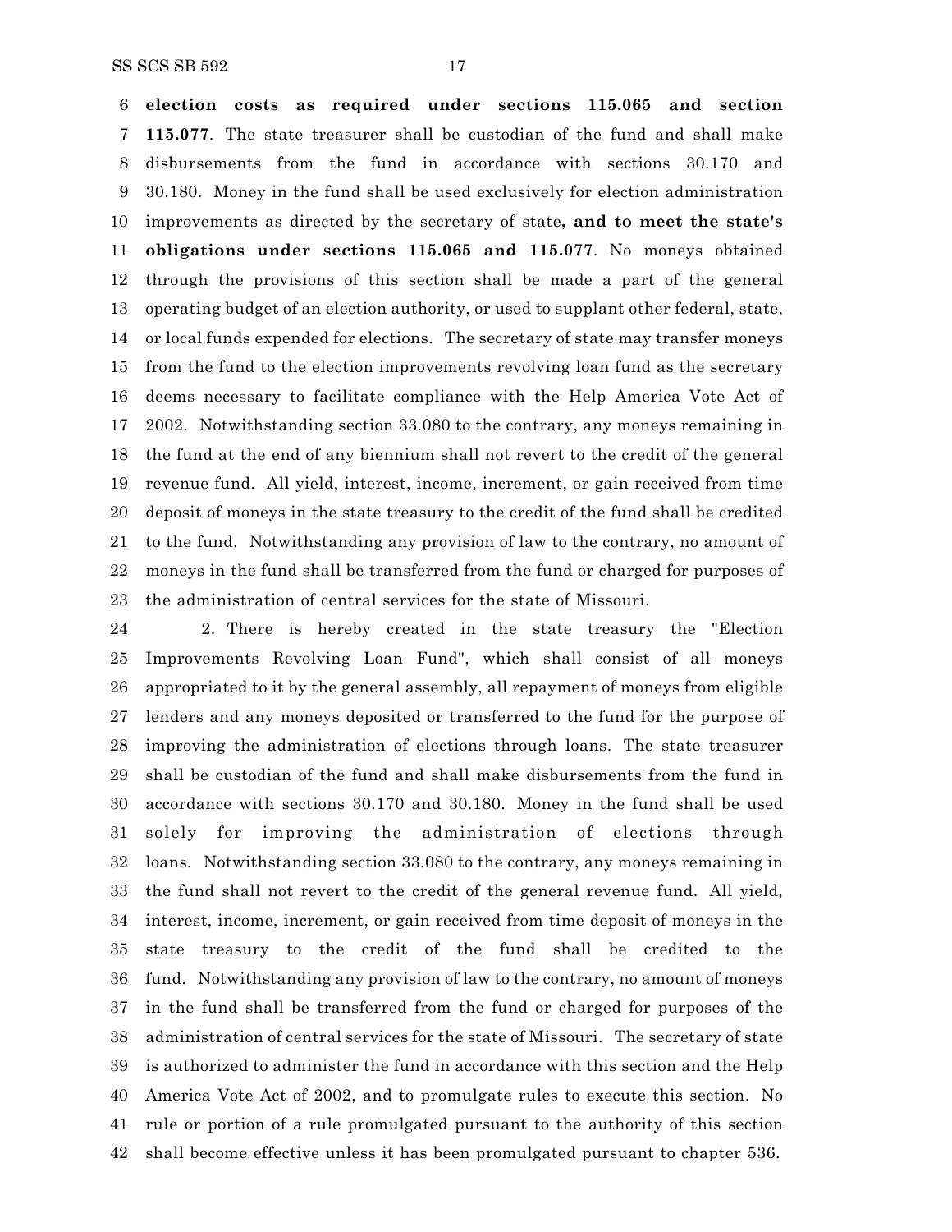**election costs as required under sections 115.065 and section 115.077**. The state treasurer shall be custodian of the fund and shall make disbursements from the fund in accordance with sections 30.170 and 30.180. Money in the fund shall be used exclusively for election administration improvements as directed by the secretary of state**, and to meet the state's obligations under sections 115.065 and 115.077**. No moneys obtained through the provisions of this section shall be made a part of the general operating budget of an election authority, or used to supplant other federal, state, or local funds expended for elections. The secretary of state may transfer moneys from the fund to the election improvements revolving loan fund as the secretary deems necessary to facilitate compliance with the Help America Vote Act of 2002. Notwithstanding section 33.080 to the contrary, any moneys remaining in the fund at the end of any biennium shall not revert to the credit of the general revenue fund. All yield, interest, income, increment, or gain received from time deposit of moneys in the state treasury to the credit of the fund shall be credited to the fund. Notwithstanding any provision of law to the contrary, no amount of moneys in the fund shall be transferred from the fund or charged for purposes of the administration of central services for the state of Missouri.

2. There is hereby created in the state treasury the "Election Improvements Revolving Loan Fund", which shall consist of all moneys appropriated to it by the general assembly, all repayment of moneys from eligible lenders and any moneys deposited or transferred to the fund for the purpose of improving the administration of elections through loans. The state treasurer shall be custodian of the fund and shall make disbursements from the fund in accordance with sections 30.170 and 30.180. Money in the fund shall be used solely for improving the administration of elections through loans. Notwithstanding section 33.080 to the contrary, any moneys remaining in the fund shall not revert to the credit of the general revenue fund. All yield, interest, income, increment, or gain received from time deposit of moneys in the state treasury to the credit of the fund shall be credited to the fund. Notwithstanding any provision of law to the contrary, no amount of moneys in the fund shall be transferred from the fund or charged for purposes of the administration of central services for the state of Missouri. The secretary of state is authorized to administer the fund in accordance with this section and the Help America Vote Act of 2002, and to promulgate rules to execute this section. No rule or portion of a rule promulgated pursuant to the authority of this section shall become effective unless it has been promulgated pursuant to chapter 536.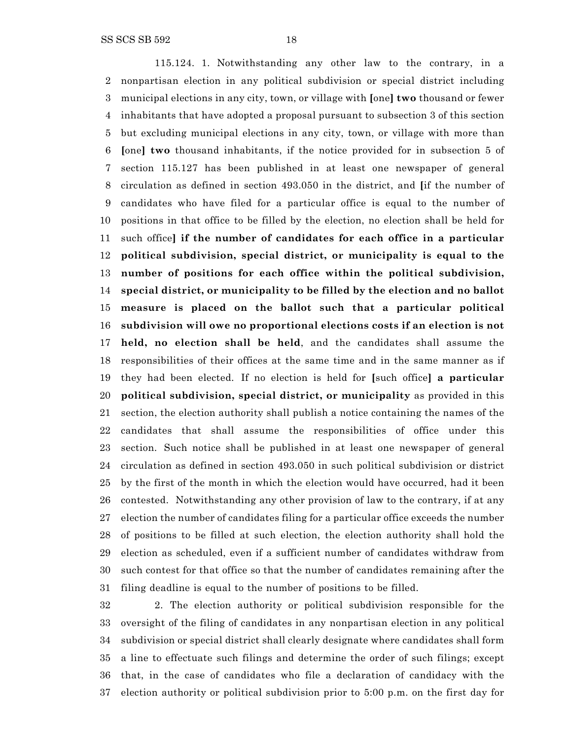115.124. 1. Notwithstanding any other law to the contrary, in a nonpartisan election in any political subdivision or special district including municipal elections in any city, town, or village with **[**one**]** **two** thousand or fewer inhabitants that have adopted a proposal pursuant to subsection 3 of this section but excluding municipal elections in any city, town, or village with more than **[**one**]** **two** thousand inhabitants, if the notice provided for in subsection 5 of section 115.127 has been published in at least one newspaper of general circulation as defined in section 493.050 in the district, and **[**if the number of candidates who have filed for a particular office is equal to the number of positions in that office to be filled by the election, no election shall be held for such office**]** **if the number of candidates for each office in a particular political subdivision, special district, or municipality is equal to the number of positions for each office within the political subdivision, special district, or municipality to be filled by the election and no ballot measure is placed on the ballot such that a particular political subdivision will owe no proportional elections costs if an election is not held, no election shall be held**, and the candidates shall assume the responsibilities of their offices at the same time and in the same manner as if they had been elected. If no election is held for **[**such office**]** **a particular political subdivision, special district, or municipality** as provided in this section, the election authority shall publish a notice containing the names of the candidates that shall assume the responsibilities of office under this section. Such notice shall be published in at least one newspaper of general circulation as defined in section 493.050 in such political subdivision or district by the first of the month in which the election would have occurred, had it been contested. Notwithstanding any other provision of law to the contrary, if at any election the number of candidates filing for a particular office exceeds the number of positions to be filled at such election, the election authority shall hold the election as scheduled, even if a sufficient number of candidates withdraw from such contest for that office so that the number of candidates remaining after the filing deadline is equal to the number of positions to be filled.

2. The election authority or political subdivision responsible for the oversight of the filing of candidates in any nonpartisan election in any political subdivision or special district shall clearly designate where candidates shall form a line to effectuate such filings and determine the order of such filings; except that, in the case of candidates who file a declaration of candidacy with the election authority or political subdivision prior to 5:00 p.m. on the first day for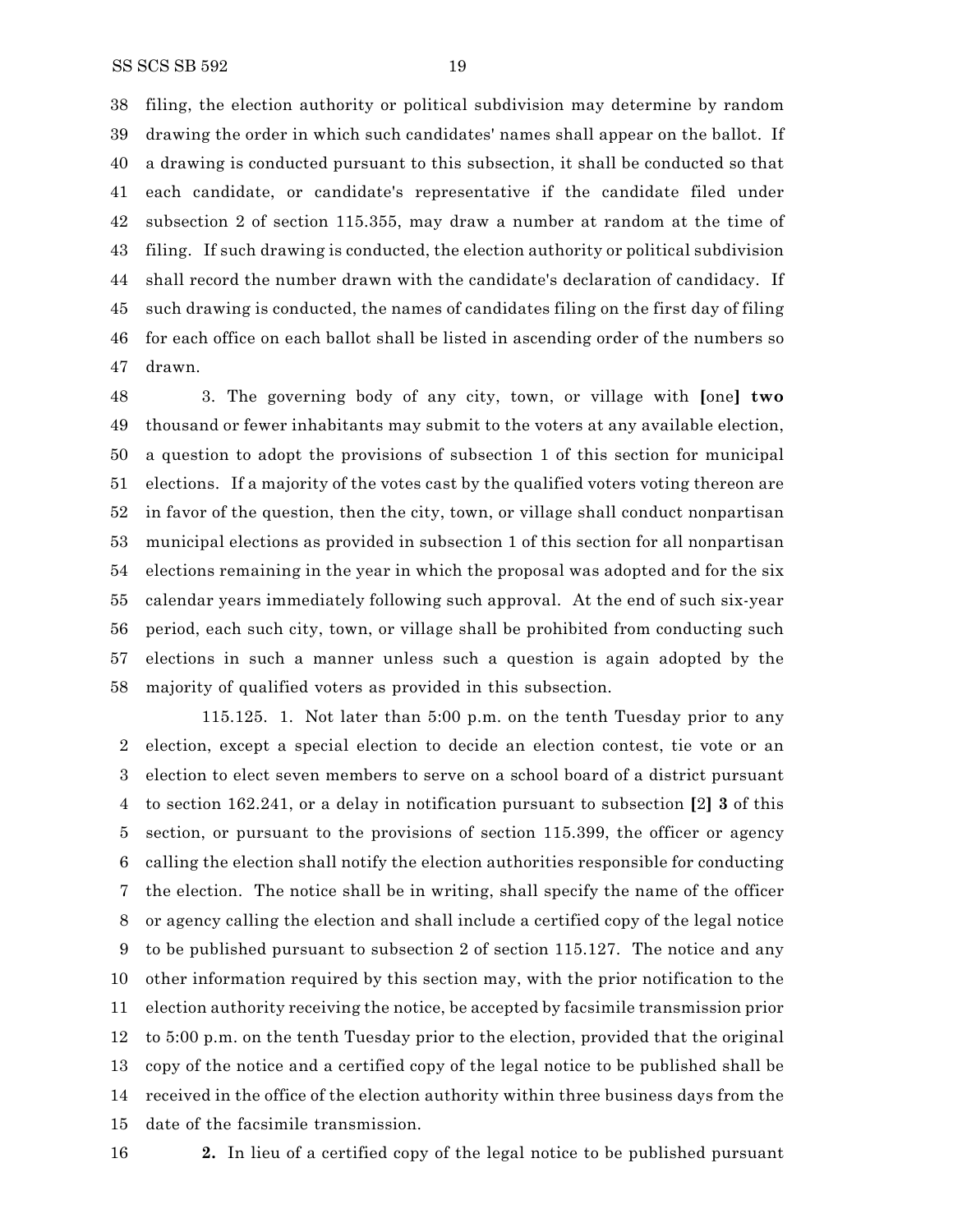filing, the election authority or political subdivision may determine by random drawing the order in which such candidates' names shall appear on the ballot. If a drawing is conducted pursuant to this subsection, it shall be conducted so that each candidate, or candidate's representative if the candidate filed under subsection 2 of section 115.355, may draw a number at random at the time of filing. If such drawing is conducted, the election authority or political subdivision shall record the number drawn with the candidate's declaration of candidacy. If such drawing is conducted, the names of candidates filing on the first day of filing for each office on each ballot shall be listed in ascending order of the numbers so drawn.

3. The governing body of any city, town, or village with **[**one**]** **two** thousand or fewer inhabitants may submit to the voters at any available election, a question to adopt the provisions of subsection 1 of this section for municipal elections. If a majority of the votes cast by the qualified voters voting thereon are in favor of the question, then the city, town, or village shall conduct nonpartisan municipal elections as provided in subsection 1 of this section for all nonpartisan elections remaining in the year in which the proposal was adopted and for the six calendar years immediately following such approval. At the end of such six-year period, each such city, town, or village shall be prohibited from conducting such elections in such a manner unless such a question is again adopted by the majority of qualified voters as provided in this subsection.

115.125. 1. Not later than 5:00 p.m. on the tenth Tuesday prior to any election, except a special election to decide an election contest, tie vote or an election to elect seven members to serve on a school board of a district pursuant to section 162.241, or a delay in notification pursuant to subsection **[**2**]** **3** of this section, or pursuant to the provisions of section 115.399, the officer or agency calling the election shall notify the election authorities responsible for conducting the election. The notice shall be in writing, shall specify the name of the officer or agency calling the election and shall include a certified copy of the legal notice to be published pursuant to subsection 2 of section 115.127. The notice and any other information required by this section may, with the prior notification to the election authority receiving the notice, be accepted by facsimile transmission prior to 5:00 p.m. on the tenth Tuesday prior to the election, provided that the original copy of the notice and a certified copy of the legal notice to be published shall be received in the office of the election authority within three business days from the date of the facsimile transmission.

**2.** In lieu of a certified copy of the legal notice to be published pursuant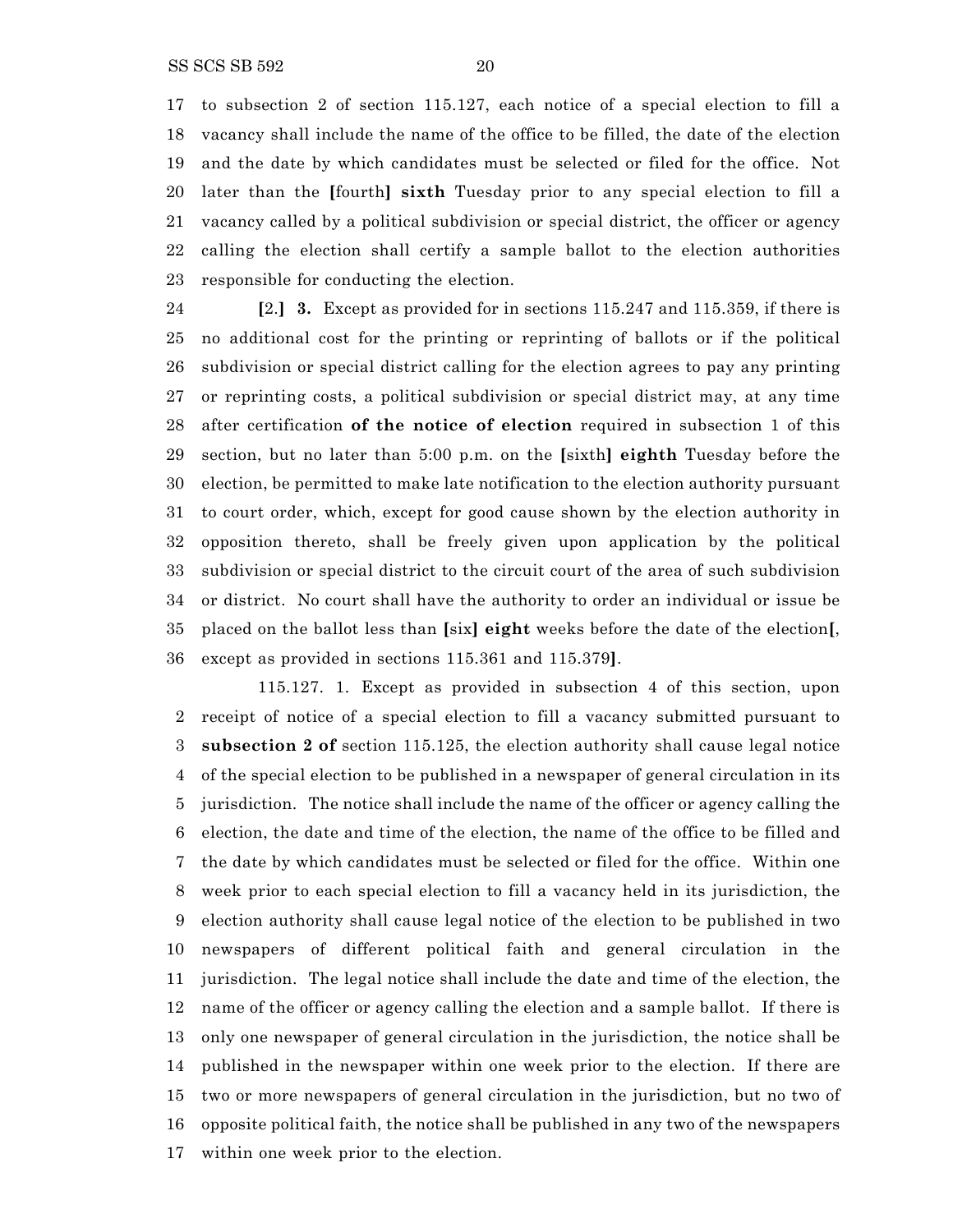to subsection 2 of section 115.127, each notice of a special election to fill a vacancy shall include the name of the office to be filled, the date of the election and the date by which candidates must be selected or filed for the office. Not later than the **[**fourth**]** **sixth** Tuesday prior to any special election to fill a vacancy called by a political subdivision or special district, the officer or agency calling the election shall certify a sample ballot to the election authorities responsible for conducting the election.

**[**2.**]** **3.** Except as provided for in sections 115.247 and 115.359, if there is no additional cost for the printing or reprinting of ballots or if the political subdivision or special district calling for the election agrees to pay any printing or reprinting costs, a political subdivision or special district may, at any time after certification **of the notice of election** required in subsection 1 of this section, but no later than 5:00 p.m. on the **[**sixth**]** **eighth** Tuesday before the election, be permitted to make late notification to the election authority pursuant to court order, which, except for good cause shown by the election authority in opposition thereto, shall be freely given upon application by the political subdivision or special district to the circuit court of the area of such subdivision or district. No court shall have the authority to order an individual or issue be placed on the ballot less than **[**six**]** **eight** weeks before the date of the election**[**, except as provided in sections 115.361 and 115.379**]**.

115.127. 1. Except as provided in subsection 4 of this section, upon receipt of notice of a special election to fill a vacancy submitted pursuant to **subsection 2 of** section 115.125, the election authority shall cause legal notice of the special election to be published in a newspaper of general circulation in its jurisdiction. The notice shall include the name of the officer or agency calling the election, the date and time of the election, the name of the office to be filled and the date by which candidates must be selected or filed for the office. Within one week prior to each special election to fill a vacancy held in its jurisdiction, the election authority shall cause legal notice of the election to be published in two newspapers of different political faith and general circulation in the jurisdiction. The legal notice shall include the date and time of the election, the name of the officer or agency calling the election and a sample ballot. If there is only one newspaper of general circulation in the jurisdiction, the notice shall be published in the newspaper within one week prior to the election. If there are two or more newspapers of general circulation in the jurisdiction, but no two of opposite political faith, the notice shall be published in any two of the newspapers within one week prior to the election.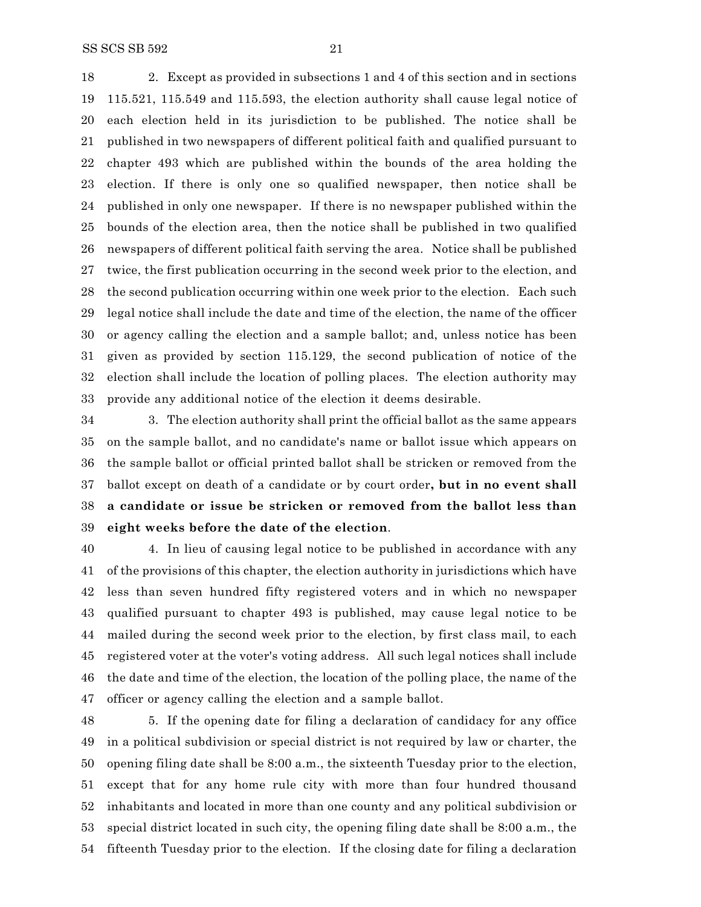2. Except as provided in subsections 1 and 4 of this section and in sections 115.521, 115.549 and 115.593, the election authority shall cause legal notice of each election held in its jurisdiction to be published. The notice shall be published in two newspapers of different political faith and qualified pursuant to chapter 493 which are published within the bounds of the area holding the election. If there is only one so qualified newspaper, then notice shall be published in only one newspaper. If there is no newspaper published within the bounds of the election area, then the notice shall be published in two qualified newspapers of different political faith serving the area. Notice shall be published twice, the first publication occurring in the second week prior to the election, and the second publication occurring within one week prior to the election. Each such legal notice shall include the date and time of the election, the name of the officer or agency calling the election and a sample ballot; and, unless notice has been given as provided by section 115.129, the second publication of notice of the election shall include the location of polling places. The election authority may provide any additional notice of the election it deems desirable.

3. The election authority shall print the official ballot as the same appears on the sample ballot, and no candidate's name or ballot issue which appears on the sample ballot or official printed ballot shall be stricken or removed from the ballot except on death of a candidate or by court order**, but in no event shall a candidate or issue be stricken or removed from the ballot less than eight weeks before the date of the election**.

4. In lieu of causing legal notice to be published in accordance with any of the provisions of this chapter, the election authority in jurisdictions which have less than seven hundred fifty registered voters and in which no newspaper qualified pursuant to chapter 493 is published, may cause legal notice to be mailed during the second week prior to the election, by first class mail, to each registered voter at the voter's voting address. All such legal notices shall include the date and time of the election, the location of the polling place, the name of the officer or agency calling the election and a sample ballot.

5. If the opening date for filing a declaration of candidacy for any office in a political subdivision or special district is not required by law or charter, the opening filing date shall be 8:00 a.m., the sixteenth Tuesday prior to the election, except that for any home rule city with more than four hundred thousand inhabitants and located in more than one county and any political subdivision or special district located in such city, the opening filing date shall be 8:00 a.m., the fifteenth Tuesday prior to the election. If the closing date for filing a declaration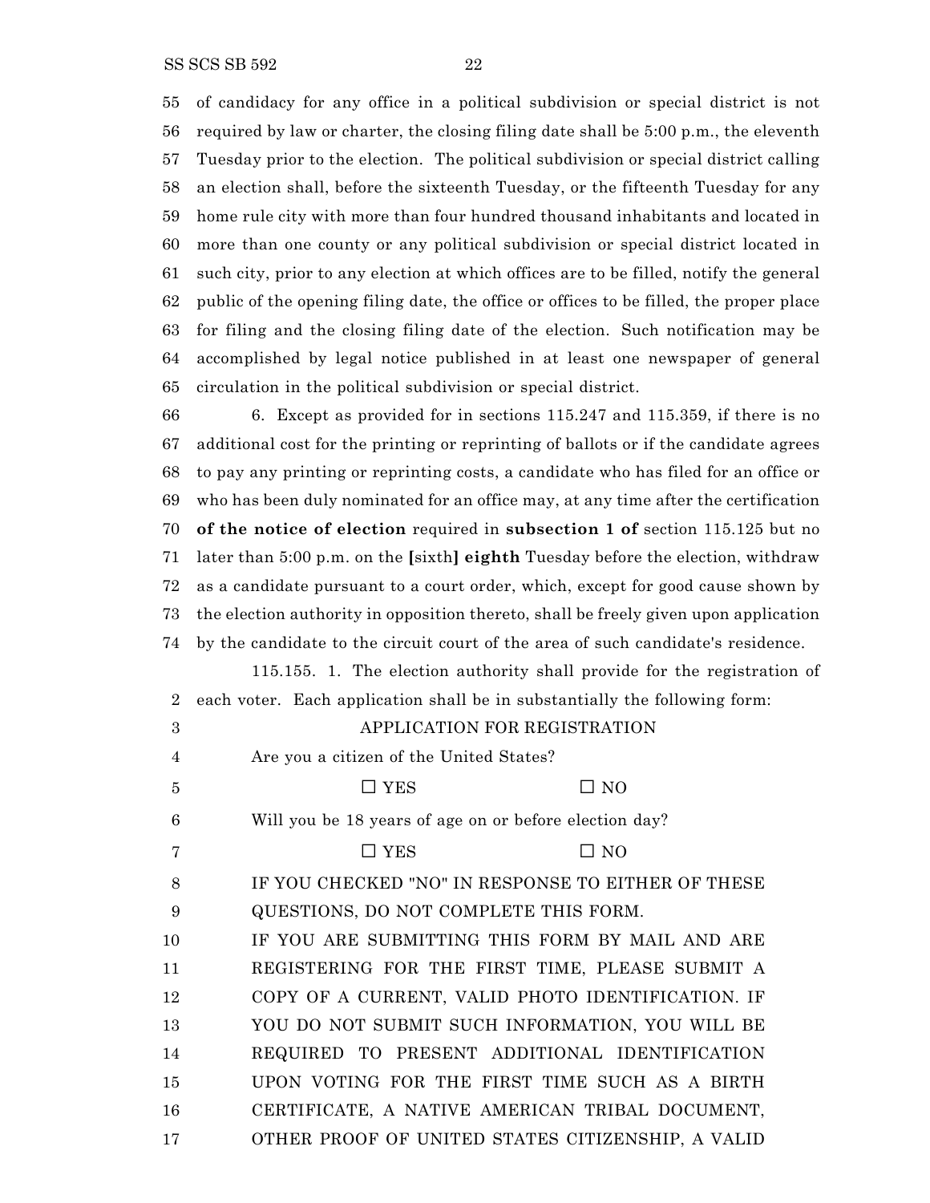of candidacy for any office in a political subdivision or special district is not required by law or charter, the closing filing date shall be 5:00 p.m., the eleventh Tuesday prior to the election. The political subdivision or special district calling an election shall, before the sixteenth Tuesday, or the fifteenth Tuesday for any home rule city with more than four hundred thousand inhabitants and located in more than one county or any political subdivision or special district located in such city, prior to any election at which offices are to be filled, notify the general public of the opening filing date, the office or offices to be filled, the proper place for filing and the closing filing date of the election. Such notification may be accomplished by legal notice published in at least one newspaper of general circulation in the political subdivision or special district.

6. Except as provided for in sections 115.247 and 115.359, if there is no additional cost for the printing or reprinting of ballots or if the candidate agrees to pay any printing or reprinting costs, a candidate who has filed for an office or who has been duly nominated for an office may, at any time after the certification **of the notice of election** required in **subsection 1 of** section 115.125 but no later than 5:00 p.m. on the **[**sixth**] eighth** Tuesday before the election, withdraw as a candidate pursuant to a court order, which, except for good cause shown by the election authority in opposition thereto, shall be freely given upon application by the candidate to the circuit court of the area of such candidate's residence.

115.155. 1. The election authority shall provide for the registration of each voter. Each application shall be in substantially the following form:

APPLICATION FOR REGISTRATION

Are you a citizen of the United States?

☐ YES ☐ NO

Will you be 18 years of age on or before election day?

☐ YES ☐ NO

IF YOU CHECKED "NO" IN RESPONSE TO EITHER OF THESE QUESTIONS, DO NOT COMPLETE THIS FORM.

IF YOU ARE SUBMITTING THIS FORM BY MAIL AND ARE REGISTERING FOR THE FIRST TIME, PLEASE SUBMIT A COPY OF A CURRENT, VALID PHOTO IDENTIFICATION. IF YOU DO NOT SUBMIT SUCH INFORMATION, YOU WILL BE REQUIRED TO PRESENT ADDITIONAL IDENTIFICATION UPON VOTING FOR THE FIRST TIME SUCH AS A BIRTH CERTIFICATE, A NATIVE AMERICAN TRIBAL DOCUMENT, OTHER PROOF OF UNITED STATES CITIZENSHIP, A VALID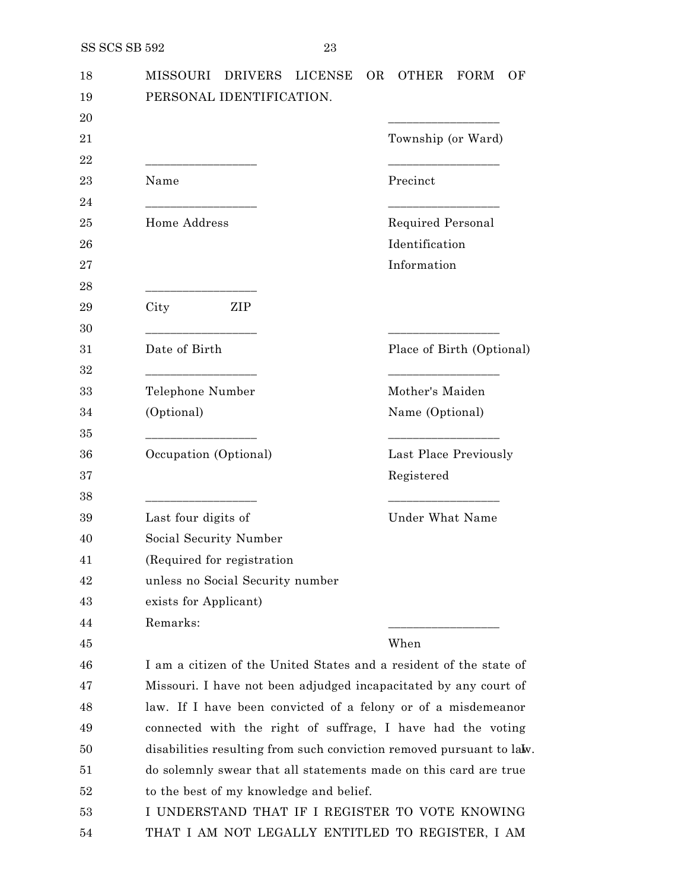MISSOURI DRIVERS LICENSE OR OTHER FORM OF PERSONAL IDENTIFICATION.

| | |
|---|---|
| | \_\_\_\_\_\_\_\_\_\_\_\_\_\_\_\_\_\_ |
| | Township (or Ward) |
| \_\_\_\_\_\_\_\_\_\_\_\_\_\_\_\_\_\_ | \_\_\_\_\_\_\_\_\_\_\_\_\_\_\_\_\_\_ |
| Name | Precinct |
| \_\_\_\_\_\_\_\_\_\_\_\_\_\_\_\_\_\_ | \_\_\_\_\_\_\_\_\_\_\_\_\_\_\_\_\_\_ |
| Home Address | Required Personal Identification Information |
| \_\_\_\_\_\_\_\_\_\_\_\_\_\_\_\_\_\_ | |
| City ZIP | |
| \_\_\_\_\_\_\_\_\_\_\_\_\_\_\_\_\_\_ | \_\_\_\_\_\_\_\_\_\_\_\_\_\_\_\_\_\_ |
| Date of Birth | Place of Birth (Optional) |
| \_\_\_\_\_\_\_\_\_\_\_\_\_\_\_\_\_\_ | \_\_\_\_\_\_\_\_\_\_\_\_\_\_\_\_\_\_ |
| Telephone Number (Optional) | Mother's Maiden Name (Optional) |
| \_\_\_\_\_\_\_\_\_\_\_\_\_\_\_\_\_\_ | \_\_\_\_\_\_\_\_\_\_\_\_\_\_\_\_\_\_ |
| Occupation (Optional) | Last Place Previously Registered |
| \_\_\_\_\_\_\_\_\_\_\_\_\_\_\_\_\_\_ | \_\_\_\_\_\_\_\_\_\_\_\_\_\_\_\_\_\_ |
| Last four digits of Social Security Number (Required for registration unless no Social Security number exists for Applicant) | Under What Name |
| Remarks: | \_\_\_\_\_\_\_\_\_\_\_\_\_\_\_\_\_\_ |
| | When |

I am a citizen of the United States and a resident of the state of Missouri. I have not been adjudged incapacitated by any court of law. If I have been convicted of a felony or of a misdemeanor connected with the right of suffrage, I have had the voting disabilities resulting from such conviction removed pursuant to law. I do solemnly swear that all statements made on this card are true to the best of my knowledge and belief.

I UNDERSTAND THAT IF I REGISTER TO VOTE KNOWING THAT I AM NOT LEGALLY ENTITLED TO REGISTER, I AM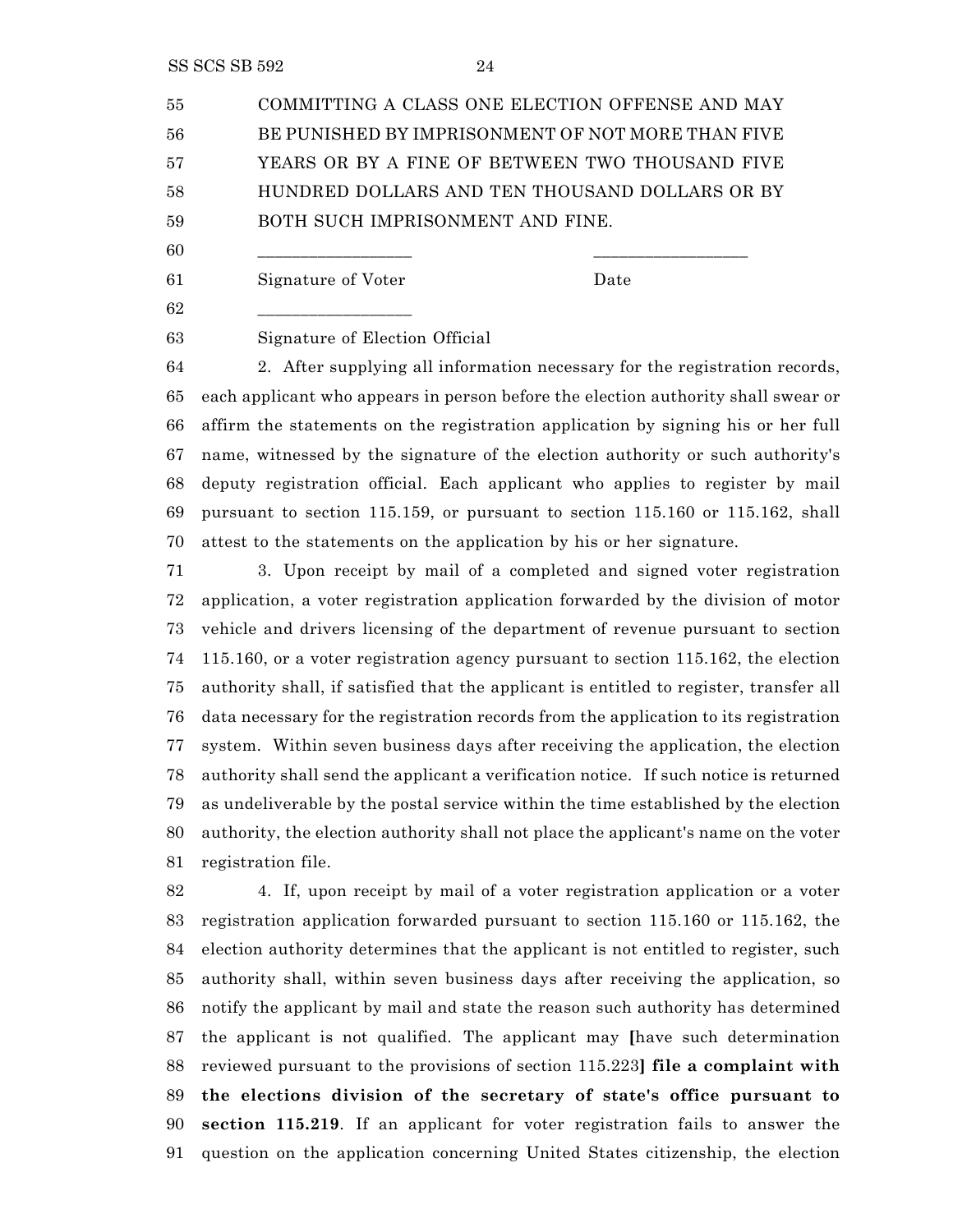COMMITTING A CLASS ONE ELECTION OFFENSE AND MAY BE PUNISHED BY IMPRISONMENT OF NOT MORE THAN FIVE YEARS OR BY A FINE OF BETWEEN TWO THOUSAND FIVE HUNDRED DOLLARS AND TEN THOUSAND DOLLARS OR BY BOTH SUCH IMPRISONMENT AND FINE.

_________________ _________________

Signature of Voter Date

_________________

Signature of Election Official

2. After supplying all information necessary for the registration records, each applicant who appears in person before the election authority shall swear or affirm the statements on the registration application by signing his or her full name, witnessed by the signature of the election authority or such authority's deputy registration official. Each applicant who applies to register by mail pursuant to section 115.159, or pursuant to section 115.160 or 115.162, shall attest to the statements on the application by his or her signature.

3. Upon receipt by mail of a completed and signed voter registration application, a voter registration application forwarded by the division of motor vehicle and drivers licensing of the department of revenue pursuant to section 115.160, or a voter registration agency pursuant to section 115.162, the election authority shall, if satisfied that the applicant is entitled to register, transfer all data necessary for the registration records from the application to its registration system. Within seven business days after receiving the application, the election authority shall send the applicant a verification notice. If such notice is returned as undeliverable by the postal service within the time established by the election authority, the election authority shall not place the applicant's name on the voter registration file.

4. If, upon receipt by mail of a voter registration application or a voter registration application forwarded pursuant to section 115.160 or 115.162, the election authority determines that the applicant is not entitled to register, such authority shall, within seven business days after receiving the application, so notify the applicant by mail and state the reason such authority has determined the applicant is not qualified. The applicant may **[**have such determination reviewed pursuant to the provisions of section 115.223**]** **file a complaint with the elections division of the secretary of state's office pursuant to section 115.219**. If an applicant for voter registration fails to answer the question on the application concerning United States citizenship, the election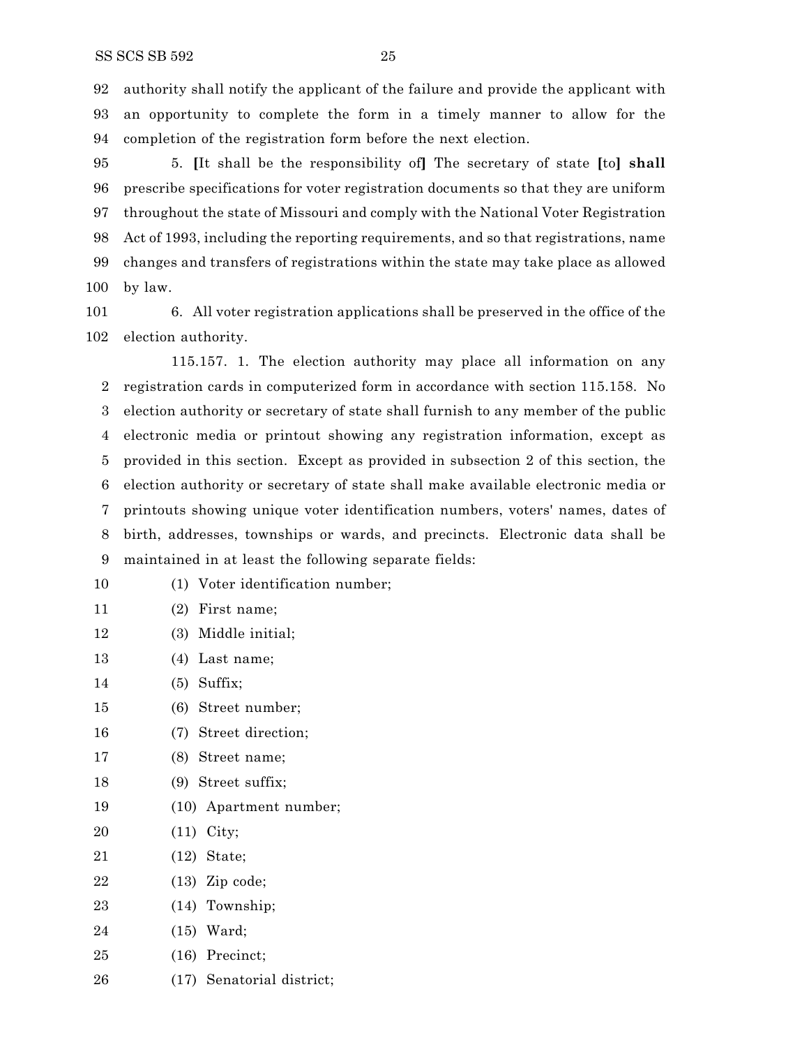authority shall notify the applicant of the failure and provide the applicant with an opportunity to complete the form in a timely manner to allow for the completion of the registration form before the next election.

5. [It shall be the responsibility of] The secretary of state [to] **shall** prescribe specifications for voter registration documents so that they are uniform throughout the state of Missouri and comply with the National Voter Registration Act of 1993, including the reporting requirements, and so that registrations, name changes and transfers of registrations within the state may take place as allowed by law.

6. All voter registration applications shall be preserved in the office of the election authority.

115.157. 1. The election authority may place all information on any registration cards in computerized form in accordance with section 115.158. No election authority or secretary of state shall furnish to any member of the public electronic media or printout showing any registration information, except as provided in this section. Except as provided in subsection 2 of this section, the election authority or secretary of state shall make available electronic media or printouts showing unique voter identification numbers, voters' names, dates of birth, addresses, townships or wards, and precincts. Electronic data shall be maintained in at least the following separate fields:

(1) Voter identification number;

(2) First name;

(3) Middle initial;

(4) Last name;

(5) Suffix;

(6) Street number;

(7) Street direction;

(8) Street name;

(9) Street suffix;

(10) Apartment number;

(11) City;

(12) State;

(13) Zip code;

(14) Township;

(15) Ward;

(16) Precinct;

(17) Senatorial district;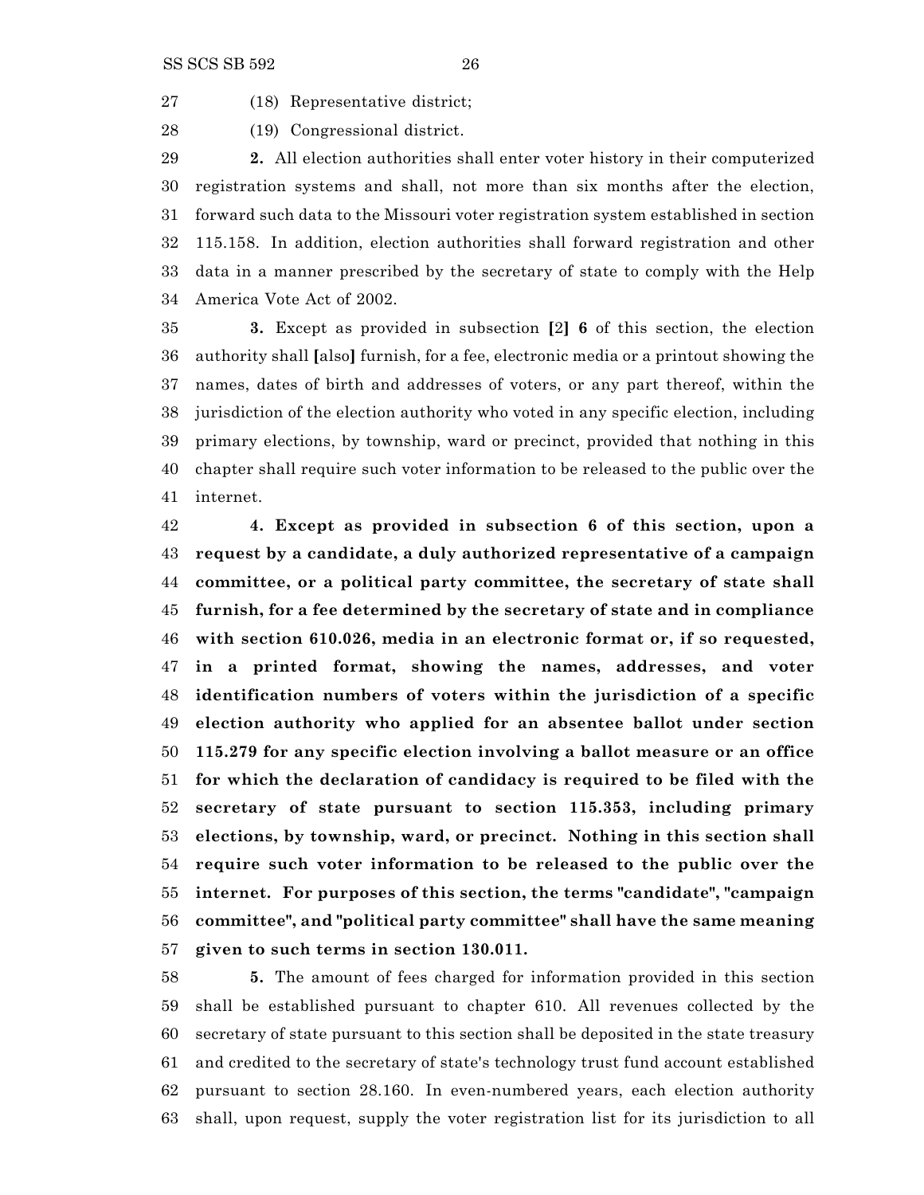(18) Representative district;

(19) Congressional district.

**2.** All election authorities shall enter voter history in their computerized registration systems and shall, not more than six months after the election, forward such data to the Missouri voter registration system established in section 115.158. In addition, election authorities shall forward registration and other data in a manner prescribed by the secretary of state to comply with the Help America Vote Act of 2002.

**3.** Except as provided in subsection **[**2**] 6** of this section, the election authority shall **[**also**]** furnish, for a fee, electronic media or a printout showing the names, dates of birth and addresses of voters, or any part thereof, within the jurisdiction of the election authority who voted in any specific election, including primary elections, by township, ward or precinct, provided that nothing in this chapter shall require such voter information to be released to the public over the internet.

**4. Except as provided in subsection 6 of this section, upon a request by a candidate, a duly authorized representative of a campaign committee, or a political party committee, the secretary of state shall furnish, for a fee determined by the secretary of state and in compliance with section 610.026, media in an electronic format or, if so requested, in a printed format, showing the names, addresses, and voter identification numbers of voters within the jurisdiction of a specific election authority who applied for an absentee ballot under section 115.279 for any specific election involving a ballot measure or an office for which the declaration of candidacy is required to be filed with the secretary of state pursuant to section 115.353, including primary elections, by township, ward, or precinct. Nothing in this section shall require such voter information to be released to the public over the internet. For purposes of this section, the terms "candidate", "campaign committee", and "political party committee" shall have the same meaning given to such terms in section 130.011.**

**5.** The amount of fees charged for information provided in this section shall be established pursuant to chapter 610. All revenues collected by the secretary of state pursuant to this section shall be deposited in the state treasury and credited to the secretary of state's technology trust fund account established pursuant to section 28.160. In even-numbered years, each election authority shall, upon request, supply the voter registration list for its jurisdiction to all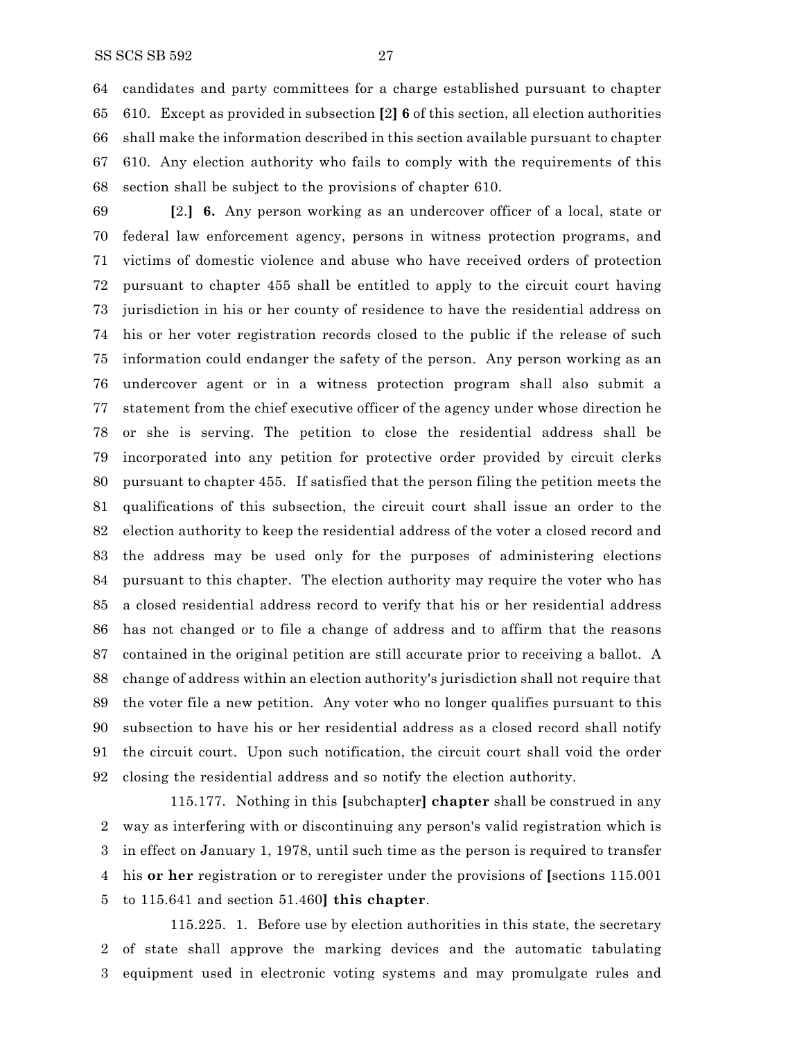candidates and party committees for a charge established pursuant to chapter 610. Except as provided in subsection **[**2**] 6** of this section, all election authorities shall make the information described in this section available pursuant to chapter 610. Any election authority who fails to comply with the requirements of this section shall be subject to the provisions of chapter 610.

**[**2.**] 6.** Any person working as an undercover officer of a local, state or federal law enforcement agency, persons in witness protection programs, and victims of domestic violence and abuse who have received orders of protection pursuant to chapter 455 shall be entitled to apply to the circuit court having jurisdiction in his or her county of residence to have the residential address on his or her voter registration records closed to the public if the release of such information could endanger the safety of the person. Any person working as an undercover agent or in a witness protection program shall also submit a statement from the chief executive officer of the agency under whose direction he or she is serving. The petition to close the residential address shall be incorporated into any petition for protective order provided by circuit clerks pursuant to chapter 455. If satisfied that the person filing the petition meets the qualifications of this subsection, the circuit court shall issue an order to the election authority to keep the residential address of the voter a closed record and the address may be used only for the purposes of administering elections pursuant to this chapter. The election authority may require the voter who has a closed residential address record to verify that his or her residential address has not changed or to file a change of address and to affirm that the reasons contained in the original petition are still accurate prior to receiving a ballot. A change of address within an election authority's jurisdiction shall not require that the voter file a new petition. Any voter who no longer qualifies pursuant to this subsection to have his or her residential address as a closed record shall notify the circuit court. Upon such notification, the circuit court shall void the order closing the residential address and so notify the election authority.

115.177. Nothing in this **[**subchapter**] chapter** shall be construed in any way as interfering with or discontinuing any person's valid registration which is in effect on January 1, 1978, until such time as the person is required to transfer his **or her** registration or to reregister under the provisions of **[**sections 115.001 to 115.641 and section 51.460**] this chapter**.

115.225. 1. Before use by election authorities in this state, the secretary of state shall approve the marking devices and the automatic tabulating equipment used in electronic voting systems and may promulgate rules and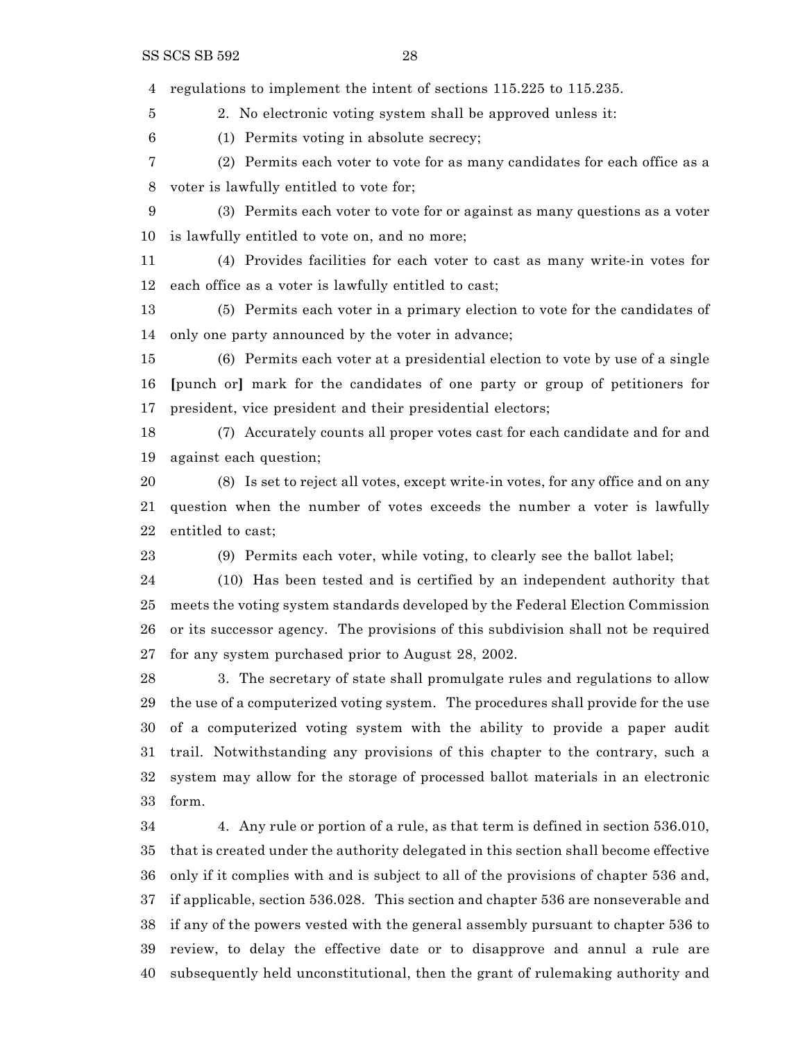regulations to implement the intent of sections 115.225 to 115.235.

2. No electronic voting system shall be approved unless it:

(1) Permits voting in absolute secrecy;

(2) Permits each voter to vote for as many candidates for each office as a voter is lawfully entitled to vote for;

(3) Permits each voter to vote for or against as many questions as a voter is lawfully entitled to vote on, and no more;

(4) Provides facilities for each voter to cast as many write-in votes for each office as a voter is lawfully entitled to cast;

(5) Permits each voter in a primary election to vote for the candidates of only one party announced by the voter in advance;

(6) Permits each voter at a presidential election to vote by use of a single **[**punch or**]** mark for the candidates of one party or group of petitioners for president, vice president and their presidential electors;

(7) Accurately counts all proper votes cast for each candidate and for and against each question;

(8) Is set to reject all votes, except write-in votes, for any office and on any question when the number of votes exceeds the number a voter is lawfully entitled to cast;

(9) Permits each voter, while voting, to clearly see the ballot label;

(10) Has been tested and is certified by an independent authority that meets the voting system standards developed by the Federal Election Commission or its successor agency. The provisions of this subdivision shall not be required for any system purchased prior to August 28, 2002.

3. The secretary of state shall promulgate rules and regulations to allow the use of a computerized voting system. The procedures shall provide for the use of a computerized voting system with the ability to provide a paper audit trail. Notwithstanding any provisions of this chapter to the contrary, such a system may allow for the storage of processed ballot materials in an electronic form.

4. Any rule or portion of a rule, as that term is defined in section 536.010, that is created under the authority delegated in this section shall become effective only if it complies with and is subject to all of the provisions of chapter 536 and, if applicable, section 536.028. This section and chapter 536 are nonseverable and if any of the powers vested with the general assembly pursuant to chapter 536 to review, to delay the effective date or to disapprove and annul a rule are subsequently held unconstitutional, then the grant of rulemaking authority and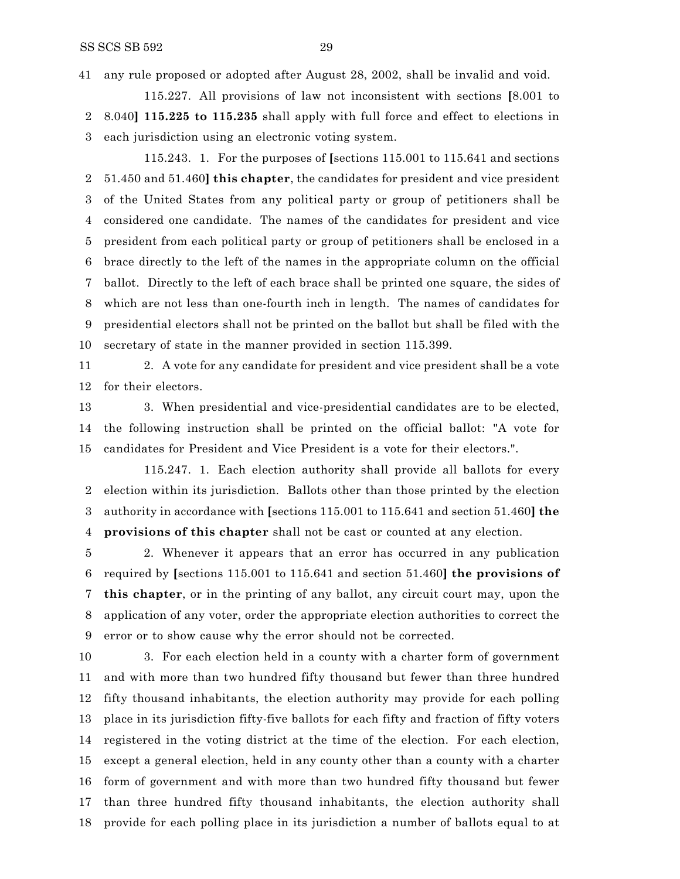any rule proposed or adopted after August 28, 2002, shall be invalid and void.

115.227. All provisions of law not inconsistent with sections [8.001 to 8.040] **115.225 to 115.235** shall apply with full force and effect to elections in each jurisdiction using an electronic voting system.

115.243. 1. For the purposes of [sections 115.001 to 115.641 and sections 51.450 and 51.460] **this chapter**, the candidates for president and vice president of the United States from any political party or group of petitioners shall be considered one candidate. The names of the candidates for president and vice president from each political party or group of petitioners shall be enclosed in a brace directly to the left of the names in the appropriate column on the official ballot. Directly to the left of each brace shall be printed one square, the sides of which are not less than one-fourth inch in length. The names of candidates for presidential electors shall not be printed on the ballot but shall be filed with the secretary of state in the manner provided in section 115.399.

2. A vote for any candidate for president and vice president shall be a vote for their electors.

3. When presidential and vice-presidential candidates are to be elected, the following instruction shall be printed on the official ballot: "A vote for candidates for President and Vice President is a vote for their electors.".

115.247. 1. Each election authority shall provide all ballots for every election within its jurisdiction. Ballots other than those printed by the election authority in accordance with [sections 115.001 to 115.641 and section 51.460] **the provisions of this chapter** shall not be cast or counted at any election.

2. Whenever it appears that an error has occurred in any publication required by [sections 115.001 to 115.641 and section 51.460] **the provisions of this chapter**, or in the printing of any ballot, any circuit court may, upon the application of any voter, order the appropriate election authorities to correct the error or to show cause why the error should not be corrected.

3. For each election held in a county with a charter form of government and with more than two hundred fifty thousand but fewer than three hundred fifty thousand inhabitants, the election authority may provide for each polling place in its jurisdiction fifty-five ballots for each fifty and fraction of fifty voters registered in the voting district at the time of the election. For each election, except a general election, held in any county other than a county with a charter form of government and with more than two hundred fifty thousand but fewer than three hundred fifty thousand inhabitants, the election authority shall provide for each polling place in its jurisdiction a number of ballots equal to at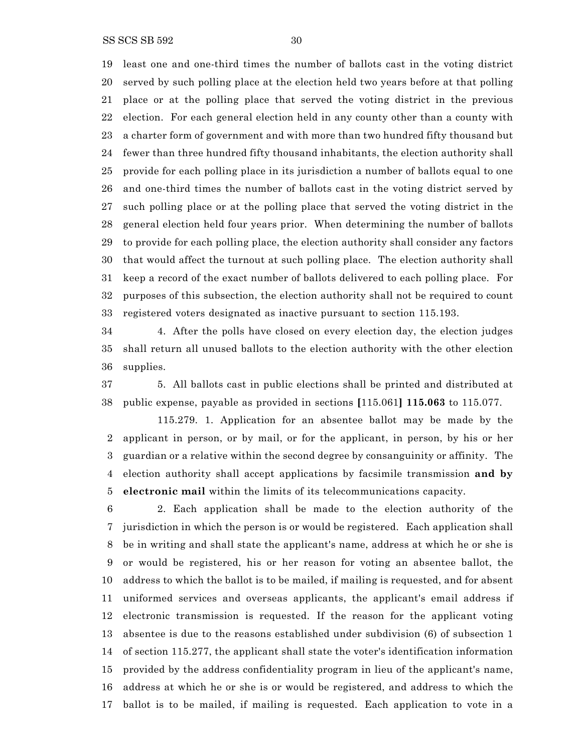least one and one-third times the number of ballots cast in the voting district served by such polling place at the election held two years before at that polling place or at the polling place that served the voting district in the previous election. For each general election held in any county other than a county with a charter form of government and with more than two hundred fifty thousand but fewer than three hundred fifty thousand inhabitants, the election authority shall provide for each polling place in its jurisdiction a number of ballots equal to one and one-third times the number of ballots cast in the voting district served by such polling place or at the polling place that served the voting district in the general election held four years prior. When determining the number of ballots to provide for each polling place, the election authority shall consider any factors that would affect the turnout at such polling place. The election authority shall keep a record of the exact number of ballots delivered to each polling place. For purposes of this subsection, the election authority shall not be required to count registered voters designated as inactive pursuant to section 115.193.

4. After the polls have closed on every election day, the election judges shall return all unused ballots to the election authority with the other election supplies.

5. All ballots cast in public elections shall be printed and distributed at public expense, payable as provided in sections [115.061] **115.063** to 115.077.

115.279. 1. Application for an absentee ballot may be made by the applicant in person, or by mail, or for the applicant, in person, by his or her guardian or a relative within the second degree by consanguinity or affinity. The election authority shall accept applications by facsimile transmission **and by electronic mail** within the limits of its telecommunications capacity.

2. Each application shall be made to the election authority of the jurisdiction in which the person is or would be registered. Each application shall be in writing and shall state the applicant's name, address at which he or she is or would be registered, his or her reason for voting an absentee ballot, the address to which the ballot is to be mailed, if mailing is requested, and for absent uniformed services and overseas applicants, the applicant's email address if electronic transmission is requested. If the reason for the applicant voting absentee is due to the reasons established under subdivision (6) of subsection 1 of section 115.277, the applicant shall state the voter's identification information provided by the address confidentiality program in lieu of the applicant's name, address at which he or she is or would be registered, and address to which the ballot is to be mailed, if mailing is requested. Each application to vote in a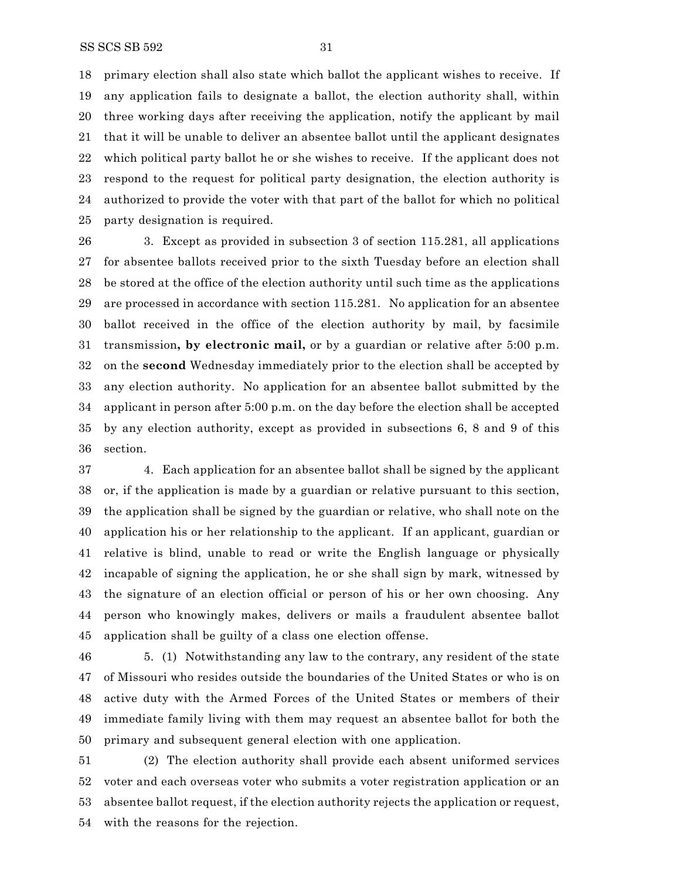primary election shall also state which ballot the applicant wishes to receive. If any application fails to designate a ballot, the election authority shall, within three working days after receiving the application, notify the applicant by mail that it will be unable to deliver an absentee ballot until the applicant designates which political party ballot he or she wishes to receive. If the applicant does not respond to the request for political party designation, the election authority is authorized to provide the voter with that part of the ballot for which no political party designation is required.

3. Except as provided in subsection 3 of section 115.281, all applications for absentee ballots received prior to the sixth Tuesday before an election shall be stored at the office of the election authority until such time as the applications are processed in accordance with section 115.281. No application for an absentee ballot received in the office of the election authority by mail, by facsimile transmission**, by electronic mail,** or by a guardian or relative after 5:00 p.m. on the **second** Wednesday immediately prior to the election shall be accepted by any election authority. No application for an absentee ballot submitted by the applicant in person after 5:00 p.m. on the day before the election shall be accepted by any election authority, except as provided in subsections 6, 8 and 9 of this section.

4. Each application for an absentee ballot shall be signed by the applicant or, if the application is made by a guardian or relative pursuant to this section, the application shall be signed by the guardian or relative, who shall note on the application his or her relationship to the applicant. If an applicant, guardian or relative is blind, unable to read or write the English language or physically incapable of signing the application, he or she shall sign by mark, witnessed by the signature of an election official or person of his or her own choosing. Any person who knowingly makes, delivers or mails a fraudulent absentee ballot application shall be guilty of a class one election offense.

5. (1) Notwithstanding any law to the contrary, any resident of the state of Missouri who resides outside the boundaries of the United States or who is on active duty with the Armed Forces of the United States or members of their immediate family living with them may request an absentee ballot for both the primary and subsequent general election with one application.

(2) The election authority shall provide each absent uniformed services voter and each overseas voter who submits a voter registration application or an absentee ballot request, if the election authority rejects the application or request, with the reasons for the rejection.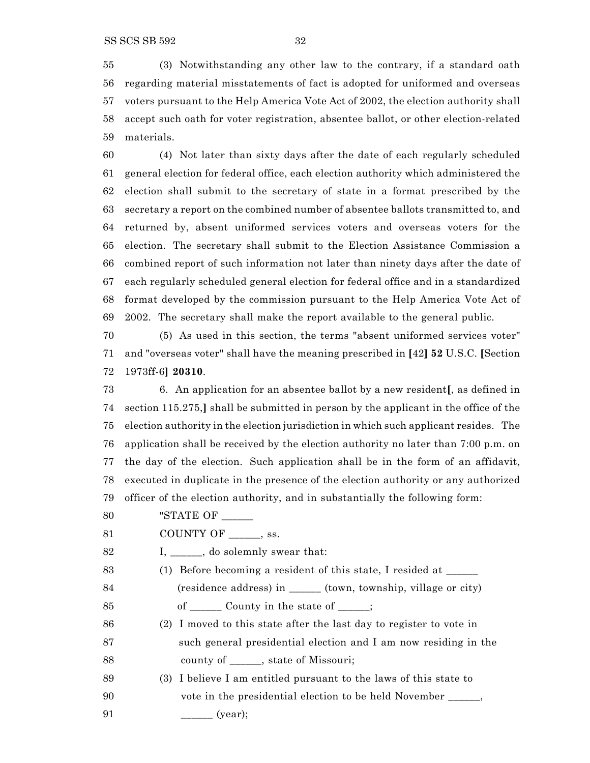(3) Notwithstanding any other law to the contrary, if a standard oath regarding material misstatements of fact is adopted for uniformed and overseas voters pursuant to the Help America Vote Act of 2002, the election authority shall accept such oath for voter registration, absentee ballot, or other election-related materials.

(4) Not later than sixty days after the date of each regularly scheduled general election for federal office, each election authority which administered the election shall submit to the secretary of state in a format prescribed by the secretary a report on the combined number of absentee ballots transmitted to, and returned by, absent uniformed services voters and overseas voters for the election. The secretary shall submit to the Election Assistance Commission a combined report of such information not later than ninety days after the date of each regularly scheduled general election for federal office and in a standardized format developed by the commission pursuant to the Help America Vote Act of 2002. The secretary shall make the report available to the general public.

(5) As used in this section, the terms "absent uniformed services voter" and "overseas voter" shall have the meaning prescribed in **[**42**] 52** U.S.C. **[**Section 1973ff-6**] 20310**.

6. An application for an absentee ballot by a new resident**[**, as defined in section 115.275,**]** shall be submitted in person by the applicant in the office of the election authority in the election jurisdiction in which such applicant resides. The application shall be received by the election authority no later than 7:00 p.m. on the day of the election. Such application shall be in the form of an affidavit, executed in duplicate in the presence of the election authority or any authorized officer of the election authority, and in substantially the following form:

"STATE OF ______

COUNTY OF ______, ss.

I, ______, do solemnly swear that:

(1) Before becoming a resident of this state, I resided at ______ (residence address) in ______ (town, township, village or city) of ______ County in the state of ______;

(2) I moved to this state after the last day to register to vote in such general presidential election and I am now residing in the county of ______, state of Missouri;

(3) I believe I am entitled pursuant to the laws of this state to vote in the presidential election to be held November ______, ______ (year);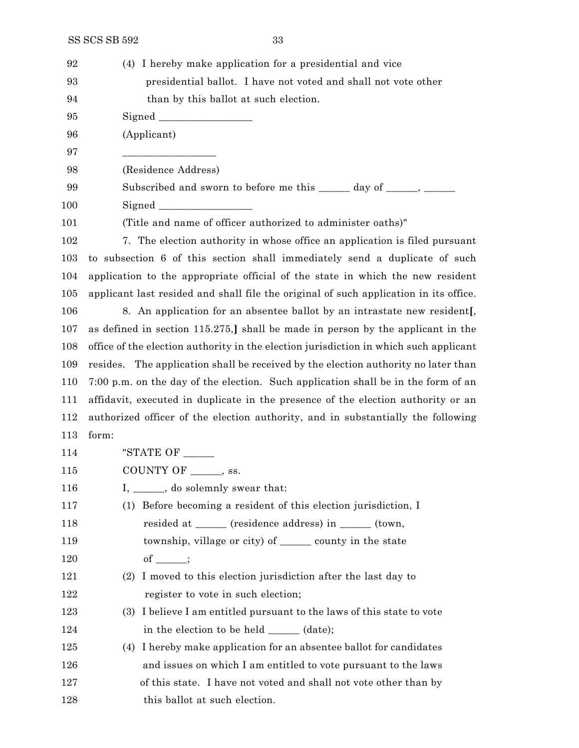(4) I hereby make application for a presidential and vice presidential ballot. I have not voted and shall not vote other than by this ballot at such election.

Signed __________________

(Applicant)

__________________

(Residence Address)

Subscribed and sworn to before me this ______ day of ______, ______

Signed __________________

(Title and name of officer authorized to administer oaths)"

7. The election authority in whose office an application is filed pursuant to subsection 6 of this section shall immediately send a duplicate of such application to the appropriate official of the state in which the new resident applicant last resided and shall file the original of such application in its office.

8. An application for an absentee ballot by an intrastate new resident**[**, as defined in section 115.275,**]** shall be made in person by the applicant in the office of the election authority in the election jurisdiction in which such applicant resides. The application shall be received by the election authority no later than 7:00 p.m. on the day of the election. Such application shall be in the form of an affidavit, executed in duplicate in the presence of the election authority or an authorized officer of the election authority, and in substantially the following form:

"STATE OF ______

COUNTY OF ______, ss.

I, ______, do solemnly swear that:

(1) Before becoming a resident of this election jurisdiction, I resided at ______ (residence address) in ______ (town, township, village or city) of ______ county in the state of ______;

(2) I moved to this election jurisdiction after the last day to register to vote in such election;

(3) I believe I am entitled pursuant to the laws of this state to vote in the election to be held ______ (date);

(4) I hereby make application for an absentee ballot for candidates and issues on which I am entitled to vote pursuant to the laws of this state. I have not voted and shall not vote other than by this ballot at such election.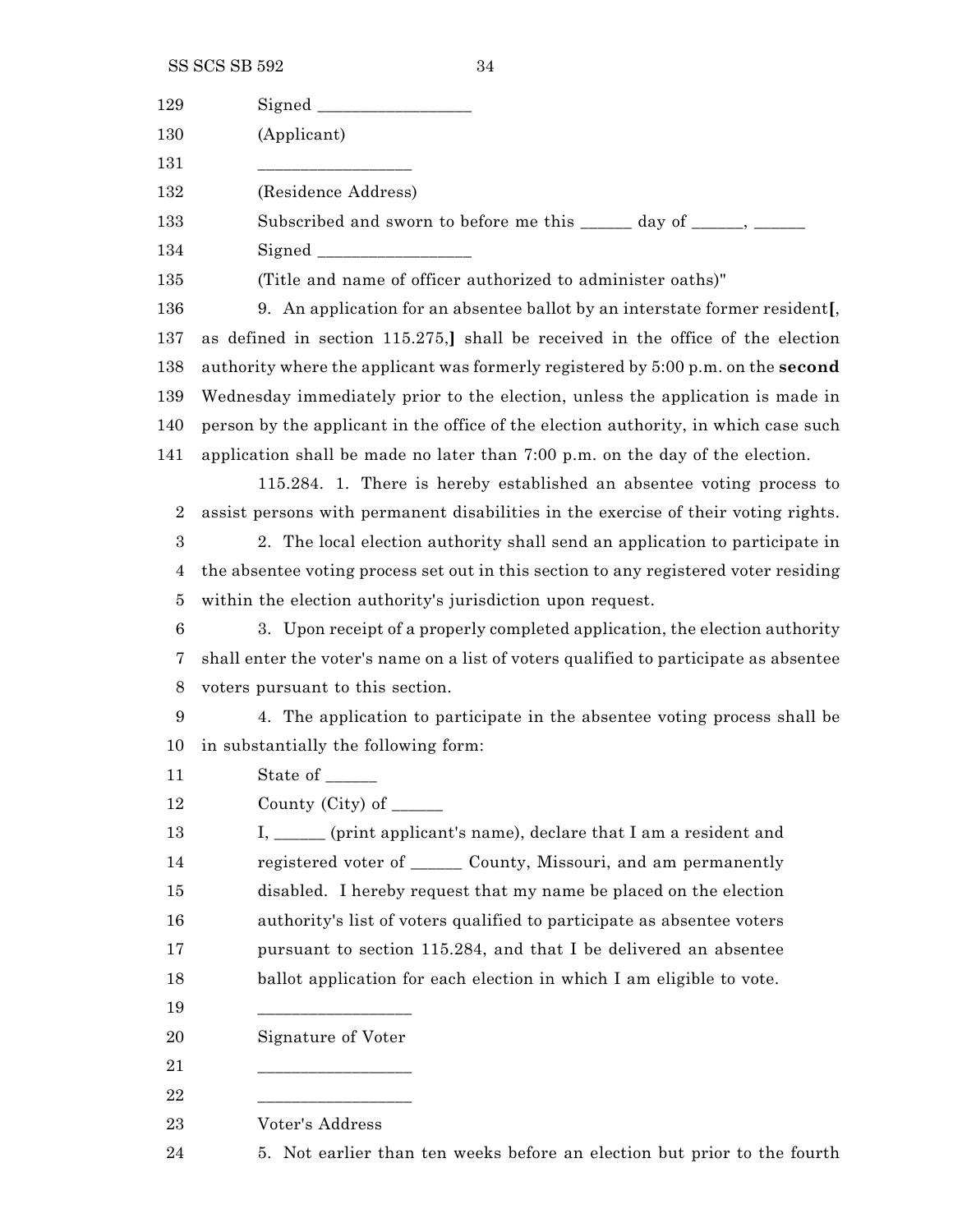Signed __________________

(Applicant)

__________________

(Residence Address)

Subscribed and sworn to before me this ______ day of ______, ______

Signed __________________

(Title and name of officer authorized to administer oaths)"

9. An application for an absentee ballot by an interstate former resident[, as defined in section 115.275,] shall be received in the office of the election authority where the applicant was formerly registered by 5:00 p.m. on the **second** Wednesday immediately prior to the election, unless the application is made in person by the applicant in the office of the election authority, in which case such application shall be made no later than 7:00 p.m. on the day of the election.

115.284. 1. There is hereby established an absentee voting process to assist persons with permanent disabilities in the exercise of their voting rights.

2. The local election authority shall send an application to participate in the absentee voting process set out in this section to any registered voter residing within the election authority's jurisdiction upon request.

3. Upon receipt of a properly completed application, the election authority shall enter the voter's name on a list of voters qualified to participate as absentee voters pursuant to this section.

4. The application to participate in the absentee voting process shall be in substantially the following form:

State of ______

County (City) of ______

I, ______ (print applicant's name), declare that I am a resident and registered voter of ______ County, Missouri, and am permanently disabled. I hereby request that my name be placed on the election authority's list of voters qualified to participate as absentee voters pursuant to section 115.284, and that I be delivered an absentee ballot application for each election in which I am eligible to vote.

__________________

Signature of Voter

__________________

__________________

Voter's Address

5. Not earlier than ten weeks before an election but prior to the fourth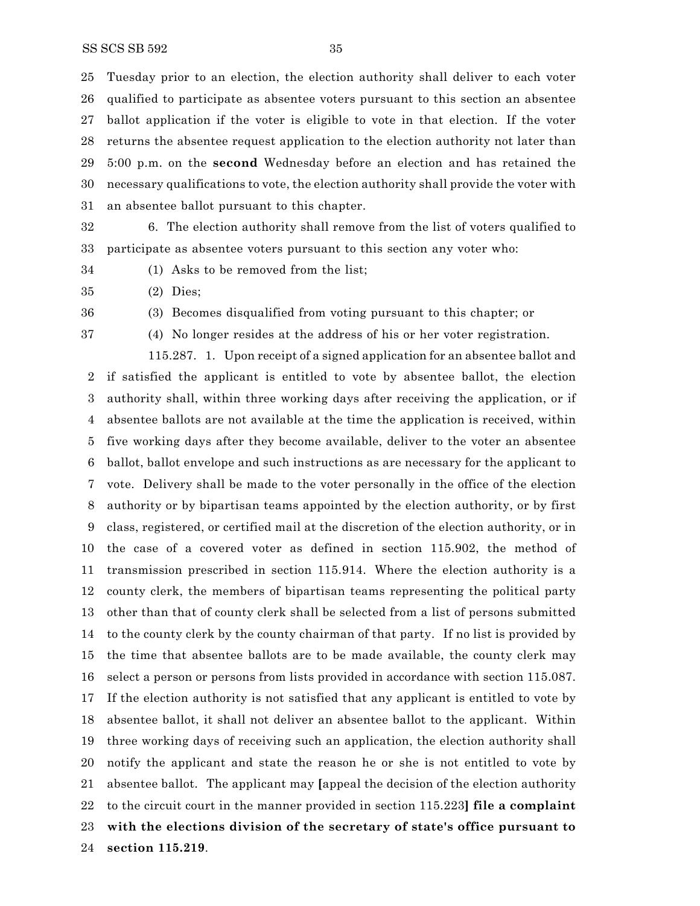Tuesday prior to an election, the election authority shall deliver to each voter qualified to participate as absentee voters pursuant to this section an absentee ballot application if the voter is eligible to vote in that election. If the voter returns the absentee request application to the election authority not later than 5:00 p.m. on the **second** Wednesday before an election and has retained the necessary qualifications to vote, the election authority shall provide the voter with an absentee ballot pursuant to this chapter.

6. The election authority shall remove from the list of voters qualified to participate as absentee voters pursuant to this section any voter who:

(1) Asks to be removed from the list;

(2) Dies;

(3) Becomes disqualified from voting pursuant to this chapter; or

(4) No longer resides at the address of his or her voter registration.

115.287. 1. Upon receipt of a signed application for an absentee ballot and if satisfied the applicant is entitled to vote by absentee ballot, the election authority shall, within three working days after receiving the application, or if absentee ballots are not available at the time the application is received, within five working days after they become available, deliver to the voter an absentee ballot, ballot envelope and such instructions as are necessary for the applicant to vote. Delivery shall be made to the voter personally in the office of the election authority or by bipartisan teams appointed by the election authority, or by first class, registered, or certified mail at the discretion of the election authority, or in the case of a covered voter as defined in section 115.902, the method of transmission prescribed in section 115.914. Where the election authority is a county clerk, the members of bipartisan teams representing the political party other than that of county clerk shall be selected from a list of persons submitted to the county clerk by the county chairman of that party. If no list is provided by the time that absentee ballots are to be made available, the county clerk may select a person or persons from lists provided in accordance with section 115.087. If the election authority is not satisfied that any applicant is entitled to vote by absentee ballot, it shall not deliver an absentee ballot to the applicant. Within three working days of receiving such an application, the election authority shall notify the applicant and state the reason he or she is not entitled to vote by absentee ballot. The applicant may **[**appeal the decision of the election authority to the circuit court in the manner provided in section 115.223**]** **file a complaint with the elections division of the secretary of state's office pursuant to section 115.219**.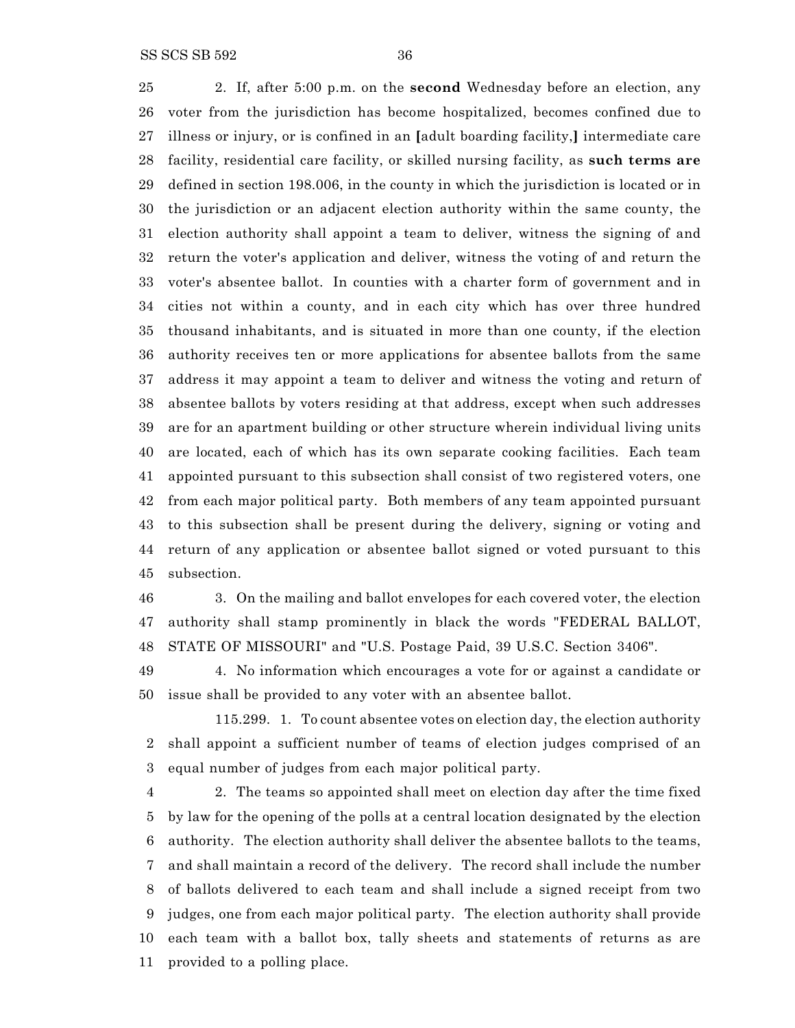2. If, after 5:00 p.m. on the **second** Wednesday before an election, any voter from the jurisdiction has become hospitalized, becomes confined due to illness or injury, or is confined in an **[**adult boarding facility,**]** intermediate care facility, residential care facility, or skilled nursing facility, as **such terms are** defined in section 198.006, in the county in which the jurisdiction is located or in the jurisdiction or an adjacent election authority within the same county, the election authority shall appoint a team to deliver, witness the signing of and return the voter's application and deliver, witness the voting of and return the voter's absentee ballot. In counties with a charter form of government and in cities not within a county, and in each city which has over three hundred thousand inhabitants, and is situated in more than one county, if the election authority receives ten or more applications for absentee ballots from the same address it may appoint a team to deliver and witness the voting and return of absentee ballots by voters residing at that address, except when such addresses are for an apartment building or other structure wherein individual living units are located, each of which has its own separate cooking facilities. Each team appointed pursuant to this subsection shall consist of two registered voters, one from each major political party. Both members of any team appointed pursuant to this subsection shall be present during the delivery, signing or voting and return of any application or absentee ballot signed or voted pursuant to this subsection.

3. On the mailing and ballot envelopes for each covered voter, the election authority shall stamp prominently in black the words "FEDERAL BALLOT, STATE OF MISSOURI" and "U.S. Postage Paid, 39 U.S.C. Section 3406".

4. No information which encourages a vote for or against a candidate or issue shall be provided to any voter with an absentee ballot.

115.299. 1. To count absentee votes on election day, the election authority shall appoint a sufficient number of teams of election judges comprised of an equal number of judges from each major political party.

2. The teams so appointed shall meet on election day after the time fixed by law for the opening of the polls at a central location designated by the election authority. The election authority shall deliver the absentee ballots to the teams, and shall maintain a record of the delivery. The record shall include the number of ballots delivered to each team and shall include a signed receipt from two judges, one from each major political party. The election authority shall provide each team with a ballot box, tally sheets and statements of returns as are provided to a polling place.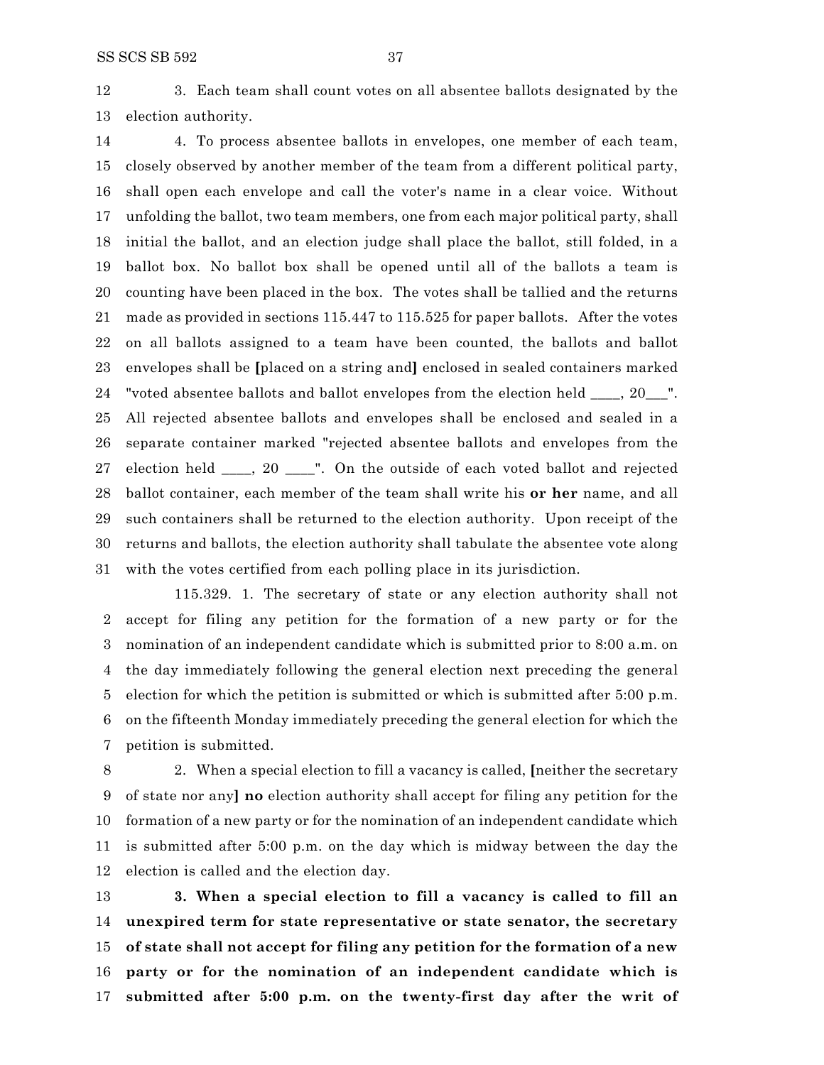3. Each team shall count votes on all absentee ballots designated by the election authority.

4. To process absentee ballots in envelopes, one member of each team, closely observed by another member of the team from a different political party, shall open each envelope and call the voter's name in a clear voice. Without unfolding the ballot, two team members, one from each major political party, shall initial the ballot, and an election judge shall place the ballot, still folded, in a ballot box. No ballot box shall be opened until all of the ballots a team is counting have been placed in the box. The votes shall be tallied and the returns made as provided in sections 115.447 to 115.525 for paper ballots. After the votes on all ballots assigned to a team have been counted, the ballots and ballot envelopes shall be **[**placed on a string and**]** enclosed in sealed containers marked "voted absentee ballots and ballot envelopes from the election held ____, 20___". All rejected absentee ballots and envelopes shall be enclosed and sealed in a separate container marked "rejected absentee ballots and envelopes from the election held ____, 20 ____". On the outside of each voted ballot and rejected ballot container, each member of the team shall write his **or her** name, and all such containers shall be returned to the election authority. Upon receipt of the returns and ballots, the election authority shall tabulate the absentee vote along with the votes certified from each polling place in its jurisdiction.

115.329. 1. The secretary of state or any election authority shall not accept for filing any petition for the formation of a new party or for the nomination of an independent candidate which is submitted prior to 8:00 a.m. on the day immediately following the general election next preceding the general election for which the petition is submitted or which is submitted after 5:00 p.m. on the fifteenth Monday immediately preceding the general election for which the petition is submitted.

2. When a special election to fill a vacancy is called, **[**neither the secretary of state nor any**]** **no** election authority shall accept for filing any petition for the formation of a new party or for the nomination of an independent candidate which is submitted after 5:00 p.m. on the day which is midway between the day the election is called and the election day.

**3. When a special election to fill a vacancy is called to fill an unexpired term for state representative or state senator, the secretary of state shall not accept for filing any petition for the formation of a new party or for the nomination of an independent candidate which is submitted after 5:00 p.m. on the twenty-first day after the writ of**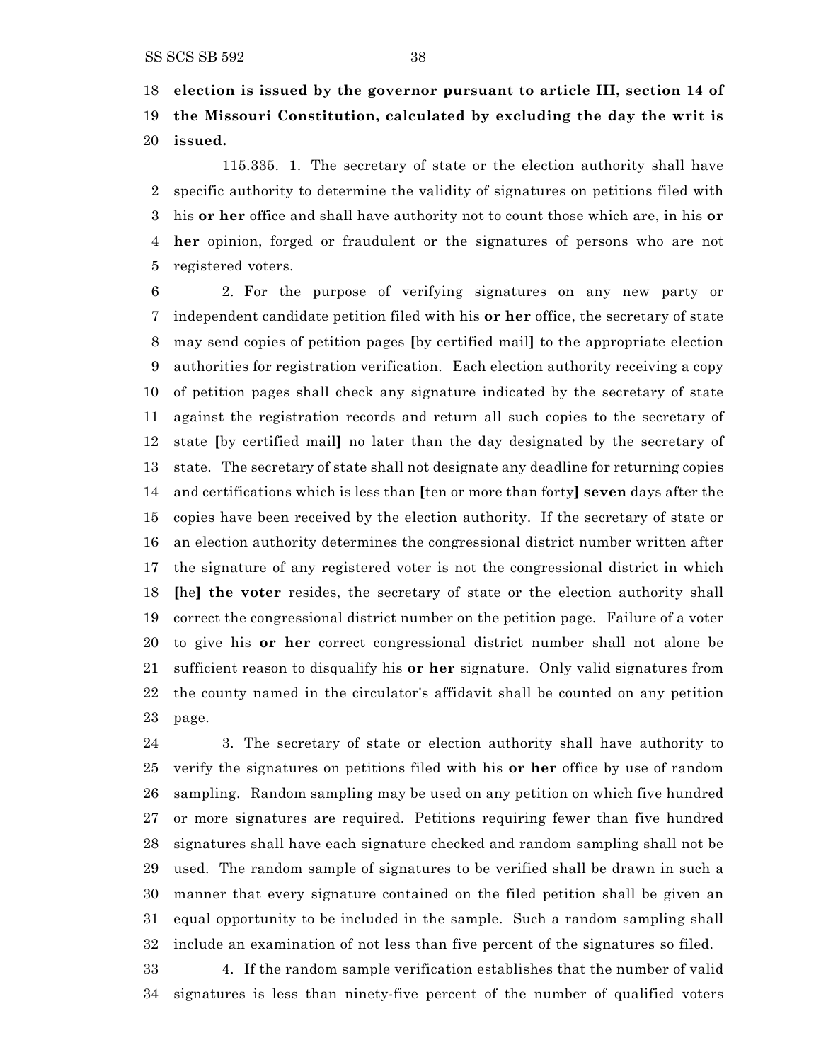**election is issued by the governor pursuant to article III, section 14 of the Missouri Constitution, calculated by excluding the day the writ is issued.**

115.335. 1. The secretary of state or the election authority shall have specific authority to determine the validity of signatures on petitions filed with his **or her** office and shall have authority not to count those which are, in his **or her** opinion, forged or fraudulent or the signatures of persons who are not registered voters.

2. For the purpose of verifying signatures on any new party or independent candidate petition filed with his **or her** office, the secretary of state may send copies of petition pages **[**by certified mail**]** to the appropriate election authorities for registration verification. Each election authority receiving a copy of petition pages shall check any signature indicated by the secretary of state against the registration records and return all such copies to the secretary of state **[**by certified mail**]** no later than the day designated by the secretary of state. The secretary of state shall not designate any deadline for returning copies and certifications which is less than **[**ten or more than forty**] seven** days after the copies have been received by the election authority. If the secretary of state or an election authority determines the congressional district number written after the signature of any registered voter is not the congressional district in which **[**he**] the voter** resides, the secretary of state or the election authority shall correct the congressional district number on the petition page. Failure of a voter to give his **or her** correct congressional district number shall not alone be sufficient reason to disqualify his **or her** signature. Only valid signatures from the county named in the circulator's affidavit shall be counted on any petition page.

3. The secretary of state or election authority shall have authority to verify the signatures on petitions filed with his **or her** office by use of random sampling. Random sampling may be used on any petition on which five hundred or more signatures are required. Petitions requiring fewer than five hundred signatures shall have each signature checked and random sampling shall not be used. The random sample of signatures to be verified shall be drawn in such a manner that every signature contained on the filed petition shall be given an equal opportunity to be included in the sample. Such a random sampling shall include an examination of not less than five percent of the signatures so filed.

4. If the random sample verification establishes that the number of valid signatures is less than ninety-five percent of the number of qualified voters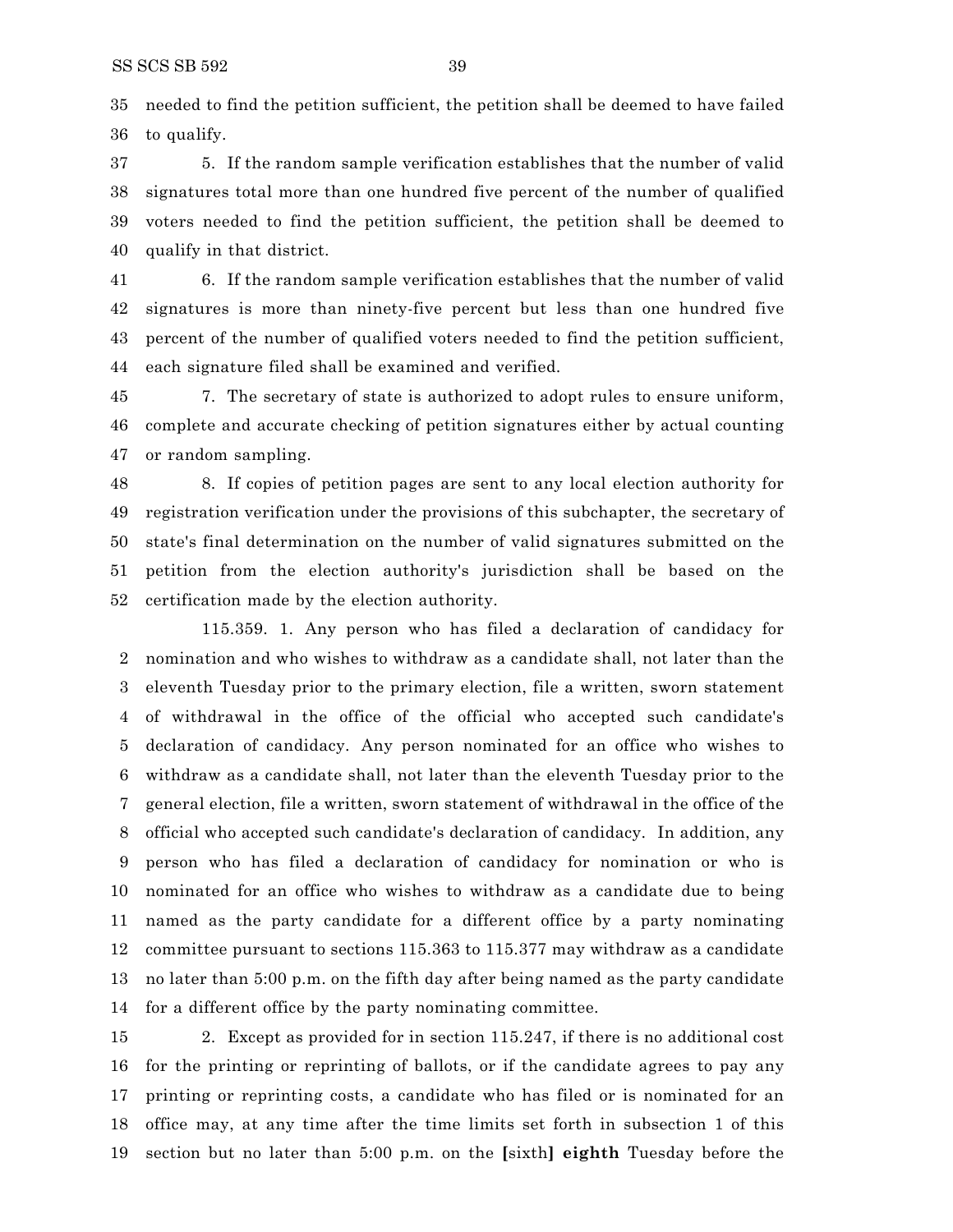needed to find the petition sufficient, the petition shall be deemed to have failed to qualify.

5. If the random sample verification establishes that the number of valid signatures total more than one hundred five percent of the number of qualified voters needed to find the petition sufficient, the petition shall be deemed to qualify in that district.

6. If the random sample verification establishes that the number of valid signatures is more than ninety-five percent but less than one hundred five percent of the number of qualified voters needed to find the petition sufficient, each signature filed shall be examined and verified.

7. The secretary of state is authorized to adopt rules to ensure uniform, complete and accurate checking of petition signatures either by actual counting or random sampling.

8. If copies of petition pages are sent to any local election authority for registration verification under the provisions of this subchapter, the secretary of state's final determination on the number of valid signatures submitted on the petition from the election authority's jurisdiction shall be based on the certification made by the election authority.

115.359. 1. Any person who has filed a declaration of candidacy for nomination and who wishes to withdraw as a candidate shall, not later than the eleventh Tuesday prior to the primary election, file a written, sworn statement of withdrawal in the office of the official who accepted such candidate's declaration of candidacy. Any person nominated for an office who wishes to withdraw as a candidate shall, not later than the eleventh Tuesday prior to the general election, file a written, sworn statement of withdrawal in the office of the official who accepted such candidate's declaration of candidacy. In addition, any person who has filed a declaration of candidacy for nomination or who is nominated for an office who wishes to withdraw as a candidate due to being named as the party candidate for a different office by a party nominating committee pursuant to sections 115.363 to 115.377 may withdraw as a candidate no later than 5:00 p.m. on the fifth day after being named as the party candidate for a different office by the party nominating committee.

2. Except as provided for in section 115.247, if there is no additional cost for the printing or reprinting of ballots, or if the candidate agrees to pay any printing or reprinting costs, a candidate who has filed or is nominated for an office may, at any time after the time limits set forth in subsection 1 of this section but no later than 5:00 p.m. on the **[**sixth**]** **eighth** Tuesday before the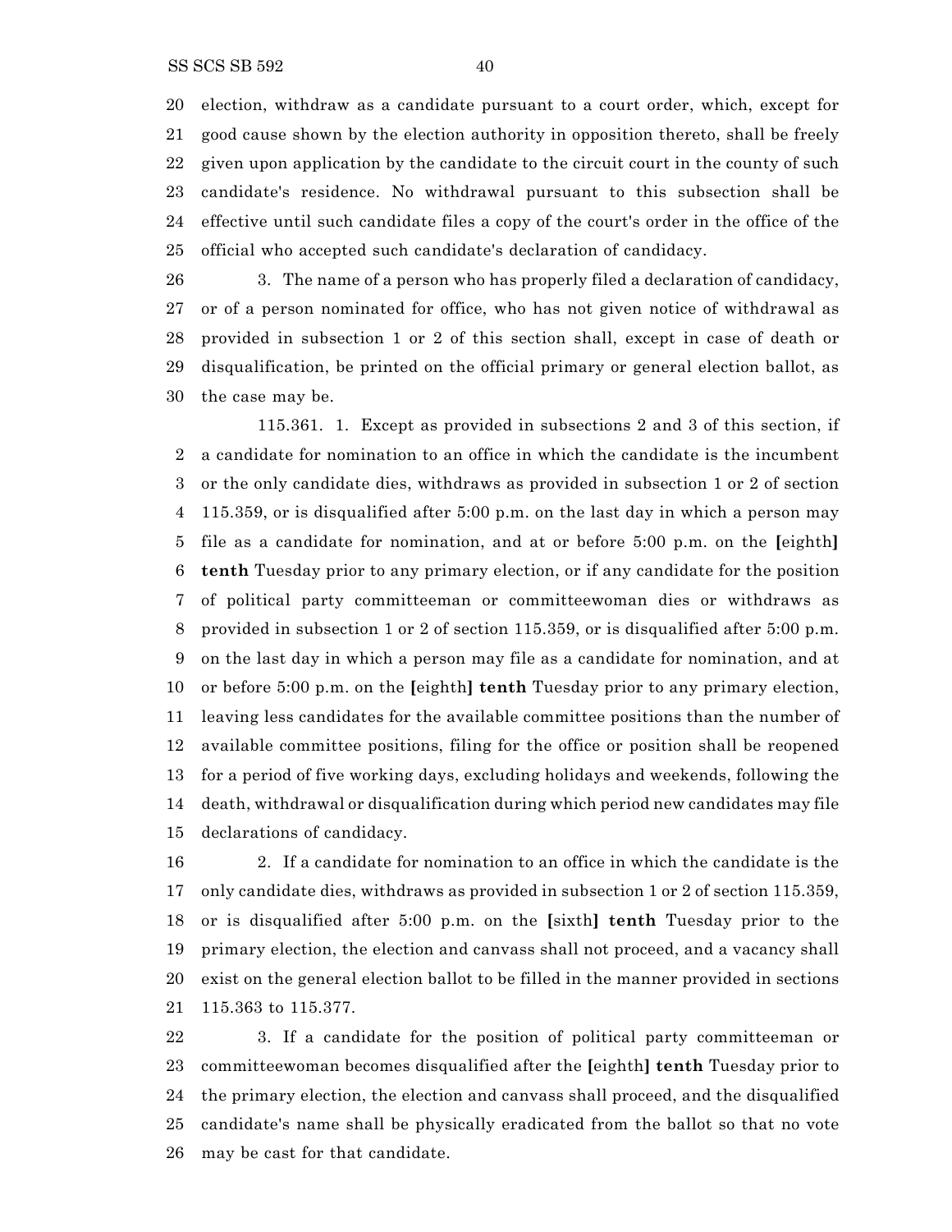election, withdraw as a candidate pursuant to a court order, which, except for good cause shown by the election authority in opposition thereto, shall be freely given upon application by the candidate to the circuit court in the county of such candidate's residence. No withdrawal pursuant to this subsection shall be effective until such candidate files a copy of the court's order in the office of the official who accepted such candidate's declaration of candidacy.

3. The name of a person who has properly filed a declaration of candidacy, or of a person nominated for office, who has not given notice of withdrawal as provided in subsection 1 or 2 of this section shall, except in case of death or disqualification, be printed on the official primary or general election ballot, as the case may be.

115.361. 1. Except as provided in subsections 2 and 3 of this section, if a candidate for nomination to an office in which the candidate is the incumbent or the only candidate dies, withdraws as provided in subsection 1 or 2 of section 115.359, or is disqualified after 5:00 p.m. on the last day in which a person may file as a candidate for nomination, and at or before 5:00 p.m. on the **[**eighth**]** **tenth** Tuesday prior to any primary election, or if any candidate for the position of political party committeeman or committeewoman dies or withdraws as provided in subsection 1 or 2 of section 115.359, or is disqualified after 5:00 p.m. on the last day in which a person may file as a candidate for nomination, and at or before 5:00 p.m. on the **[**eighth**]** **tenth** Tuesday prior to any primary election, leaving less candidates for the available committee positions than the number of available committee positions, filing for the office or position shall be reopened for a period of five working days, excluding holidays and weekends, following the death, withdrawal or disqualification during which period new candidates may file declarations of candidacy.

2. If a candidate for nomination to an office in which the candidate is the only candidate dies, withdraws as provided in subsection 1 or 2 of section 115.359, or is disqualified after 5:00 p.m. on the **[**sixth**]** **tenth** Tuesday prior to the primary election, the election and canvass shall not proceed, and a vacancy shall exist on the general election ballot to be filled in the manner provided in sections 115.363 to 115.377.

3. If a candidate for the position of political party committeeman or committeewoman becomes disqualified after the **[**eighth**]** **tenth** Tuesday prior to the primary election, the election and canvass shall proceed, and the disqualified candidate's name shall be physically eradicated from the ballot so that no vote may be cast for that candidate.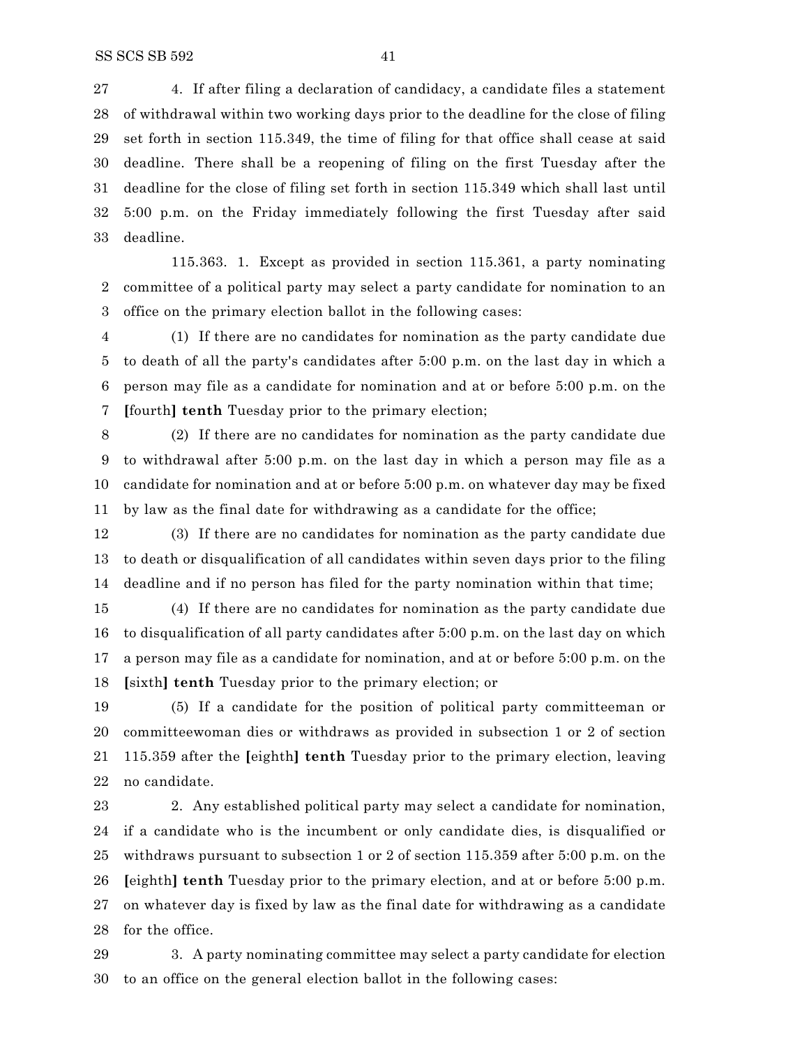4. If after filing a declaration of candidacy, a candidate files a statement of withdrawal within two working days prior to the deadline for the close of filing set forth in section 115.349, the time of filing for that office shall cease at said deadline. There shall be a reopening of filing on the first Tuesday after the deadline for the close of filing set forth in section 115.349 which shall last until 5:00 p.m. on the Friday immediately following the first Tuesday after said deadline.

115.363. 1. Except as provided in section 115.361, a party nominating committee of a political party may select a party candidate for nomination to an office on the primary election ballot in the following cases:

(1) If there are no candidates for nomination as the party candidate due to death of all the party's candidates after 5:00 p.m. on the last day in which a person may file as a candidate for nomination and at or before 5:00 p.m. on the [fourth] **tenth** Tuesday prior to the primary election;

(2) If there are no candidates for nomination as the party candidate due to withdrawal after 5:00 p.m. on the last day in which a person may file as a candidate for nomination and at or before 5:00 p.m. on whatever day may be fixed by law as the final date for withdrawing as a candidate for the office;

(3) If there are no candidates for nomination as the party candidate due to death or disqualification of all candidates within seven days prior to the filing deadline and if no person has filed for the party nomination within that time;

(4) If there are no candidates for nomination as the party candidate due to disqualification of all party candidates after 5:00 p.m. on the last day on which a person may file as a candidate for nomination, and at or before 5:00 p.m. on the [sixth] **tenth** Tuesday prior to the primary election; or

(5) If a candidate for the position of political party committeeman or committeewoman dies or withdraws as provided in subsection 1 or 2 of section 115.359 after the [eighth] **tenth** Tuesday prior to the primary election, leaving no candidate.

2. Any established political party may select a candidate for nomination, if a candidate who is the incumbent or only candidate dies, is disqualified or withdraws pursuant to subsection 1 or 2 of section 115.359 after 5:00 p.m. on the [eighth] **tenth** Tuesday prior to the primary election, and at or before 5:00 p.m. on whatever day is fixed by law as the final date for withdrawing as a candidate for the office.

3. A party nominating committee may select a party candidate for election to an office on the general election ballot in the following cases: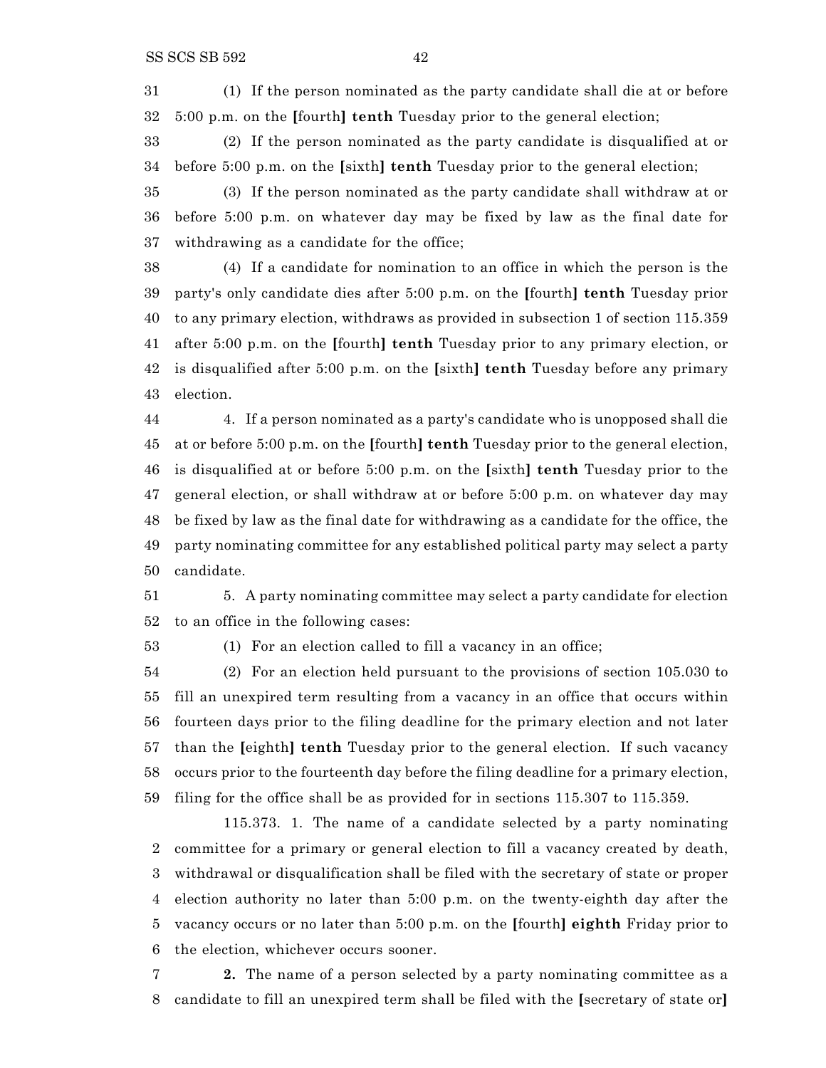(1) If the person nominated as the party candidate shall die at or before 5:00 p.m. on the [fourth] **tenth** Tuesday prior to the general election;

(2) If the person nominated as the party candidate is disqualified at or before 5:00 p.m. on the [sixth] **tenth** Tuesday prior to the general election;

(3) If the person nominated as the party candidate shall withdraw at or before 5:00 p.m. on whatever day may be fixed by law as the final date for withdrawing as a candidate for the office;

(4) If a candidate for nomination to an office in which the person is the party's only candidate dies after 5:00 p.m. on the [fourth] **tenth** Tuesday prior to any primary election, withdraws as provided in subsection 1 of section 115.359 after 5:00 p.m. on the [fourth] **tenth** Tuesday prior to any primary election, or is disqualified after 5:00 p.m. on the [sixth] **tenth** Tuesday before any primary election.

4. If a person nominated as a party's candidate who is unopposed shall die at or before 5:00 p.m. on the [fourth] **tenth** Tuesday prior to the general election, is disqualified at or before 5:00 p.m. on the [sixth] **tenth** Tuesday prior to the general election, or shall withdraw at or before 5:00 p.m. on whatever day may be fixed by law as the final date for withdrawing as a candidate for the office, the party nominating committee for any established political party may select a party candidate.

5. A party nominating committee may select a party candidate for election to an office in the following cases:

(1) For an election called to fill a vacancy in an office;

(2) For an election held pursuant to the provisions of section 105.030 to fill an unexpired term resulting from a vacancy in an office that occurs within fourteen days prior to the filing deadline for the primary election and not later than the [eighth] **tenth** Tuesday prior to the general election. If such vacancy occurs prior to the fourteenth day before the filing deadline for a primary election, filing for the office shall be as provided for in sections 115.307 to 115.359.

115.373. 1. The name of a candidate selected by a party nominating committee for a primary or general election to fill a vacancy created by death, withdrawal or disqualification shall be filed with the secretary of state or proper election authority no later than 5:00 p.m. on the twenty-eighth day after the vacancy occurs or no later than 5:00 p.m. on the [fourth] **eighth** Friday prior to the election, whichever occurs sooner.

**2.** The name of a person selected by a party nominating committee as a candidate to fill an unexpired term shall be filed with the [secretary of state or]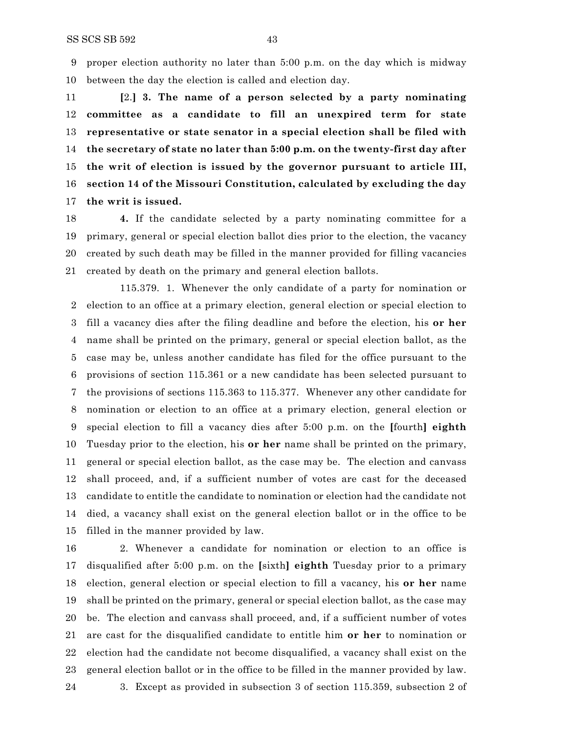proper election authority no later than 5:00 p.m. on the day which is midway between the day the election is called and election day.

[2.] **3. The name of a person selected by a party nominating committee as a candidate to fill an unexpired term for state representative or state senator in a special election shall be filed with the secretary of state no later than 5:00 p.m. on the twenty-first day after the writ of election is issued by the governor pursuant to article III, section 14 of the Missouri Constitution, calculated by excluding the day the writ is issued.**

**4.** If the candidate selected by a party nominating committee for a primary, general or special election ballot dies prior to the election, the vacancy created by such death may be filled in the manner provided for filling vacancies created by death on the primary and general election ballots.

115.379. 1. Whenever the only candidate of a party for nomination or election to an office at a primary election, general election or special election to fill a vacancy dies after the filing deadline and before the election, his **or her** name shall be printed on the primary, general or special election ballot, as the case may be, unless another candidate has filed for the office pursuant to the provisions of section 115.361 or a new candidate has been selected pursuant to the provisions of sections 115.363 to 115.377. Whenever any other candidate for nomination or election to an office at a primary election, general election or special election to fill a vacancy dies after 5:00 p.m. on the [fourth] **eighth** Tuesday prior to the election, his **or her** name shall be printed on the primary, general or special election ballot, as the case may be. The election and canvass shall proceed, and, if a sufficient number of votes are cast for the deceased candidate to entitle the candidate to nomination or election had the candidate not died, a vacancy shall exist on the general election ballot or in the office to be filled in the manner provided by law.

2. Whenever a candidate for nomination or election to an office is disqualified after 5:00 p.m. on the [sixth] **eighth** Tuesday prior to a primary election, general election or special election to fill a vacancy, his **or her** name shall be printed on the primary, general or special election ballot, as the case may be. The election and canvass shall proceed, and, if a sufficient number of votes are cast for the disqualified candidate to entitle him **or her** to nomination or election had the candidate not become disqualified, a vacancy shall exist on the general election ballot or in the office to be filled in the manner provided by law.

3. Except as provided in subsection 3 of section 115.359, subsection 2 of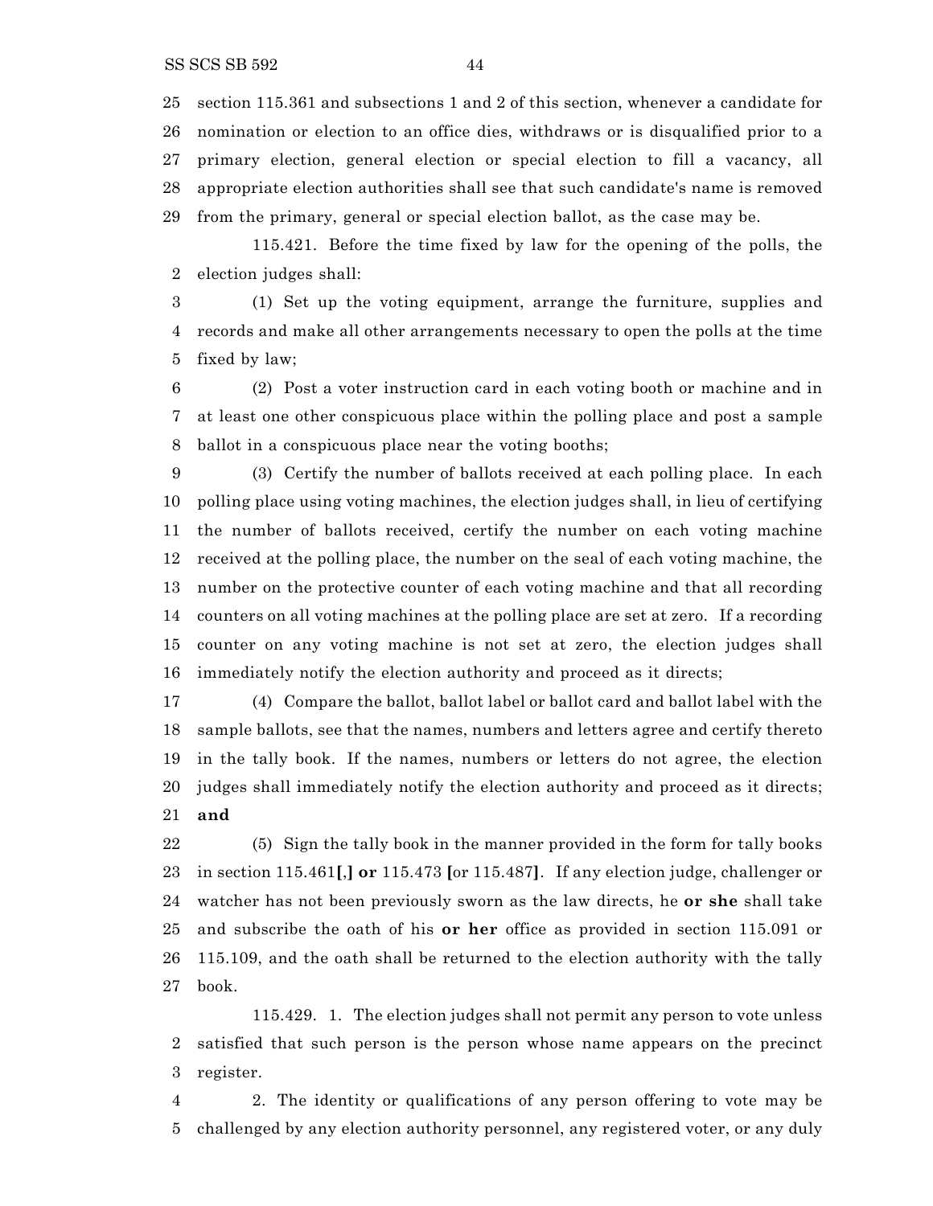section 115.361 and subsections 1 and 2 of this section, whenever a candidate for nomination or election to an office dies, withdraws or is disqualified prior to a primary election, general election or special election to fill a vacancy, all appropriate election authorities shall see that such candidate's name is removed from the primary, general or special election ballot, as the case may be.

115.421. Before the time fixed by law for the opening of the polls, the election judges shall:

(1) Set up the voting equipment, arrange the furniture, supplies and records and make all other arrangements necessary to open the polls at the time fixed by law;

(2) Post a voter instruction card in each voting booth or machine and in at least one other conspicuous place within the polling place and post a sample ballot in a conspicuous place near the voting booths;

(3) Certify the number of ballots received at each polling place. In each polling place using voting machines, the election judges shall, in lieu of certifying the number of ballots received, certify the number on each voting machine received at the polling place, the number on the seal of each voting machine, the number on the protective counter of each voting machine and that all recording counters on all voting machines at the polling place are set at zero. If a recording counter on any voting machine is not set at zero, the election judges shall immediately notify the election authority and proceed as it directs;

(4) Compare the ballot, ballot label or ballot card and ballot label with the sample ballots, see that the names, numbers and letters agree and certify thereto in the tally book. If the names, numbers or letters do not agree, the election judges shall immediately notify the election authority and proceed as it directs; **and**

(5) Sign the tally book in the manner provided in the form for tally books in section 115.461[,] **or** 115.473 [or 115.487]. If any election judge, challenger or watcher has not been previously sworn as the law directs, he **or she** shall take and subscribe the oath of his **or her** office as provided in section 115.091 or 115.109, and the oath shall be returned to the election authority with the tally book.

115.429. 1. The election judges shall not permit any person to vote unless satisfied that such person is the person whose name appears on the precinct register.

2. The identity or qualifications of any person offering to vote may be challenged by any election authority personnel, any registered voter, or any duly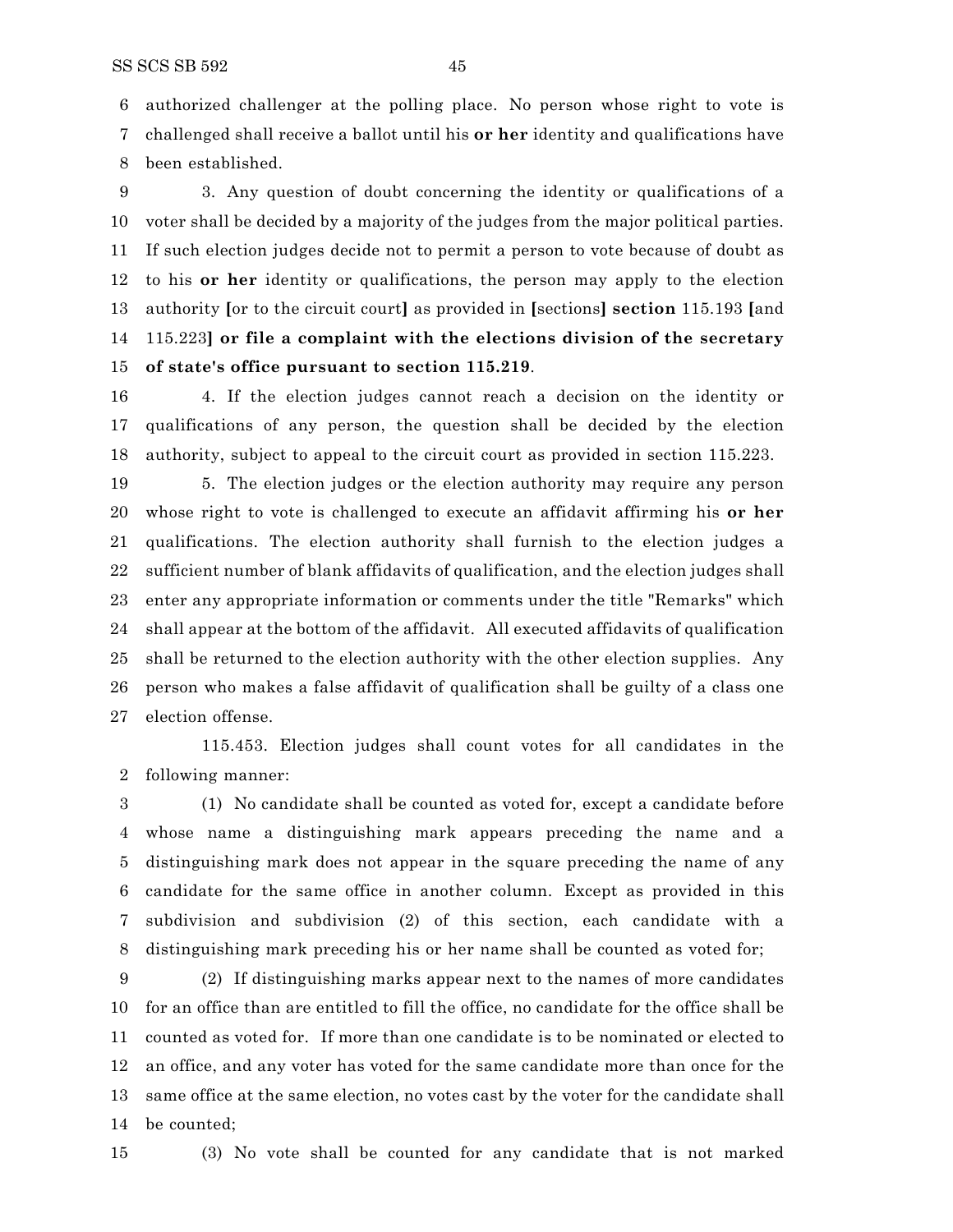authorized challenger at the polling place. No person whose right to vote is challenged shall receive a ballot until his **or her** identity and qualifications have been established.

3. Any question of doubt concerning the identity or qualifications of a voter shall be decided by a majority of the judges from the major political parties. If such election judges decide not to permit a person to vote because of doubt as to his **or her** identity or qualifications, the person may apply to the election authority **[**or to the circuit court**]** as provided in **[**sections**] section** 115.193 **[**and 115.223**] or file a complaint with the elections division of the secretary of state's office pursuant to section 115.219**.

4. If the election judges cannot reach a decision on the identity or qualifications of any person, the question shall be decided by the election authority, subject to appeal to the circuit court as provided in section 115.223.

5. The election judges or the election authority may require any person whose right to vote is challenged to execute an affidavit affirming his **or her** qualifications. The election authority shall furnish to the election judges a sufficient number of blank affidavits of qualification, and the election judges shall enter any appropriate information or comments under the title "Remarks" which shall appear at the bottom of the affidavit. All executed affidavits of qualification shall be returned to the election authority with the other election supplies. Any person who makes a false affidavit of qualification shall be guilty of a class one election offense.

115.453. Election judges shall count votes for all candidates in the following manner:

(1) No candidate shall be counted as voted for, except a candidate before whose name a distinguishing mark appears preceding the name and a distinguishing mark does not appear in the square preceding the name of any candidate for the same office in another column. Except as provided in this subdivision and subdivision (2) of this section, each candidate with a distinguishing mark preceding his or her name shall be counted as voted for;

(2) If distinguishing marks appear next to the names of more candidates for an office than are entitled to fill the office, no candidate for the office shall be counted as voted for. If more than one candidate is to be nominated or elected to an office, and any voter has voted for the same candidate more than once for the same office at the same election, no votes cast by the voter for the candidate shall be counted;

(3) No vote shall be counted for any candidate that is not marked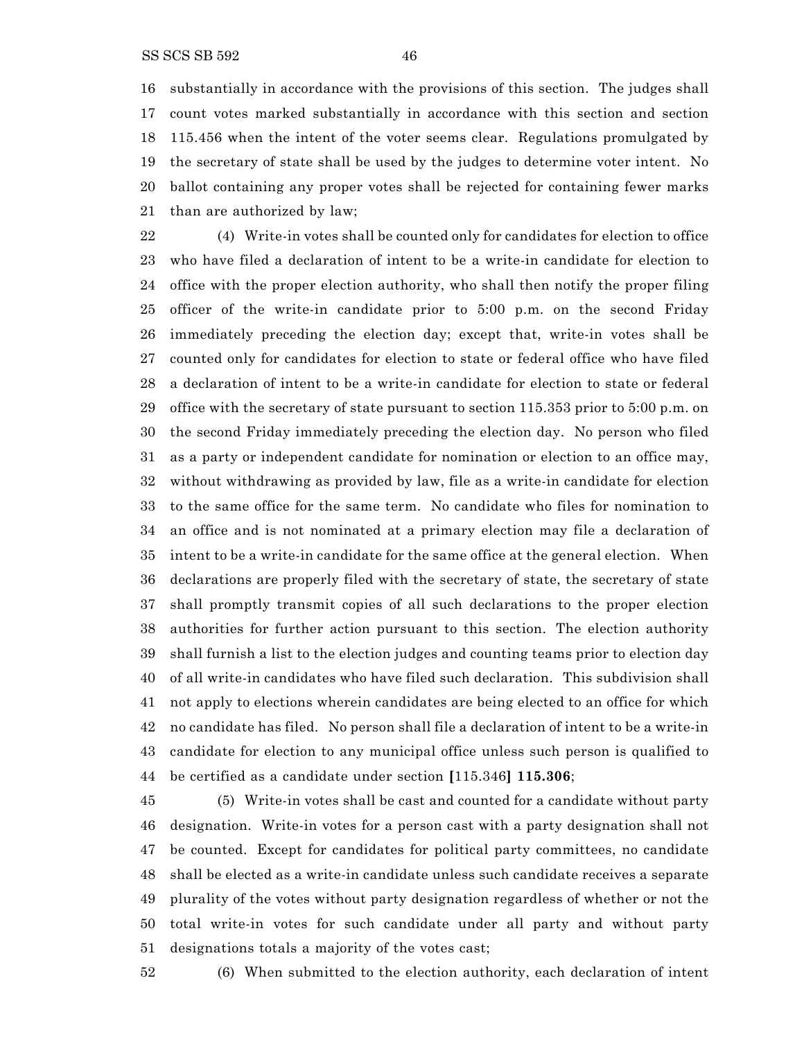substantially in accordance with the provisions of this section. The judges shall count votes marked substantially in accordance with this section and section 115.456 when the intent of the voter seems clear. Regulations promulgated by the secretary of state shall be used by the judges to determine voter intent. No ballot containing any proper votes shall be rejected for containing fewer marks than are authorized by law;

(4) Write-in votes shall be counted only for candidates for election to office who have filed a declaration of intent to be a write-in candidate for election to office with the proper election authority, who shall then notify the proper filing officer of the write-in candidate prior to 5:00 p.m. on the second Friday immediately preceding the election day; except that, write-in votes shall be counted only for candidates for election to state or federal office who have filed a declaration of intent to be a write-in candidate for election to state or federal office with the secretary of state pursuant to section 115.353 prior to 5:00 p.m. on the second Friday immediately preceding the election day. No person who filed as a party or independent candidate for nomination or election to an office may, without withdrawing as provided by law, file as a write-in candidate for election to the same office for the same term. No candidate who files for nomination to an office and is not nominated at a primary election may file a declaration of intent to be a write-in candidate for the same office at the general election. When declarations are properly filed with the secretary of state, the secretary of state shall promptly transmit copies of all such declarations to the proper election authorities for further action pursuant to this section. The election authority shall furnish a list to the election judges and counting teams prior to election day of all write-in candidates who have filed such declaration. This subdivision shall not apply to elections wherein candidates are being elected to an office for which no candidate has filed. No person shall file a declaration of intent to be a write-in candidate for election to any municipal office unless such person is qualified to be certified as a candidate under section **[**115.346**] 115.306**;

(5) Write-in votes shall be cast and counted for a candidate without party designation. Write-in votes for a person cast with a party designation shall not be counted. Except for candidates for political party committees, no candidate shall be elected as a write-in candidate unless such candidate receives a separate plurality of the votes without party designation regardless of whether or not the total write-in votes for such candidate under all party and without party designations totals a majority of the votes cast;

(6) When submitted to the election authority, each declaration of intent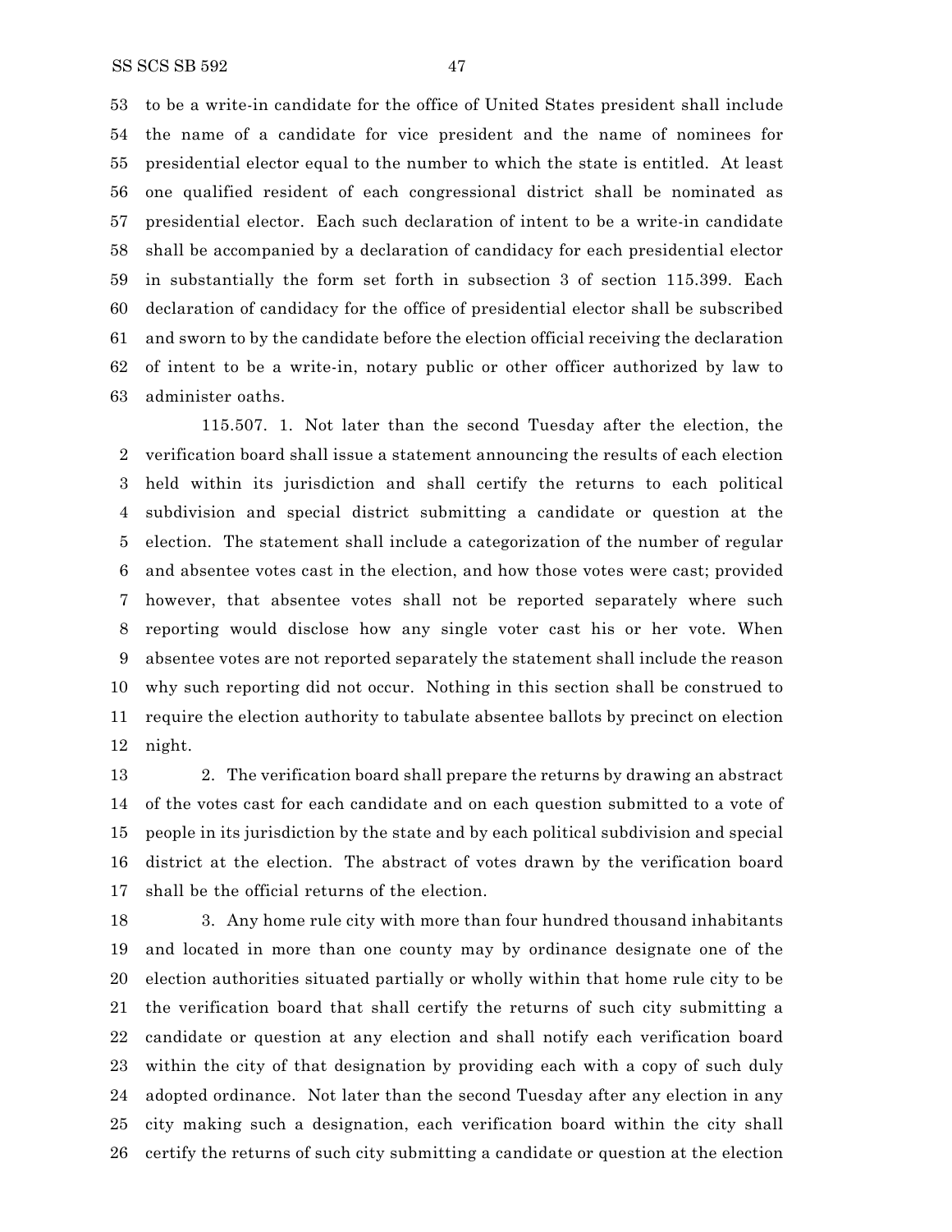to be a write-in candidate for the office of United States president shall include the name of a candidate for vice president and the name of nominees for presidential elector equal to the number to which the state is entitled. At least one qualified resident of each congressional district shall be nominated as presidential elector. Each such declaration of intent to be a write-in candidate shall be accompanied by a declaration of candidacy for each presidential elector in substantially the form set forth in subsection 3 of section 115.399. Each declaration of candidacy for the office of presidential elector shall be subscribed and sworn to by the candidate before the election official receiving the declaration of intent to be a write-in, notary public or other officer authorized by law to administer oaths.

115.507. 1. Not later than the second Tuesday after the election, the verification board shall issue a statement announcing the results of each election held within its jurisdiction and shall certify the returns to each political subdivision and special district submitting a candidate or question at the election. The statement shall include a categorization of the number of regular and absentee votes cast in the election, and how those votes were cast; provided however, that absentee votes shall not be reported separately where such reporting would disclose how any single voter cast his or her vote. When absentee votes are not reported separately the statement shall include the reason why such reporting did not occur. Nothing in this section shall be construed to require the election authority to tabulate absentee ballots by precinct on election night.

2. The verification board shall prepare the returns by drawing an abstract of the votes cast for each candidate and on each question submitted to a vote of people in its jurisdiction by the state and by each political subdivision and special district at the election. The abstract of votes drawn by the verification board shall be the official returns of the election.

3. Any home rule city with more than four hundred thousand inhabitants and located in more than one county may by ordinance designate one of the election authorities situated partially or wholly within that home rule city to be the verification board that shall certify the returns of such city submitting a candidate or question at any election and shall notify each verification board within the city of that designation by providing each with a copy of such duly adopted ordinance. Not later than the second Tuesday after any election in any city making such a designation, each verification board within the city shall certify the returns of such city submitting a candidate or question at the election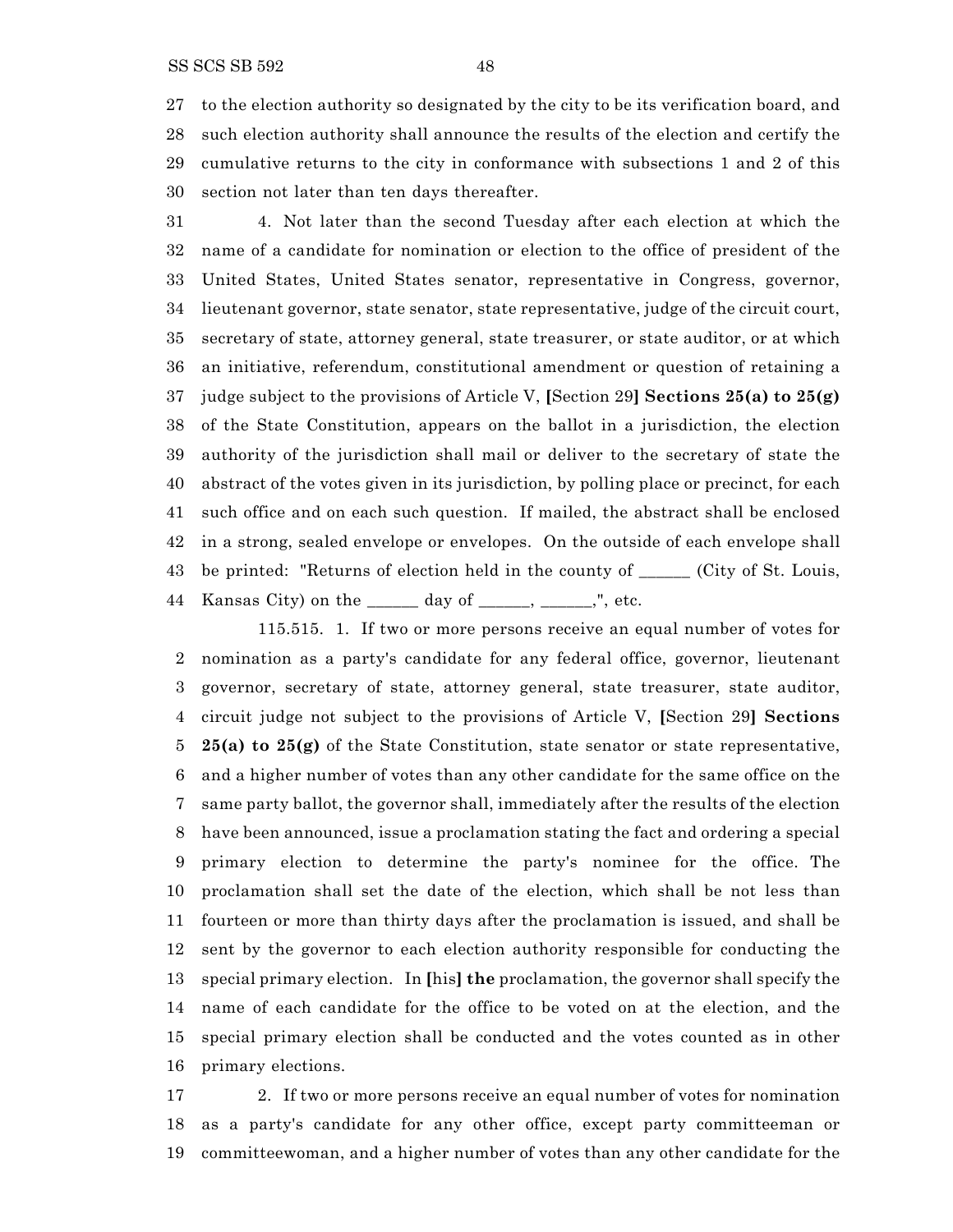to the election authority so designated by the city to be its verification board, and such election authority shall announce the results of the election and certify the cumulative returns to the city in conformance with subsections 1 and 2 of this section not later than ten days thereafter.

4. Not later than the second Tuesday after each election at which the name of a candidate for nomination or election to the office of president of the United States, United States senator, representative in Congress, governor, lieutenant governor, state senator, state representative, judge of the circuit court, secretary of state, attorney general, state treasurer, or state auditor, or at which an initiative, referendum, constitutional amendment or question of retaining a judge subject to the provisions of Article V, [Section 29] **Sections 25(a) to 25(g)** of the State Constitution, appears on the ballot in a jurisdiction, the election authority of the jurisdiction shall mail or deliver to the secretary of state the abstract of the votes given in its jurisdiction, by polling place or precinct, for each such office and on each such question. If mailed, the abstract shall be enclosed in a strong, sealed envelope or envelopes. On the outside of each envelope shall be printed: "Returns of election held in the county of ______ (City of St. Louis, Kansas City) on the ______ day of ______, ______,", etc.

115.515. 1. If two or more persons receive an equal number of votes for nomination as a party's candidate for any federal office, governor, lieutenant governor, secretary of state, attorney general, state treasurer, state auditor, circuit judge not subject to the provisions of Article V, [Section 29] **Sections 25(a) to 25(g)** of the State Constitution, state senator or state representative, and a higher number of votes than any other candidate for the same office on the same party ballot, the governor shall, immediately after the results of the election have been announced, issue a proclamation stating the fact and ordering a special primary election to determine the party's nominee for the office. The proclamation shall set the date of the election, which shall be not less than fourteen or more than thirty days after the proclamation is issued, and shall be sent by the governor to each election authority responsible for conducting the special primary election. In [his] **the** proclamation, the governor shall specify the name of each candidate for the office to be voted on at the election, and the special primary election shall be conducted and the votes counted as in other primary elections.

2. If two or more persons receive an equal number of votes for nomination as a party's candidate for any other office, except party committeeman or committeewoman, and a higher number of votes than any other candidate for the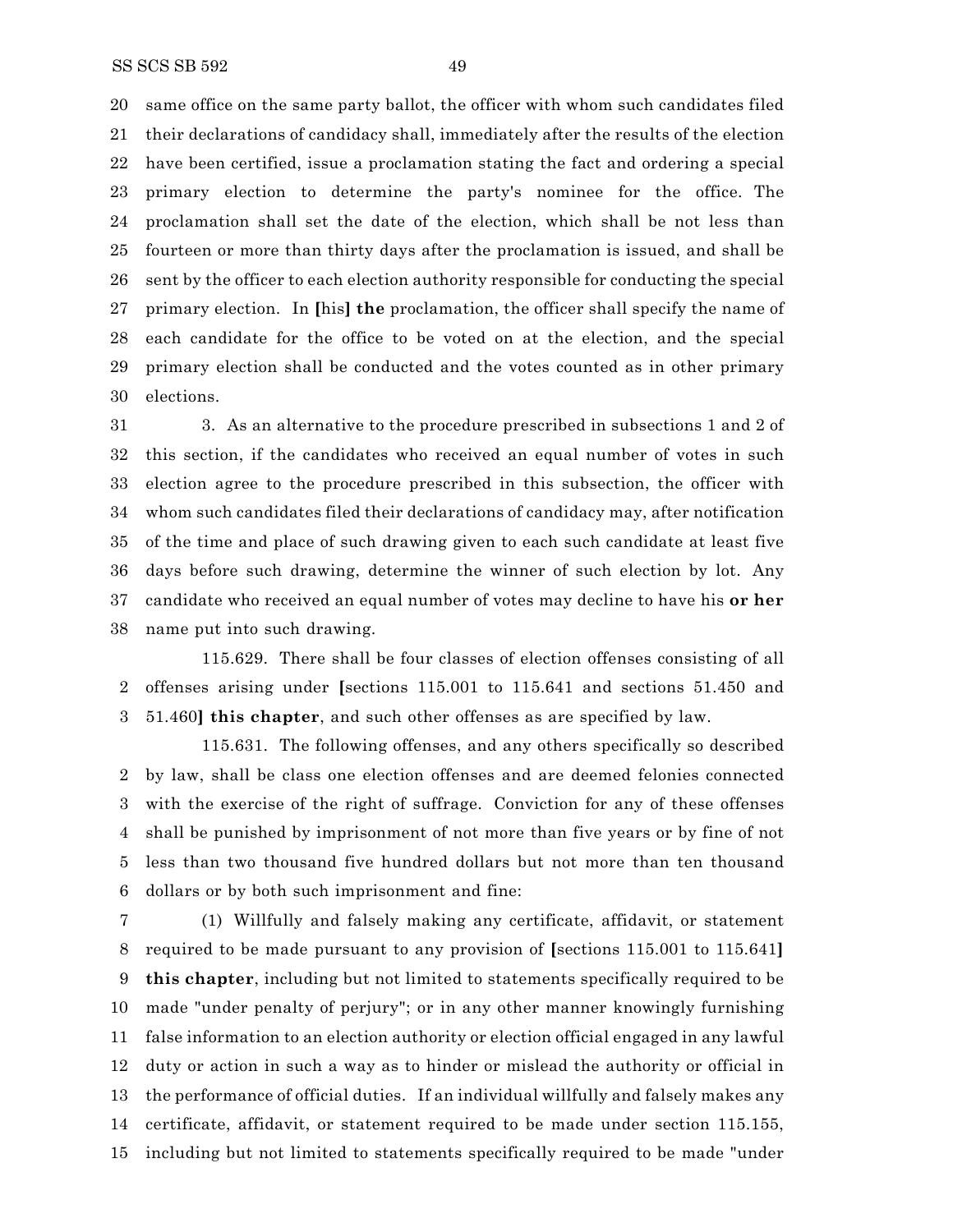same office on the same party ballot, the officer with whom such candidates filed their declarations of candidacy shall, immediately after the results of the election have been certified, issue a proclamation stating the fact and ordering a special primary election to determine the party's nominee for the office. The proclamation shall set the date of the election, which shall be not less than fourteen or more than thirty days after the proclamation is issued, and shall be sent by the officer to each election authority responsible for conducting the special primary election. In **[**his**]** **the** proclamation, the officer shall specify the name of each candidate for the office to be voted on at the election, and the special primary election shall be conducted and the votes counted as in other primary elections.

3. As an alternative to the procedure prescribed in subsections 1 and 2 of this section, if the candidates who received an equal number of votes in such election agree to the procedure prescribed in this subsection, the officer with whom such candidates filed their declarations of candidacy may, after notification of the time and place of such drawing given to each such candidate at least five days before such drawing, determine the winner of such election by lot. Any candidate who received an equal number of votes may decline to have his **or her** name put into such drawing.

115.629. There shall be four classes of election offenses consisting of all offenses arising under **[**sections 115.001 to 115.641 and sections 51.450 and 51.460**]** **this chapter**, and such other offenses as are specified by law.

115.631. The following offenses, and any others specifically so described by law, shall be class one election offenses and are deemed felonies connected with the exercise of the right of suffrage. Conviction for any of these offenses shall be punished by imprisonment of not more than five years or by fine of not less than two thousand five hundred dollars but not more than ten thousand dollars or by both such imprisonment and fine:

(1) Willfully and falsely making any certificate, affidavit, or statement required to be made pursuant to any provision of **[**sections 115.001 to 115.641**]** **this chapter**, including but not limited to statements specifically required to be made "under penalty of perjury"; or in any other manner knowingly furnishing false information to an election authority or election official engaged in any lawful duty or action in such a way as to hinder or mislead the authority or official in the performance of official duties. If an individual willfully and falsely makes any certificate, affidavit, or statement required to be made under section 115.155, including but not limited to statements specifically required to be made "under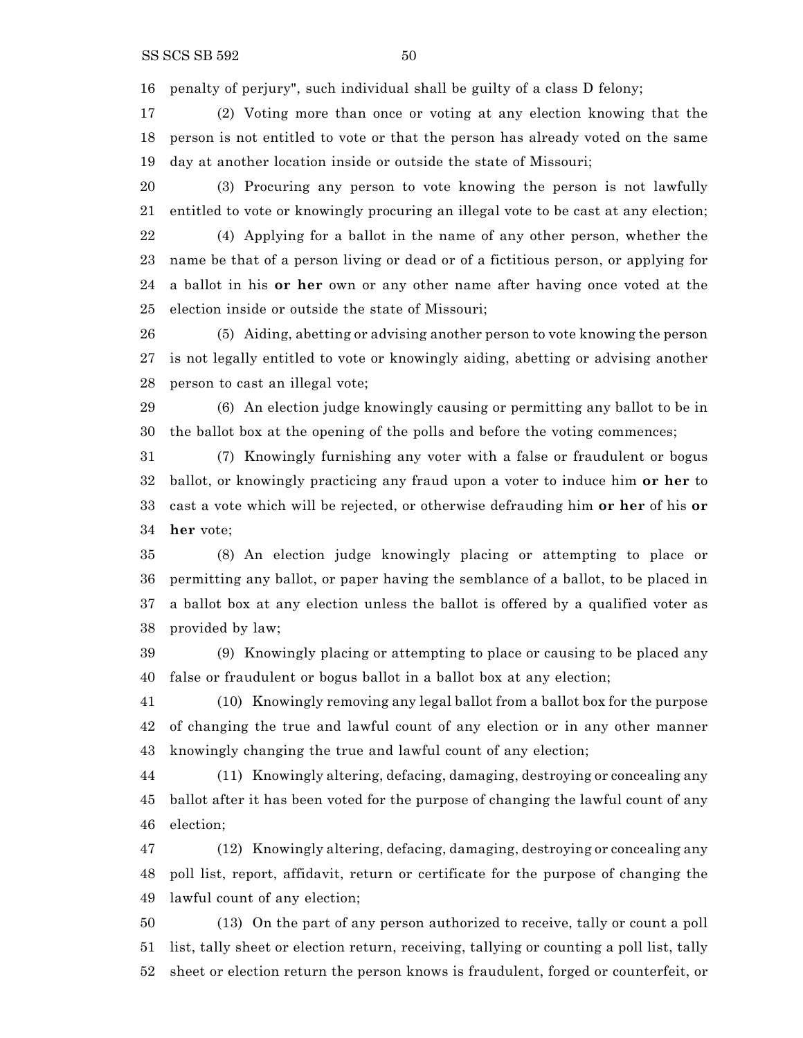penalty of perjury", such individual shall be guilty of a class D felony;

(2) Voting more than once or voting at any election knowing that the person is not entitled to vote or that the person has already voted on the same day at another location inside or outside the state of Missouri;

(3) Procuring any person to vote knowing the person is not lawfully entitled to vote or knowingly procuring an illegal vote to be cast at any election;

(4) Applying for a ballot in the name of any other person, whether the name be that of a person living or dead or of a fictitious person, or applying for a ballot in his **or her** own or any other name after having once voted at the election inside or outside the state of Missouri;

(5) Aiding, abetting or advising another person to vote knowing the person is not legally entitled to vote or knowingly aiding, abetting or advising another person to cast an illegal vote;

(6) An election judge knowingly causing or permitting any ballot to be in the ballot box at the opening of the polls and before the voting commences;

(7) Knowingly furnishing any voter with a false or fraudulent or bogus ballot, or knowingly practicing any fraud upon a voter to induce him **or her** to cast a vote which will be rejected, or otherwise defrauding him **or her** of his **or her** vote;

(8) An election judge knowingly placing or attempting to place or permitting any ballot, or paper having the semblance of a ballot, to be placed in a ballot box at any election unless the ballot is offered by a qualified voter as provided by law;

(9) Knowingly placing or attempting to place or causing to be placed any false or fraudulent or bogus ballot in a ballot box at any election;

(10) Knowingly removing any legal ballot from a ballot box for the purpose of changing the true and lawful count of any election or in any other manner knowingly changing the true and lawful count of any election;

(11) Knowingly altering, defacing, damaging, destroying or concealing any ballot after it has been voted for the purpose of changing the lawful count of any election;

(12) Knowingly altering, defacing, damaging, destroying or concealing any poll list, report, affidavit, return or certificate for the purpose of changing the lawful count of any election;

(13) On the part of any person authorized to receive, tally or count a poll list, tally sheet or election return, receiving, tallying or counting a poll list, tally sheet or election return the person knows is fraudulent, forged or counterfeit, or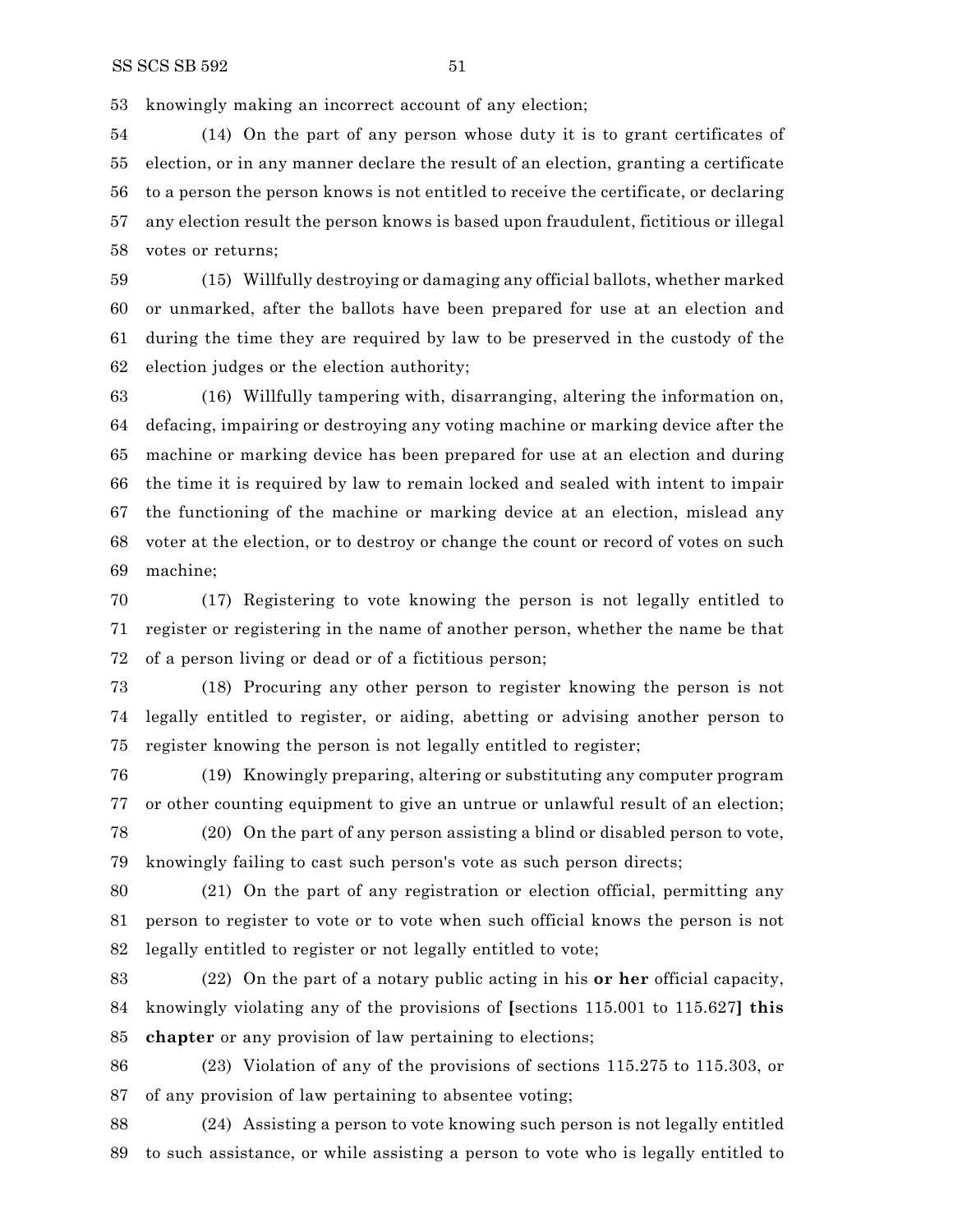knowingly making an incorrect account of any election;

(14) On the part of any person whose duty it is to grant certificates of election, or in any manner declare the result of an election, granting a certificate to a person the person knows is not entitled to receive the certificate, or declaring any election result the person knows is based upon fraudulent, fictitious or illegal votes or returns;

(15) Willfully destroying or damaging any official ballots, whether marked or unmarked, after the ballots have been prepared for use at an election and during the time they are required by law to be preserved in the custody of the election judges or the election authority;

(16) Willfully tampering with, disarranging, altering the information on, defacing, impairing or destroying any voting machine or marking device after the machine or marking device has been prepared for use at an election and during the time it is required by law to remain locked and sealed with intent to impair the functioning of the machine or marking device at an election, mislead any voter at the election, or to destroy or change the count or record of votes on such machine;

(17) Registering to vote knowing the person is not legally entitled to register or registering in the name of another person, whether the name be that of a person living or dead or of a fictitious person;

(18) Procuring any other person to register knowing the person is not legally entitled to register, or aiding, abetting or advising another person to register knowing the person is not legally entitled to register;

(19) Knowingly preparing, altering or substituting any computer program or other counting equipment to give an untrue or unlawful result of an election;

(20) On the part of any person assisting a blind or disabled person to vote, knowingly failing to cast such person's vote as such person directs;

(21) On the part of any registration or election official, permitting any person to register to vote or to vote when such official knows the person is not legally entitled to register or not legally entitled to vote;

(22) On the part of a notary public acting in his **or her** official capacity, knowingly violating any of the provisions of **[**sections 115.001 to 115.627**] this chapter** or any provision of law pertaining to elections;

(23) Violation of any of the provisions of sections 115.275 to 115.303, or of any provision of law pertaining to absentee voting;

(24) Assisting a person to vote knowing such person is not legally entitled to such assistance, or while assisting a person to vote who is legally entitled to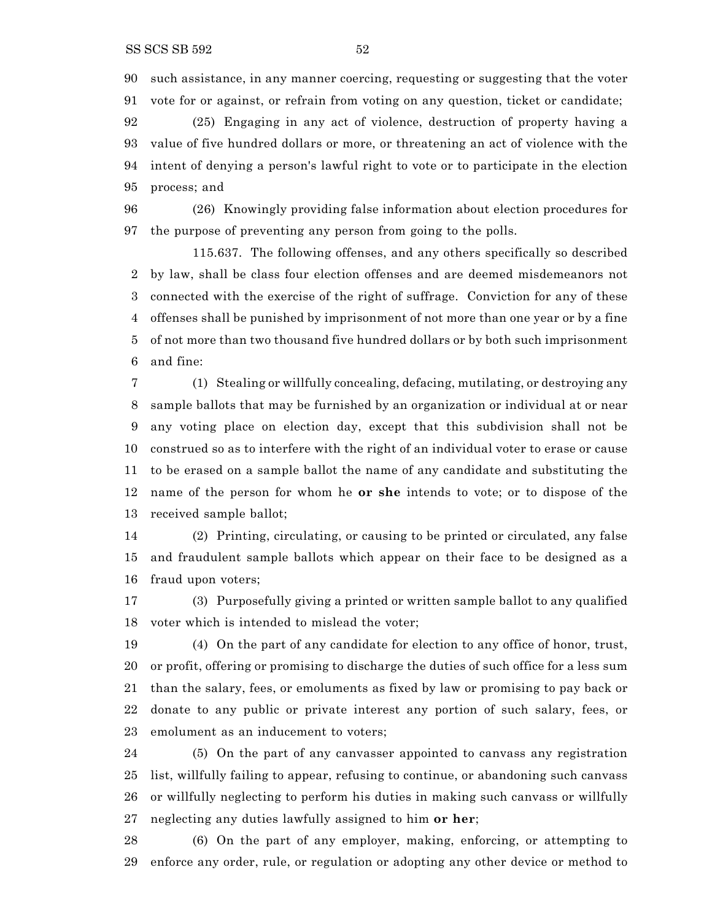such assistance, in any manner coercing, requesting or suggesting that the voter vote for or against, or refrain from voting on any question, ticket or candidate;

(25) Engaging in any act of violence, destruction of property having a value of five hundred dollars or more, or threatening an act of violence with the intent of denying a person's lawful right to vote or to participate in the election process; and

(26) Knowingly providing false information about election procedures for the purpose of preventing any person from going to the polls.

115.637. The following offenses, and any others specifically so described by law, shall be class four election offenses and are deemed misdemeanors not connected with the exercise of the right of suffrage. Conviction for any of these offenses shall be punished by imprisonment of not more than one year or by a fine of not more than two thousand five hundred dollars or by both such imprisonment and fine:

(1) Stealing or willfully concealing, defacing, mutilating, or destroying any sample ballots that may be furnished by an organization or individual at or near any voting place on election day, except that this subdivision shall not be construed so as to interfere with the right of an individual voter to erase or cause to be erased on a sample ballot the name of any candidate and substituting the name of the person for whom he **or she** intends to vote; or to dispose of the received sample ballot;

(2) Printing, circulating, or causing to be printed or circulated, any false and fraudulent sample ballots which appear on their face to be designed as a fraud upon voters;

(3) Purposefully giving a printed or written sample ballot to any qualified voter which is intended to mislead the voter;

(4) On the part of any candidate for election to any office of honor, trust, or profit, offering or promising to discharge the duties of such office for a less sum than the salary, fees, or emoluments as fixed by law or promising to pay back or donate to any public or private interest any portion of such salary, fees, or emolument as an inducement to voters;

(5) On the part of any canvasser appointed to canvass any registration list, willfully failing to appear, refusing to continue, or abandoning such canvass or willfully neglecting to perform his duties in making such canvass or willfully neglecting any duties lawfully assigned to him **or her**;

(6) On the part of any employer, making, enforcing, or attempting to enforce any order, rule, or regulation or adopting any other device or method to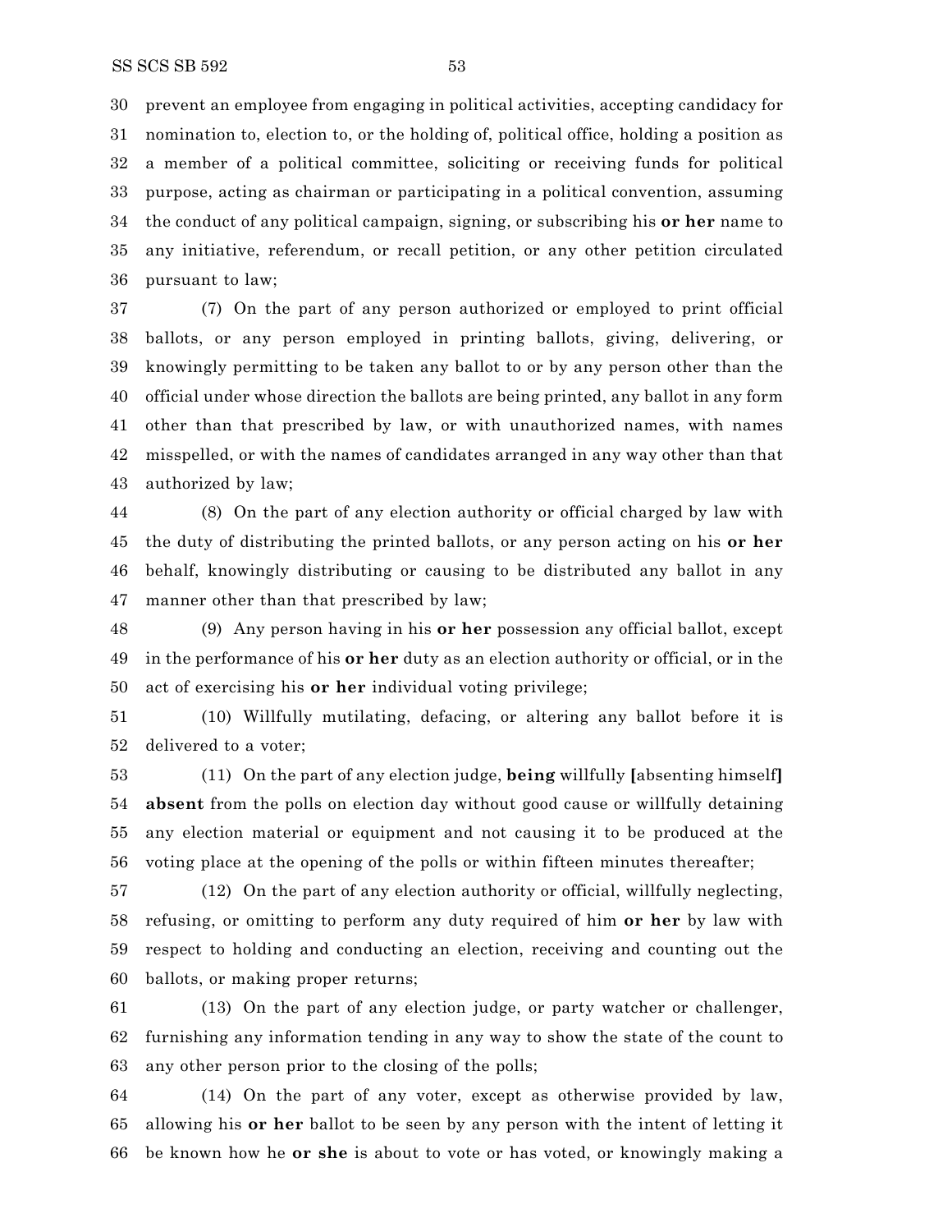prevent an employee from engaging in political activities, accepting candidacy for nomination to, election to, or the holding of, political office, holding a position as a member of a political committee, soliciting or receiving funds for political purpose, acting as chairman or participating in a political convention, assuming the conduct of any political campaign, signing, or subscribing his **or her** name to any initiative, referendum, or recall petition, or any other petition circulated pursuant to law;

(7) On the part of any person authorized or employed to print official ballots, or any person employed in printing ballots, giving, delivering, or knowingly permitting to be taken any ballot to or by any person other than the official under whose direction the ballots are being printed, any ballot in any form other than that prescribed by law, or with unauthorized names, with names misspelled, or with the names of candidates arranged in any way other than that authorized by law;

(8) On the part of any election authority or official charged by law with the duty of distributing the printed ballots, or any person acting on his **or her** behalf, knowingly distributing or causing to be distributed any ballot in any manner other than that prescribed by law;

(9) Any person having in his **or her** possession any official ballot, except in the performance of his **or her** duty as an election authority or official, or in the act of exercising his **or her** individual voting privilege;

(10) Willfully mutilating, defacing, or altering any ballot before it is delivered to a voter;

(11) On the part of any election judge, **being** willfully **[**absenting himself**]** **absent** from the polls on election day without good cause or willfully detaining any election material or equipment and not causing it to be produced at the voting place at the opening of the polls or within fifteen minutes thereafter;

(12) On the part of any election authority or official, willfully neglecting, refusing, or omitting to perform any duty required of him **or her** by law with respect to holding and conducting an election, receiving and counting out the ballots, or making proper returns;

(13) On the part of any election judge, or party watcher or challenger, furnishing any information tending in any way to show the state of the count to any other person prior to the closing of the polls;

(14) On the part of any voter, except as otherwise provided by law, allowing his **or her** ballot to be seen by any person with the intent of letting it be known how he **or she** is about to vote or has voted, or knowingly making a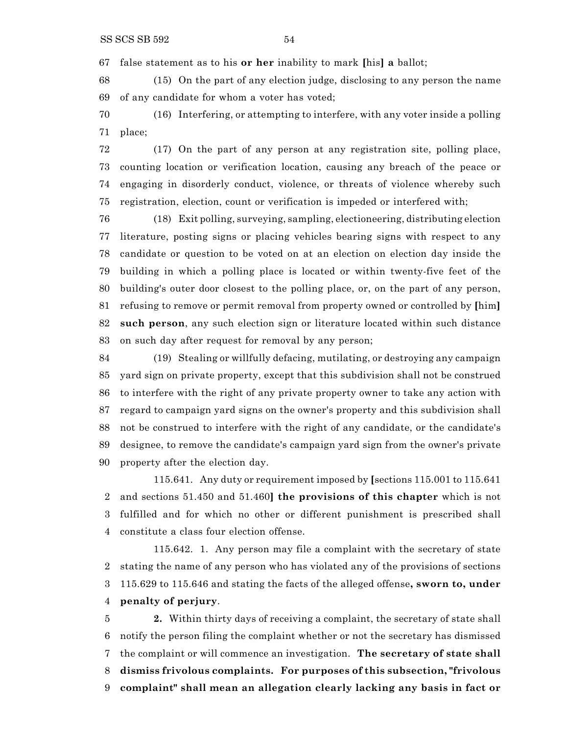false statement as to his **or her** inability to mark [his] **a** ballot;

(15) On the part of any election judge, disclosing to any person the name of any candidate for whom a voter has voted;

(16) Interfering, or attempting to interfere, with any voter inside a polling place;

(17) On the part of any person at any registration site, polling place, counting location or verification location, causing any breach of the peace or engaging in disorderly conduct, violence, or threats of violence whereby such registration, election, count or verification is impeded or interfered with;

(18) Exit polling, surveying, sampling, electioneering, distributing election literature, posting signs or placing vehicles bearing signs with respect to any candidate or question to be voted on at an election on election day inside the building in which a polling place is located or within twenty-five feet of the building's outer door closest to the polling place, or, on the part of any person, refusing to remove or permit removal from property owned or controlled by [him] **such person**, any such election sign or literature located within such distance on such day after request for removal by any person;

(19) Stealing or willfully defacing, mutilating, or destroying any campaign yard sign on private property, except that this subdivision shall not be construed to interfere with the right of any private property owner to take any action with regard to campaign yard signs on the owner's property and this subdivision shall not be construed to interfere with the right of any candidate, or the candidate's designee, to remove the candidate's campaign yard sign from the owner's private property after the election day.

115.641. Any duty or requirement imposed by [sections 115.001 to 115.641 and sections 51.450 and 51.460] **the provisions of this chapter** which is not fulfilled and for which no other or different punishment is prescribed shall constitute a class four election offense.

115.642. 1. Any person may file a complaint with the secretary of state stating the name of any person who has violated any of the provisions of sections 115.629 to 115.646 and stating the facts of the alleged offense**, sworn to, under penalty of perjury**.

**2.** Within thirty days of receiving a complaint, the secretary of state shall notify the person filing the complaint whether or not the secretary has dismissed the complaint or will commence an investigation. **The secretary of state shall dismiss frivolous complaints. For purposes of this subsection, "frivolous complaint" shall mean an allegation clearly lacking any basis in fact or**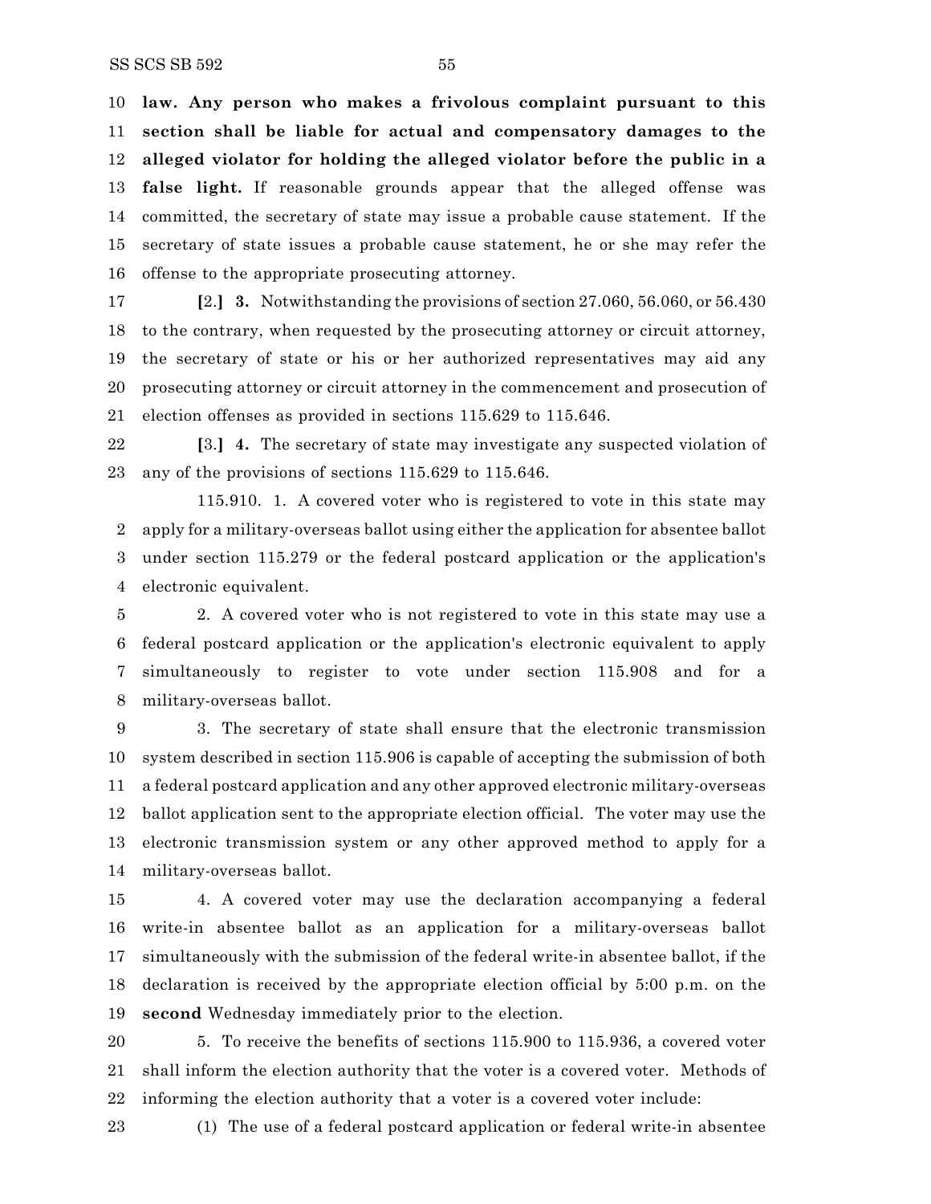**law. Any person who makes a frivolous complaint pursuant to this section shall be liable for actual and compensatory damages to the alleged violator for holding the alleged violator before the public in a false light.** If reasonable grounds appear that the alleged offense was committed, the secretary of state may issue a probable cause statement. If the secretary of state issues a probable cause statement, he or she may refer the offense to the appropriate prosecuting attorney.

[2.] **3.** Notwithstanding the provisions of section 27.060, 56.060, or 56.430 to the contrary, when requested by the prosecuting attorney or circuit attorney, the secretary of state or his or her authorized representatives may aid any prosecuting attorney or circuit attorney in the commencement and prosecution of election offenses as provided in sections 115.629 to 115.646.

[3.] **4.** The secretary of state may investigate any suspected violation of any of the provisions of sections 115.629 to 115.646.

115.910. 1. A covered voter who is registered to vote in this state may apply for a military-overseas ballot using either the application for absentee ballot under section 115.279 or the federal postcard application or the application's electronic equivalent.

2. A covered voter who is not registered to vote in this state may use a federal postcard application or the application's electronic equivalent to apply simultaneously to register to vote under section 115.908 and for a military-overseas ballot.

3. The secretary of state shall ensure that the electronic transmission system described in section 115.906 is capable of accepting the submission of both a federal postcard application and any other approved electronic military-overseas ballot application sent to the appropriate election official. The voter may use the electronic transmission system or any other approved method to apply for a military-overseas ballot.

4. A covered voter may use the declaration accompanying a federal write-in absentee ballot as an application for a military-overseas ballot simultaneously with the submission of the federal write-in absentee ballot, if the declaration is received by the appropriate election official by 5:00 p.m. on the **second** Wednesday immediately prior to the election.

5. To receive the benefits of sections 115.900 to 115.936, a covered voter shall inform the election authority that the voter is a covered voter. Methods of informing the election authority that a voter is a covered voter include:

(1) The use of a federal postcard application or federal write-in absentee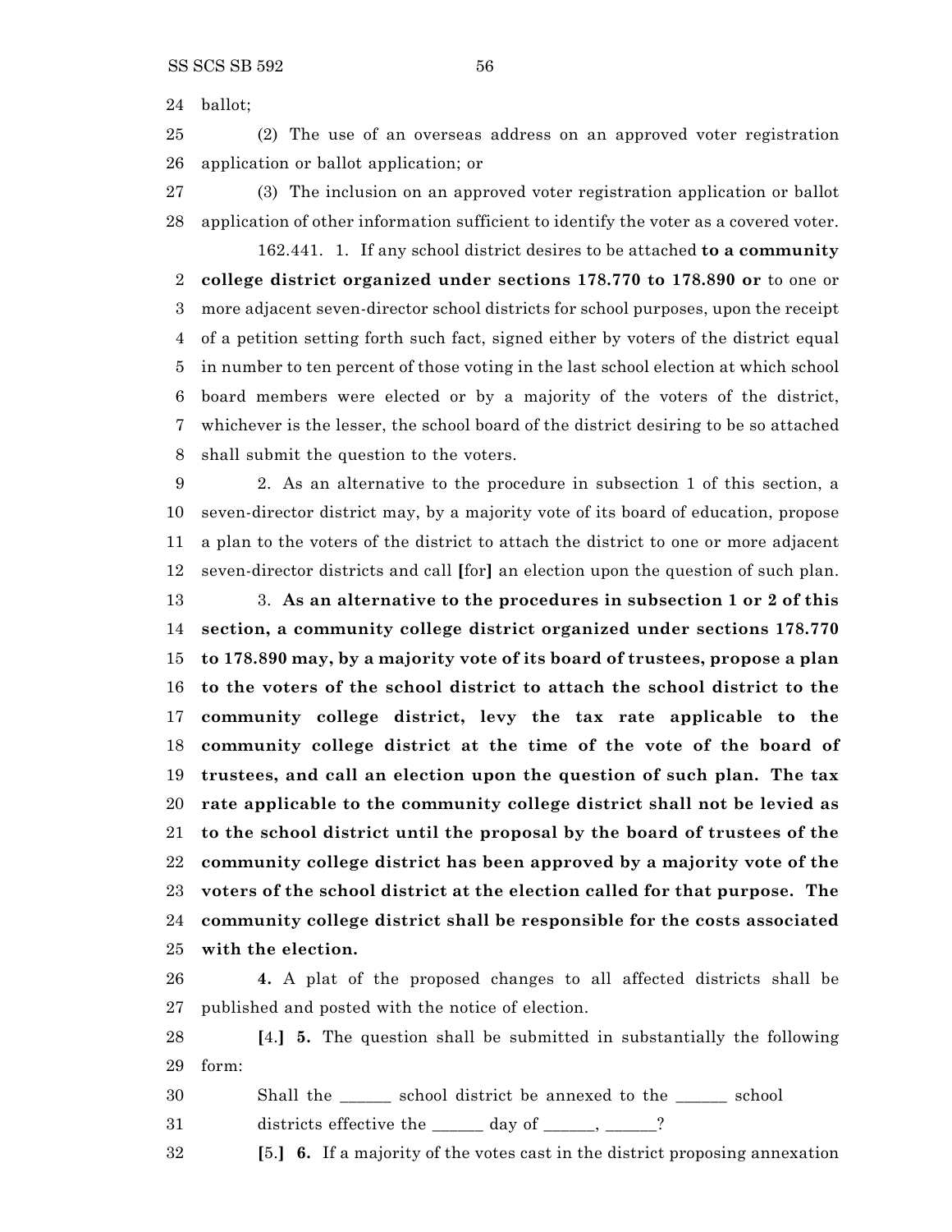24 ballot;

25 (2) The use of an overseas address on an approved voter registration
26 application or ballot application; or

27 (3) The inclusion on an approved voter registration application or ballot
28 application of other information sufficient to identify the voter as a covered voter.

162.441. 1. If any school district desires to be attached **to a community**
2 **college district organized under sections 178.770 to 178.890 or** to one or
3 more adjacent seven-director school districts for school purposes, upon the receipt
4 of a petition setting forth such fact, signed either by voters of the district equal
5 in number to ten percent of those voting in the last school election at which school
6 board members were elected or by a majority of the voters of the district,
7 whichever is the lesser, the school board of the district desiring to be so attached
8 shall submit the question to the voters.

9 2. As an alternative to the procedure in subsection 1 of this section, a
10 seven-director district may, by a majority vote of its board of education, propose
11 a plan to the voters of the district to attach the district to one or more adjacent
12 seven-director districts and call **[**for**]** an election upon the question of such plan.

13 3. **As an alternative to the procedures in subsection 1 or 2 of this**
14 **section, a community college district organized under sections 178.770**
15 **to 178.890 may, by a majority vote of its board of trustees, propose a plan**
16 **to the voters of the school district to attach the school district to the**
17 **community college district, levy the tax rate applicable to the**
18 **community college district at the time of the vote of the board of**
19 **trustees, and call an election upon the question of such plan. The tax**
20 **rate applicable to the community college district shall not be levied as**
21 **to the school district until the proposal by the board of trustees of the**
22 **community college district has been approved by a majority vote of the**
23 **voters of the school district at the election called for that purpose. The**
24 **community college district shall be responsible for the costs associated**
25 **with the election.**

26 **4.** A plat of the proposed changes to all affected districts shall be
27 published and posted with the notice of election.

28 **[**4.**]** **5.** The question shall be submitted in substantially the following
29 form:

30 Shall the ______ school district be annexed to the ______ school
31 districts effective the ______ day of ______, ______?

32 **[**5.**]** **6.** If a majority of the votes cast in the district proposing annexation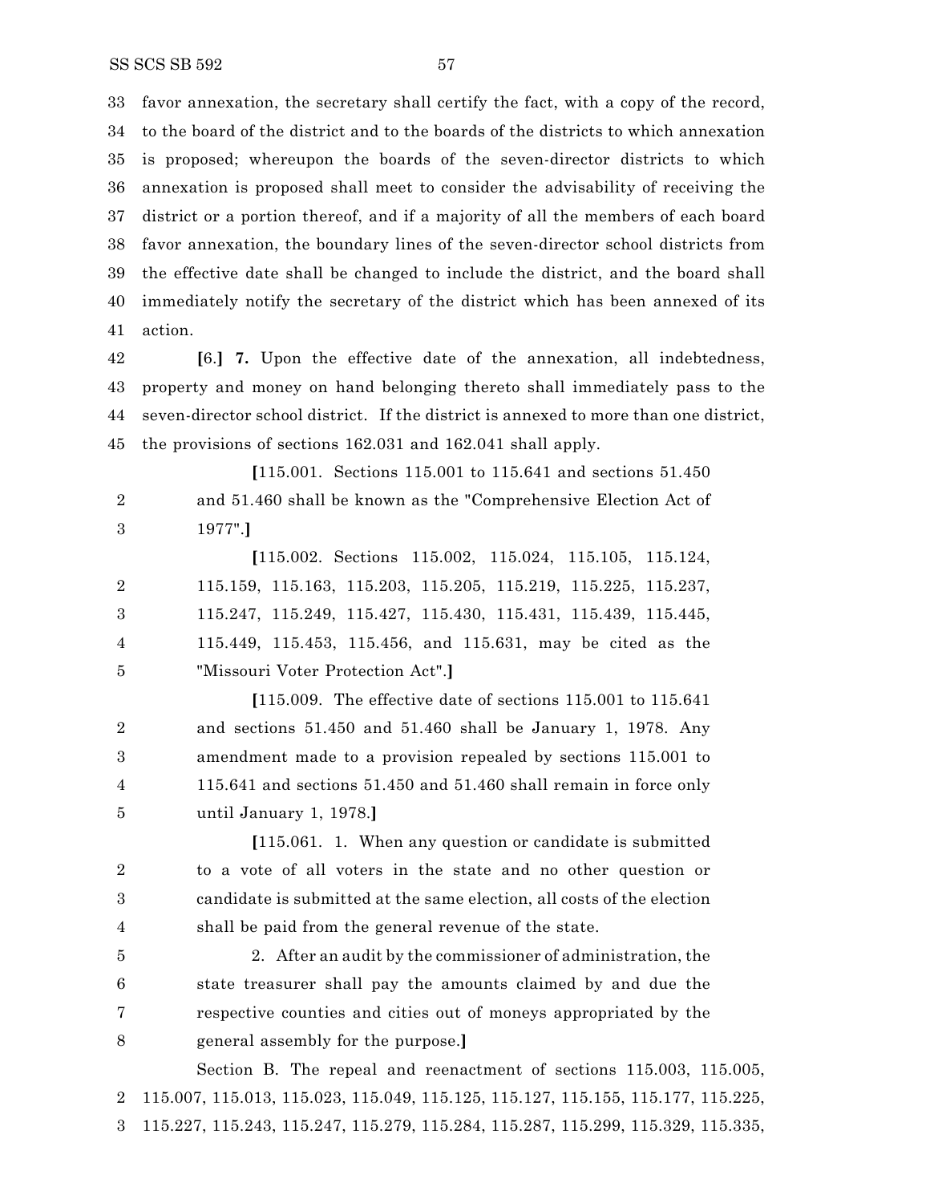favor annexation, the secretary shall certify the fact, with a copy of the record, to the board of the district and to the boards of the districts to which annexation is proposed; whereupon the boards of the seven-director districts to which annexation is proposed shall meet to consider the advisability of receiving the district or a portion thereof, and if a majority of all the members of each board favor annexation, the boundary lines of the seven-director school districts from the effective date shall be changed to include the district, and the board shall immediately notify the secretary of the district which has been annexed of its action.

[6.] **7.** Upon the effective date of the annexation, all indebtedness, property and money on hand belonging thereto shall immediately pass to the seven-director school district. If the district is annexed to more than one district, the provisions of sections 162.031 and 162.041 shall apply.

> [115.001. Sections 115.001 to 115.641 and sections 51.450 and 51.460 shall be known as the "Comprehensive Election Act of 1977".]

> [115.002. Sections 115.002, 115.024, 115.105, 115.124, 115.159, 115.163, 115.203, 115.205, 115.219, 115.225, 115.237, 115.247, 115.249, 115.427, 115.430, 115.431, 115.439, 115.445, 115.449, 115.453, 115.456, and 115.631, may be cited as the "Missouri Voter Protection Act".]

> [115.009. The effective date of sections 115.001 to 115.641 and sections 51.450 and 51.460 shall be January 1, 1978. Any amendment made to a provision repealed by sections 115.001 to 115.641 and sections 51.450 and 51.460 shall remain in force only until January 1, 1978.]

> [115.061. 1. When any question or candidate is submitted to a vote of all voters in the state and no other question or candidate is submitted at the same election, all costs of the election shall be paid from the general revenue of the state.
>
> 2. After an audit by the commissioner of administration, the state treasurer shall pay the amounts claimed by and due the respective counties and cities out of moneys appropriated by the general assembly for the purpose.]

Section B. The repeal and reenactment of sections 115.003, 115.005, 115.007, 115.013, 115.023, 115.049, 115.125, 115.127, 115.155, 115.177, 115.225, 115.227, 115.243, 115.247, 115.279, 115.284, 115.287, 115.299, 115.329, 115.335,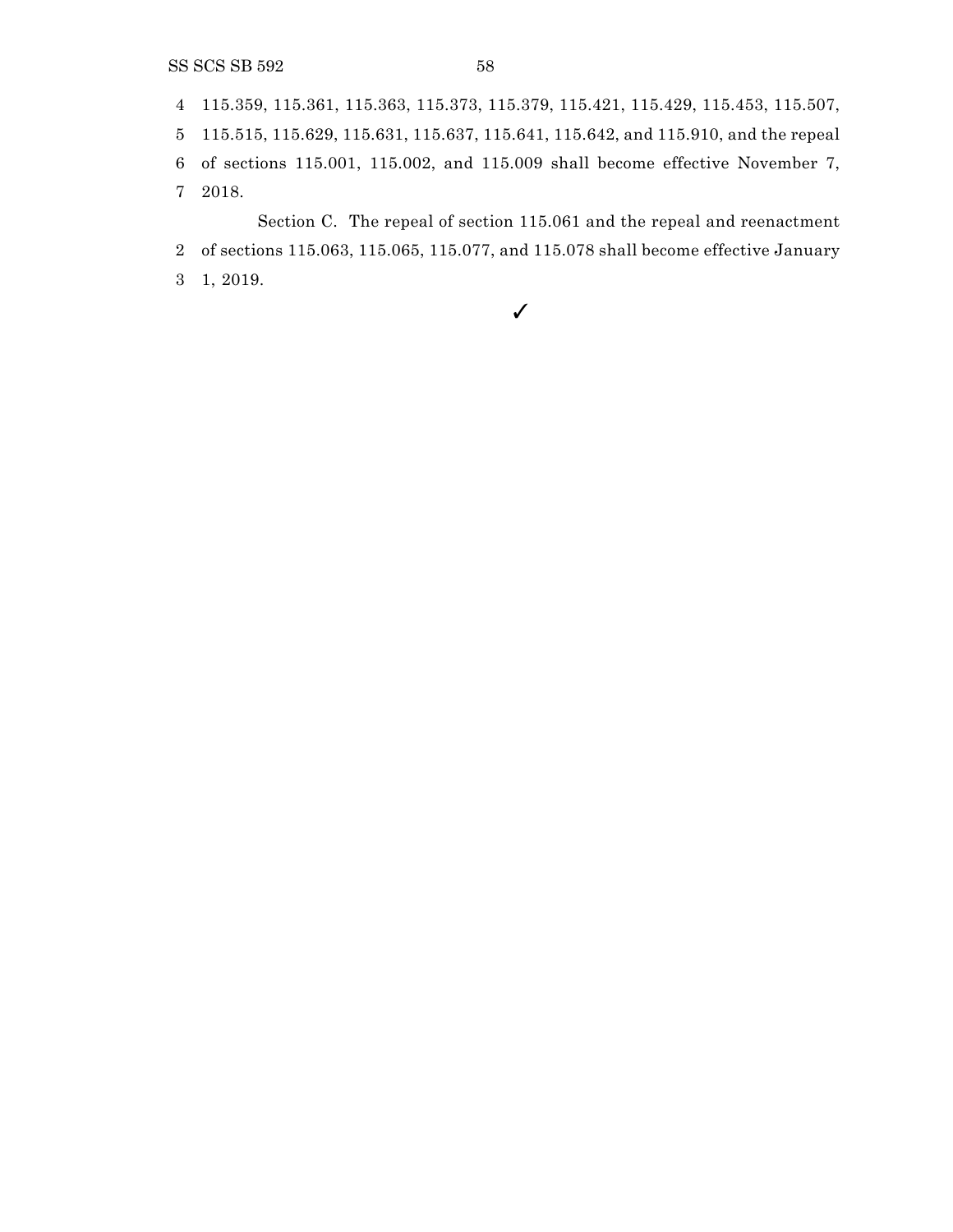115.359, 115.361, 115.363, 115.373, 115.379, 115.421, 115.429, 115.453, 115.507, 115.515, 115.629, 115.631, 115.637, 115.641, 115.642, and 115.910, and the repeal of sections 115.001, 115.002, and 115.009 shall become effective November 7, 2018.

Section C. The repeal of section 115.061 and the repeal and reenactment of sections 115.063, 115.065, 115.077, and 115.078 shall become effective January 1, 2019.

✓